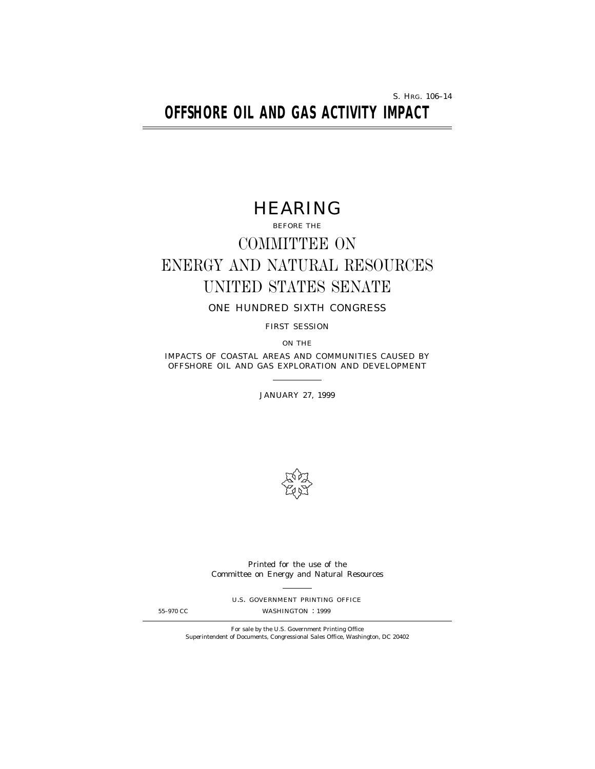S. HRG. 106–14

# OFFSHORE OIL AND GAS ACTIVITY IMPACT

## HEARING

BEFORE THE

## COMMITTEE ON ENERGY AND NATURAL RESOURCES UNITED STATES SENATE

ONE HUNDRED SIXTH CONGRESS

FIRST SESSION

ON THE

IMPACTS OF COASTAL AREAS AND COMMUNITIES CAUSED BY OFFSHORE OIL AND GAS EXPLORATION AND DEVELOPMENT

JANUARY 27, 1999

*Printed for the use of the Committee on Energy and Natural Resources*

U.S. GOVERNMENT PRINTING OFFICE

55–970 CC WASHINGTON : 1999

*For sale by the U.S. Government Printing Office*
*Superintendent of Documents, Congressional Sales Office, Washington, DC 20402*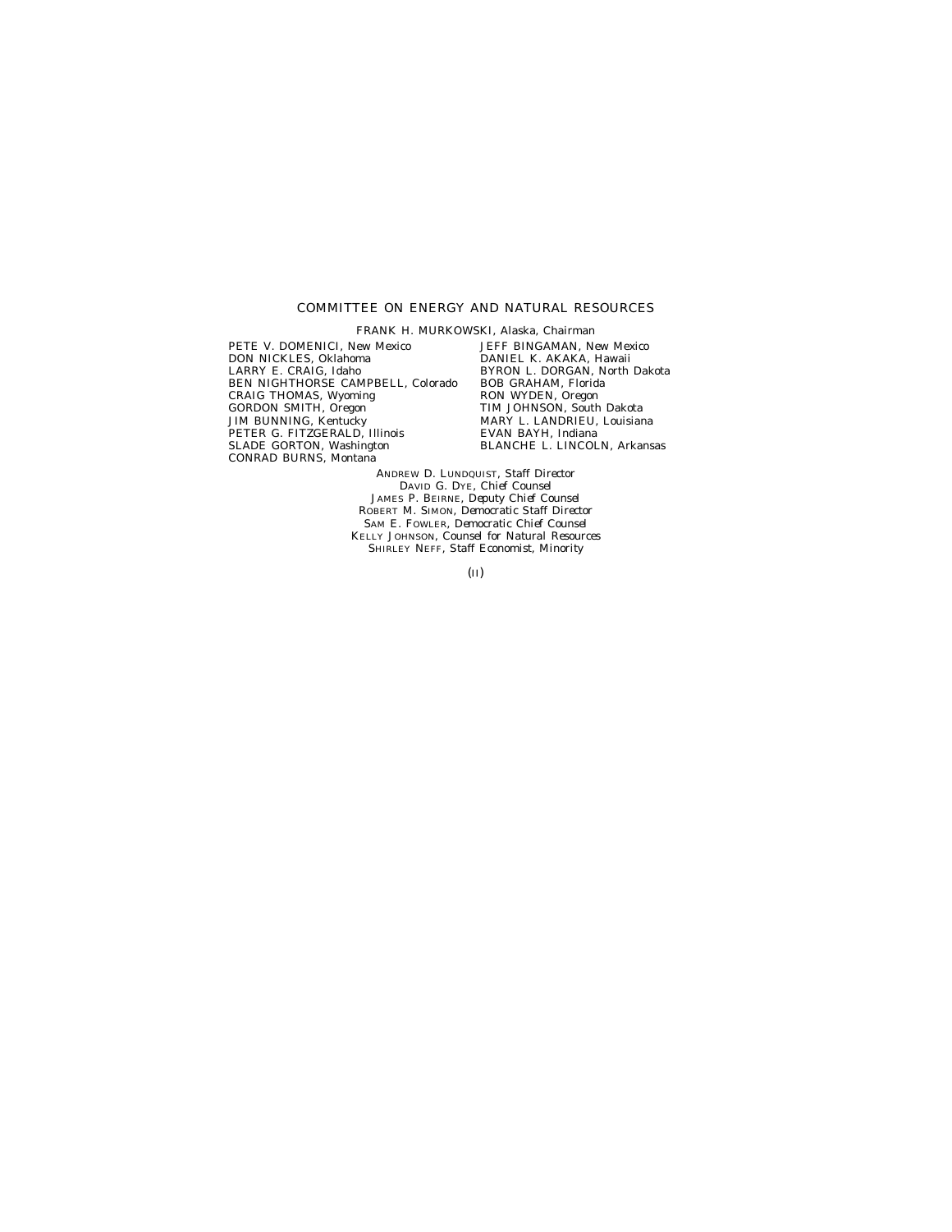COMMITTEE ON ENERGY AND NATURAL RESOURCES

FRANK H. MURKOWSKI, Alaska, *Chairman*

PETE V. DOMENICI, New Mexico
DON NICKLES, Oklahoma
LARRY E. CRAIG, Idaho
BEN NIGHTHORSE CAMPBELL, Colorado
CRAIG THOMAS, Wyoming
GORDON SMITH, Oregon
JIM BUNNING, Kentucky
PETER G. FITZGERALD, Illinois
SLADE GORTON, Washington
CONRAD BURNS, Montana

JEFF BINGAMAN, New Mexico
DANIEL K. AKAKA, Hawaii
BYRON L. DORGAN, North Dakota
BOB GRAHAM, Florida
RON WYDEN, Oregon
TIM JOHNSON, South Dakota
MARY L. LANDRIEU, Louisiana
EVAN BAYH, Indiana
BLANCHE L. LINCOLN, Arkansas

ANDREW D. LUNDQUIST, *Staff Director*
DAVID G. DYE, *Chief Counsel*
JAMES P. BEIRNE, *Deputy Chief Counsel*
ROBERT M. SIMON, *Democratic Staff Director*
SAM E. FOWLER, *Democratic Chief Counsel*
KELLY JOHNSON, *Counsel for Natural Resources*
SHIRLEY NEFF, *Staff Economist, Minority*

(II)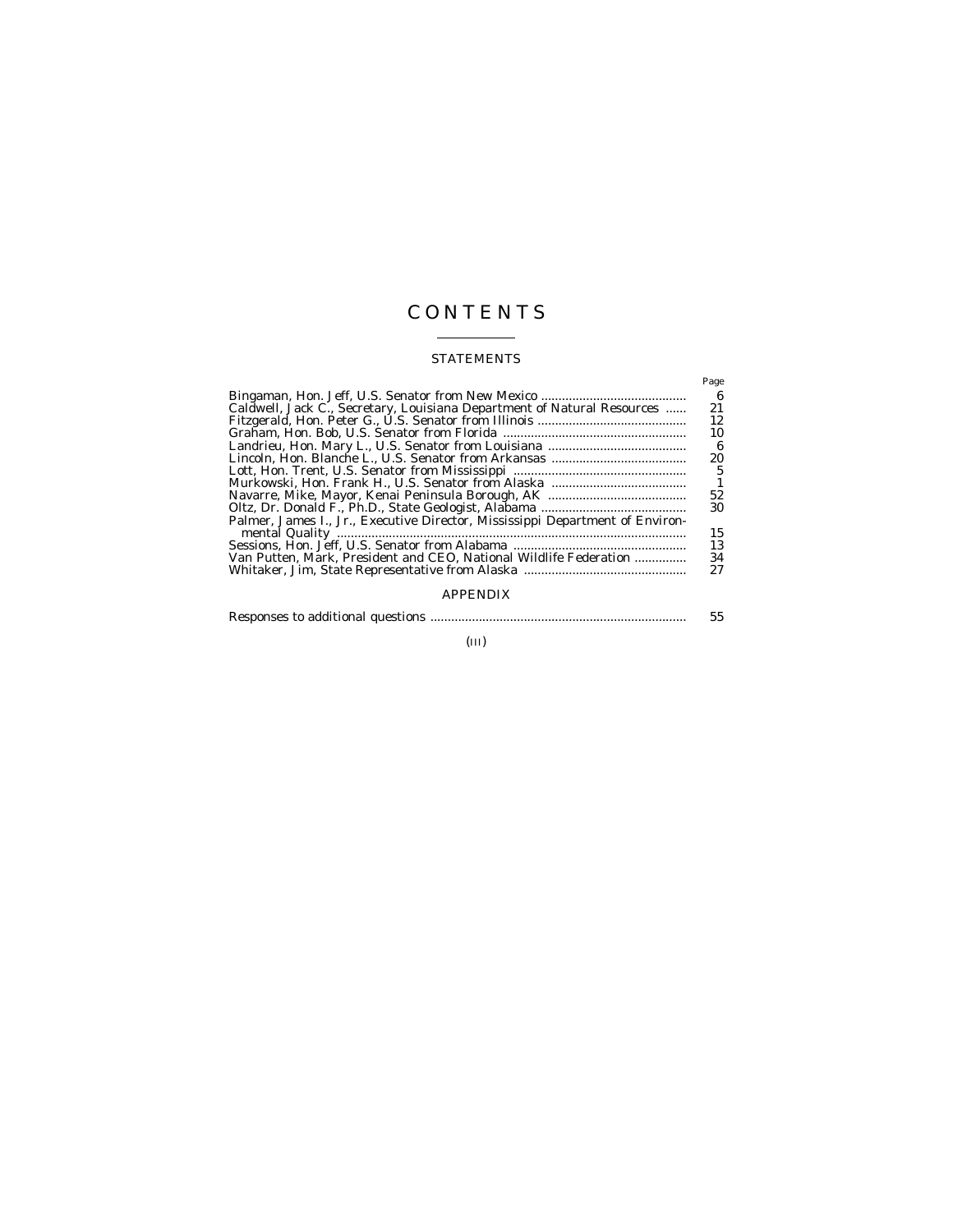# CONTENTS

## STATEMENTS

| | Page |
|---|---|
| Bingaman, Hon. Jeff, U.S. Senator from New Mexico | 6 |
| Caldwell, Jack C., Secretary, Louisiana Department of Natural Resources | 21 |
| Fitzgerald, Hon. Peter G., U.S. Senator from Illinois | 12 |
| Graham, Hon. Bob, U.S. Senator from Florida | 10 |
| Landrieu, Hon. Mary L., U.S. Senator from Louisiana | 6 |
| Lincoln, Hon. Blanche L., U.S. Senator from Arkansas | 20 |
| Lott, Hon. Trent, U.S. Senator from Mississippi | 5 |
| Murkowski, Hon. Frank H., U.S. Senator from Alaska | 1 |
| Navarre, Mike, Mayor, Kenai Peninsula Borough, AK | 52 |
| Oltz, Dr. Donald F., Ph.D., State Geologist, Alabama | 30 |
| Palmer, James I., Jr., Executive Director, Mississippi Department of Environmental Quality | 15 |
| Sessions, Hon. Jeff, U.S. Senator from Alabama | 13 |
| Van Putten, Mark, President and CEO, National Wildlife Federation | 34 |
| Whitaker, Jim, State Representative from Alaska | 27 |

## APPENDIX

| | |
|---|---|
| Responses to additional questions | 55 |

(III)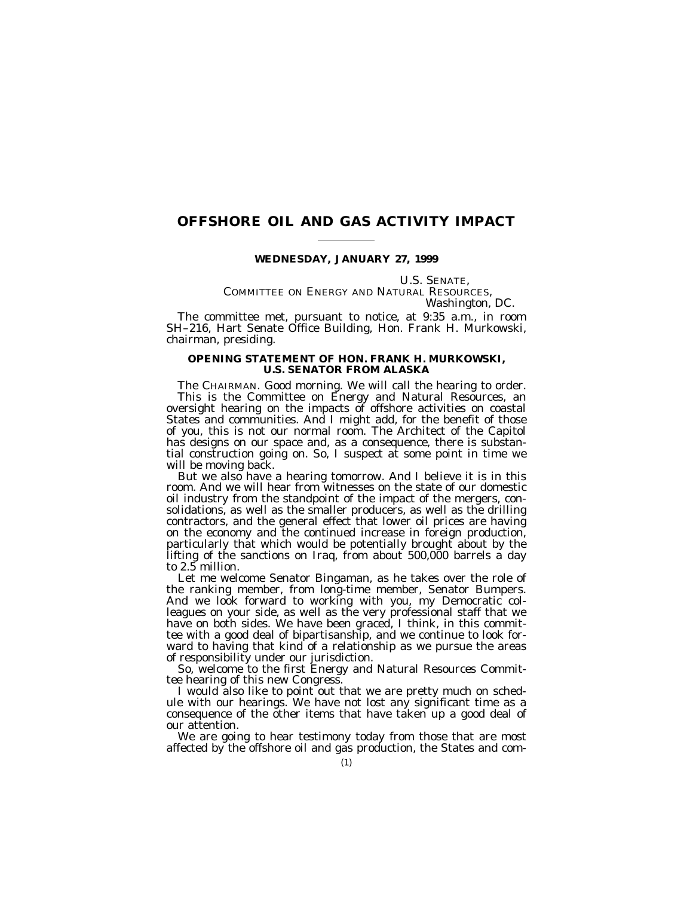# OFFSHORE OIL AND GAS ACTIVITY IMPACT

---

**WEDNESDAY, JANUARY 27, 1999**

U.S. SENATE,
COMMITTEE ON ENERGY AND NATURAL RESOURCES,
*Washington, DC.*

The committee met, pursuant to notice, at 9:35 a.m., in room SH–216, Hart Senate Office Building, Hon. Frank H. Murkowski, chairman, presiding.

## OPENING STATEMENT OF HON. FRANK H. MURKOWSKI, U.S. SENATOR FROM ALASKA

The CHAIRMAN. Good morning. We will call the hearing to order.

This is the Committee on Energy and Natural Resources, an oversight hearing on the impacts of offshore activities on coastal States and communities. And I might add, for the benefit of those of you, this is not our normal room. The Architect of the Capitol has designs on our space and, as a consequence, there is substantial construction going on. So, I suspect at some point in time we will be moving back.

But we also have a hearing tomorrow. And I believe it is in this room. And we will hear from witnesses on the state of our domestic oil industry from the standpoint of the impact of the mergers, consolidations, as well as the smaller producers, as well as the drilling contractors, and the general effect that lower oil prices are having on the economy and the continued increase in foreign production, particularly that which would be potentially brought about by the lifting of the sanctions on Iraq, from about 500,000 barrels a day to 2.5 million.

Let me welcome Senator Bingaman, as he takes over the role of the ranking member, from long-time member, Senator Bumpers. And we look forward to working with you, my Democratic colleagues on your side, as well as the very professional staff that we have on both sides. We have been graced, I think, in this committee with a good deal of bipartisanship, and we continue to look forward to having that kind of a relationship as we pursue the areas of responsibility under our jurisdiction.

So, welcome to the first Energy and Natural Resources Committee hearing of this new Congress.

I would also like to point out that we are pretty much on schedule with our hearings. We have not lost any significant time as a consequence of the other items that have taken up a good deal of our attention.

We are going to hear testimony today from those that are most affected by the offshore oil and gas production, the States and com-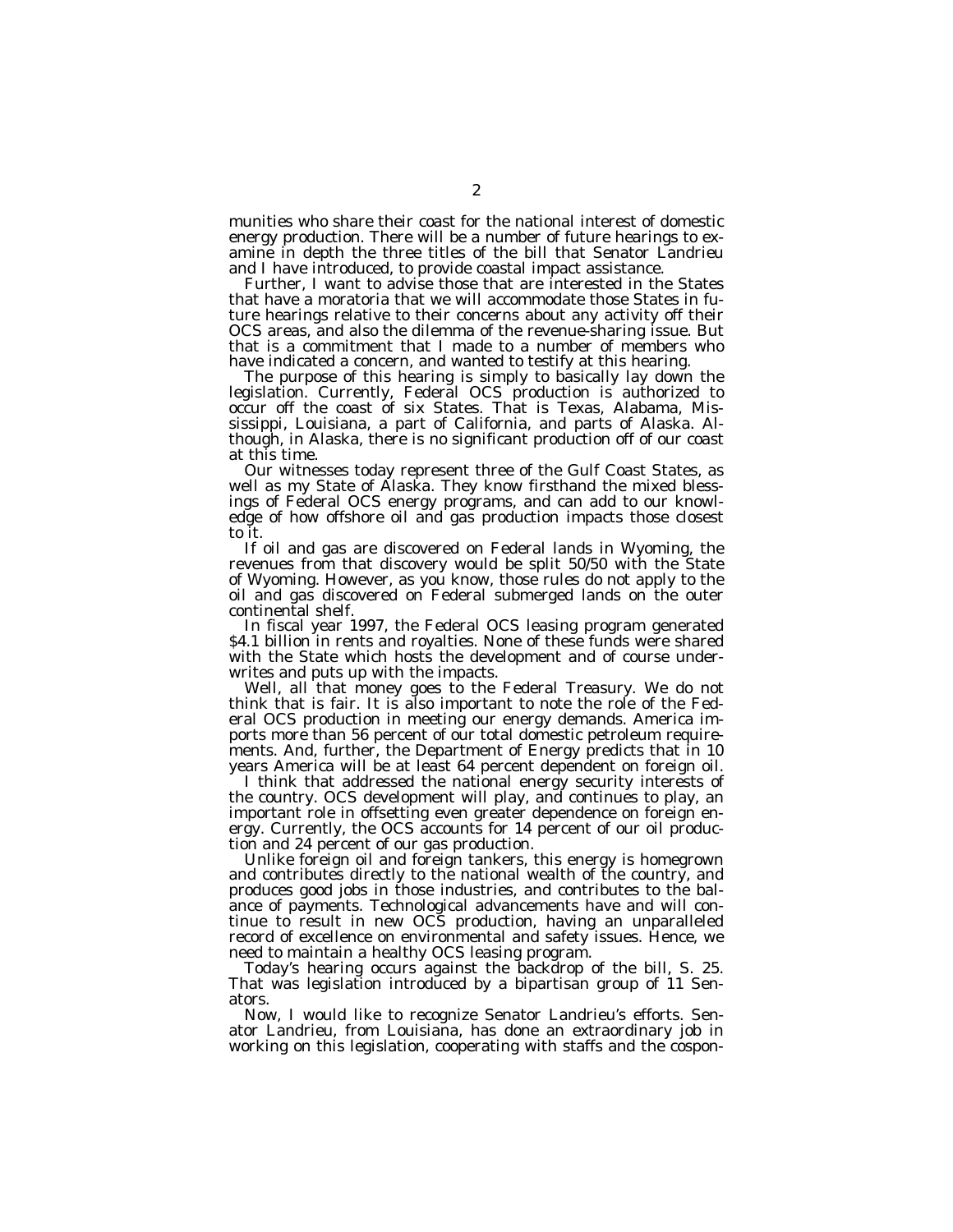munities who share their coast for the national interest of domestic energy production. There will be a number of future hearings to examine in depth the three titles of the bill that Senator Landrieu and I have introduced, to provide coastal impact assistance.

Further, I want to advise those that are interested in the States that have a moratoria that we will accommodate those States in future hearings relative to their concerns about any activity off their OCS areas, and also the dilemma of the revenue-sharing issue. But that is a commitment that I made to a number of members who have indicated a concern, and wanted to testify at this hearing.

The purpose of this hearing is simply to basically lay down the legislation. Currently, Federal OCS production is authorized to occur off the coast of six States. That is Texas, Alabama, Mississippi, Louisiana, a part of California, and parts of Alaska. Although, in Alaska, there is no significant production off of our coast at this time.

Our witnesses today represent three of the Gulf Coast States, as well as my State of Alaska. They know firsthand the mixed blessings of Federal OCS energy programs, and can add to our knowledge of how offshore oil and gas production impacts those closest to it.

If oil and gas are discovered on Federal lands in Wyoming, the revenues from that discovery would be split 50/50 with the State of Wyoming. However, as you know, those rules do not apply to the oil and gas discovered on Federal submerged lands on the outer continental shelf.

In fiscal year 1997, the Federal OCS leasing program generated $4.1 billion in rents and royalties. None of these funds were shared with the State which hosts the development and of course underwrites and puts up with the impacts.

Well, all that money goes to the Federal Treasury. We do not think that is fair. It is also important to note the role of the Federal OCS production in meeting our energy demands. America imports more than 56 percent of our total domestic petroleum requirements. And, further, the Department of Energy predicts that in 10 years America will be at least 64 percent dependent on foreign oil.

I think that addressed the national energy security interests of the country. OCS development will play, and continues to play, an important role in offsetting even greater dependence on foreign energy. Currently, the OCS accounts for 14 percent of our oil production and 24 percent of our gas production.

Unlike foreign oil and foreign tankers, this energy is homegrown and contributes directly to the national wealth of the country, and produces good jobs in those industries, and contributes to the balance of payments. Technological advancements have and will continue to result in new OCS production, having an unparalleled record of excellence on environmental and safety issues. Hence, we need to maintain a healthy OCS leasing program.

Today's hearing occurs against the backdrop of the bill, S. 25. That was legislation introduced by a bipartisan group of 11 Senators.

Now, I would like to recognize Senator Landrieu's efforts. Senator Landrieu, from Louisiana, has done an extraordinary job in working on this legislation, cooperating with staffs and the cospon-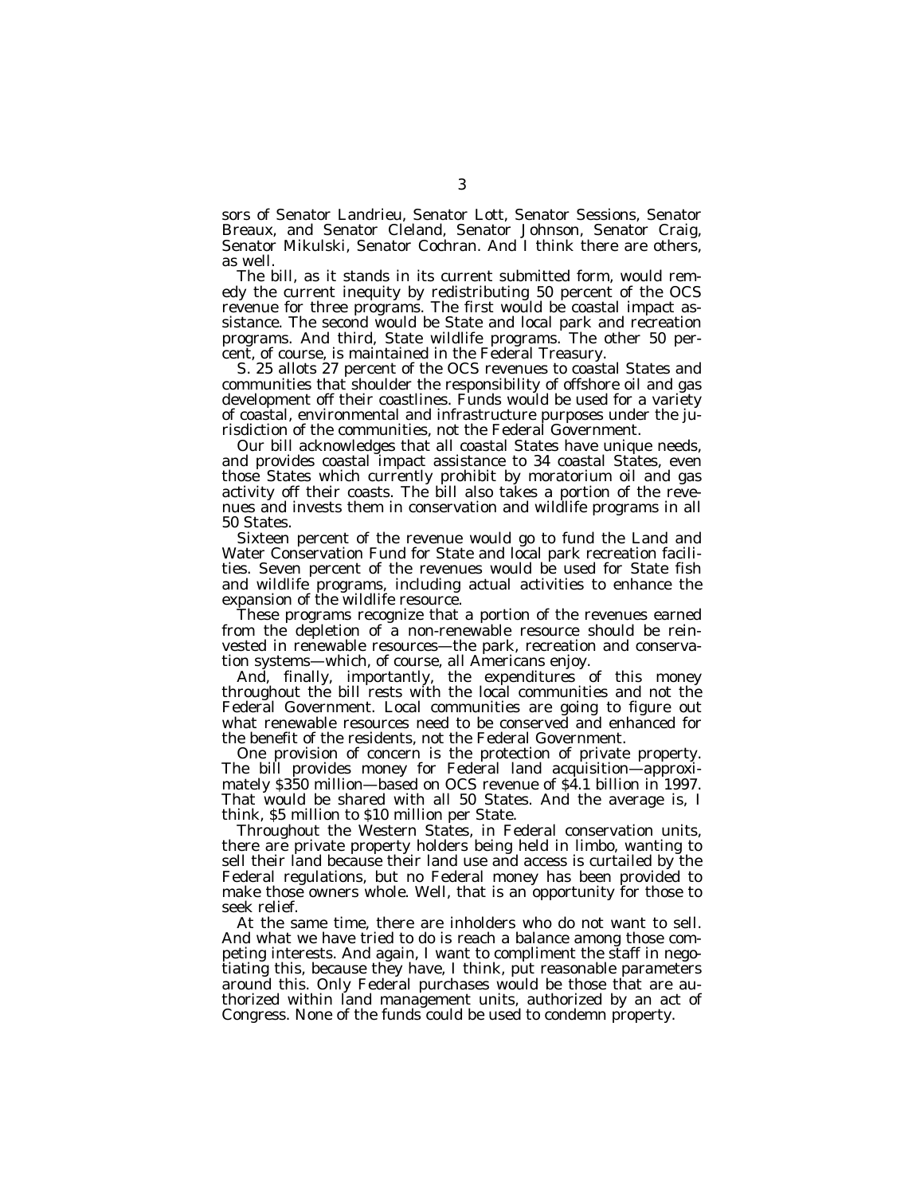sors of Senator Landrieu, Senator Lott, Senator Sessions, Senator Breaux, and Senator Cleland, Senator Johnson, Senator Craig, Senator Mikulski, Senator Cochran. And I think there are others, as well.

The bill, as it stands in its current submitted form, would remedy the current inequity by redistributing 50 percent of the OCS revenue for three programs. The first would be coastal impact assistance. The second would be State and local park and recreation programs. And third, State wildlife programs. The other 50 percent, of course, is maintained in the Federal Treasury.

S. 25 allots 27 percent of the OCS revenues to coastal States and communities that shoulder the responsibility of offshore oil and gas development off their coastlines. Funds would be used for a variety of coastal, environmental and infrastructure purposes under the jurisdiction of the communities, not the Federal Government.

Our bill acknowledges that all coastal States have unique needs, and provides coastal impact assistance to 34 coastal States, even those States which currently prohibit by moratorium oil and gas activity off their coasts. The bill also takes a portion of the revenues and invests them in conservation and wildlife programs in all 50 States.

Sixteen percent of the revenue would go to fund the Land and Water Conservation Fund for State and local park recreation facilities. Seven percent of the revenues would be used for State fish and wildlife programs, including actual activities to enhance the expansion of the wildlife resource.

These programs recognize that a portion of the revenues earned from the depletion of a non-renewable resource should be reinvested in renewable resources—the park, recreation and conservation systems—which, of course, all Americans enjoy.

And, finally, importantly, the expenditures of this money throughout the bill rests with the local communities and not the Federal Government. Local communities are going to figure out what renewable resources need to be conserved and enhanced for the benefit of the residents, not the Federal Government.

One provision of concern is the protection of private property. The bill provides money for Federal land acquisition—approximately $350 million—based on OCS revenue of $4.1 billion in 1997. That would be shared with all 50 States. And the average is, I think, $5 million to $10 million per State.

Throughout the Western States, in Federal conservation units, there are private property holders being held in limbo, wanting to sell their land because their land use and access is curtailed by the Federal regulations, but no Federal money has been provided to make those owners whole. Well, that is an opportunity for those to seek relief.

At the same time, there are inholders who do not want to sell. And what we have tried to do is reach a balance among those competing interests. And again, I want to compliment the staff in negotiating this, because they have, I think, put reasonable parameters around this. Only Federal purchases would be those that are authorized within land management units, authorized by an act of Congress. None of the funds could be used to condemn property.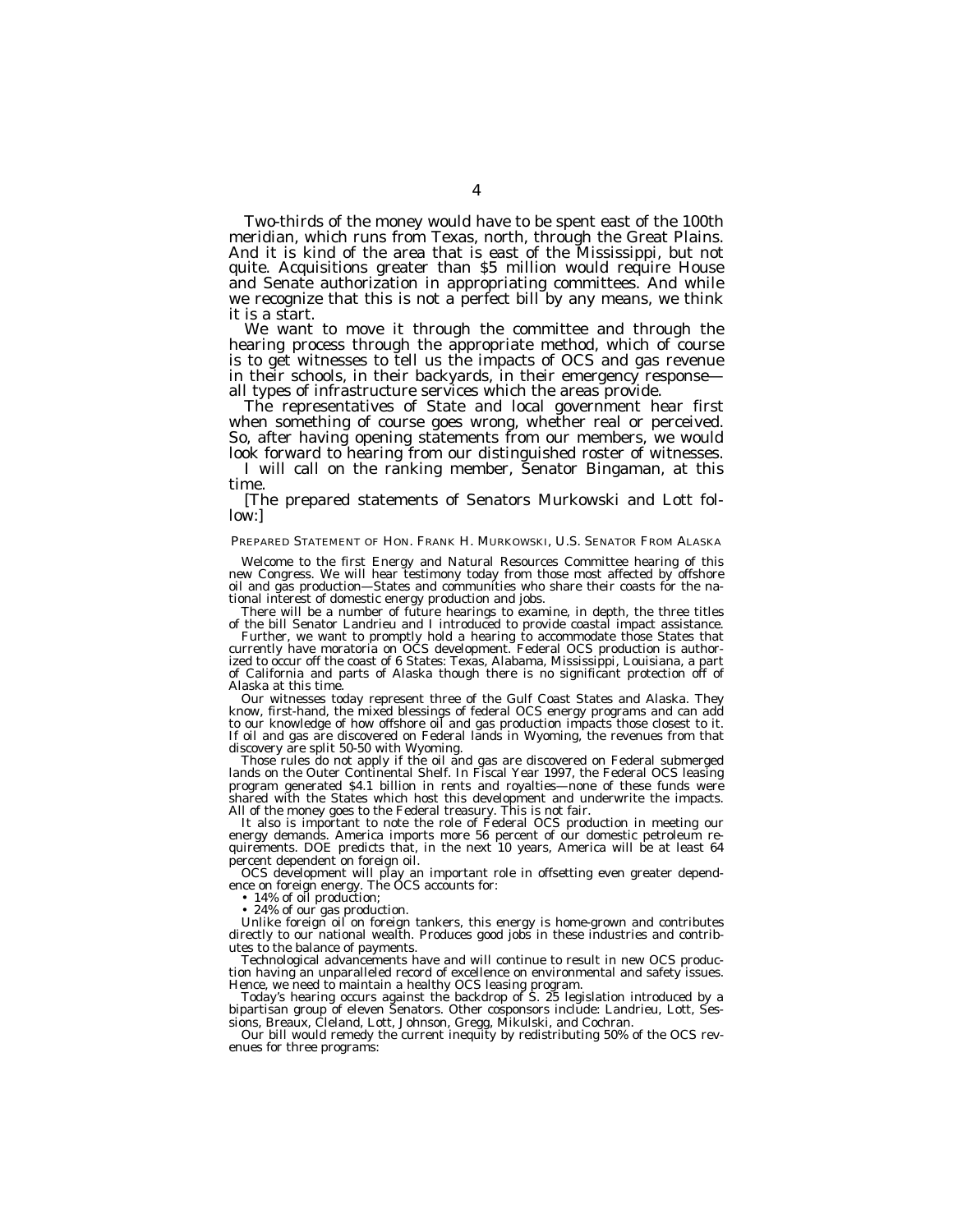Two-thirds of the money would have to be spent east of the 100th meridian, which runs from Texas, north, through the Great Plains. And it is kind of the area that is east of the Mississippi, but not quite. Acquisitions greater than $5 million would require House and Senate authorization in appropriating committees. And while we recognize that this is not a perfect bill by any means, we think it is a start.

We want to move it through the committee and through the hearing process through the appropriate method, which of course is to get witnesses to tell us the impacts of OCS and gas revenue in their schools, in their backyards, in their emergency response—all types of infrastructure services which the areas provide.

The representatives of State and local government hear first when something of course goes wrong, whether real or perceived. So, after having opening statements from our members, we would look forward to hearing from our distinguished roster of witnesses.

I will call on the ranking member, Senator Bingaman, at this time.

[The prepared statements of Senators Murkowski and Lott follow:]

PREPARED STATEMENT OF HON. FRANK H. MURKOWSKI, U.S. SENATOR FROM ALASKA

Welcome to the first Energy and Natural Resources Committee hearing of this new Congress. We will hear testimony today from those most affected by offshore oil and gas production—States and communities who share their coasts for the national interest of domestic energy production and jobs.

There will be a number of future hearings to examine, in depth, the three titles of the bill Senator Landrieu and I introduced to provide coastal impact assistance.

Further, we want to promptly hold a hearing to accommodate those States that currently have moratoria on OCS development. Federal OCS production is authorized to occur off the coast of 6 States: Texas, Alabama, Mississippi, Louisiana, a part of California and parts of Alaska though there is no significant protection off of Alaska at this time.

Our witnesses today represent three of the Gulf Coast States and Alaska. They know, first-hand, the mixed blessings of federal OCS energy programs and can add to our knowledge of how offshore oil and gas production impacts those closest to it. If oil and gas are discovered on Federal lands in Wyoming, the revenues from that discovery are split 50-50 with Wyoming.

Those rules do not apply if the oil and gas are discovered on Federal submerged lands on the Outer Continental Shelf. In Fiscal Year 1997, the Federal OCS leasing program generated $4.1 billion in rents and royalties—none of these funds were shared with the States which host this development and underwrite the impacts. All of the money goes to the Federal treasury. This is not fair.

It also is important to note the role of Federal OCS production in meeting our energy demands. America imports more 56 percent of our domestic petroleum requirements. DOE predicts that, in the next 10 years, America will be at least 64 percent dependent on foreign oil.

OCS development will play an important role in offsetting even greater dependence on foreign energy. The OCS accounts for:

- 14% of oil production;
- 24% of our gas production.

Unlike foreign oil on foreign tankers, this energy is home-grown and contributes directly to our national wealth. Produces good jobs in these industries and contributes to the balance of payments.

Technological advancements have and will continue to result in new OCS production having an unparalleled record of excellence on environmental and safety issues. Hence, we need to maintain a healthy OCS leasing program.

Today's hearing occurs against the backdrop of S. 25 legislation introduced by a bipartisan group of eleven Senators. Other cosponsors include: Landrieu, Lott, Sessions, Breaux, Cleland, Lott, Johnson, Gregg, Mikulski, and Cochran.

Our bill would remedy the current inequity by redistributing 50% of the OCS revenues for three programs: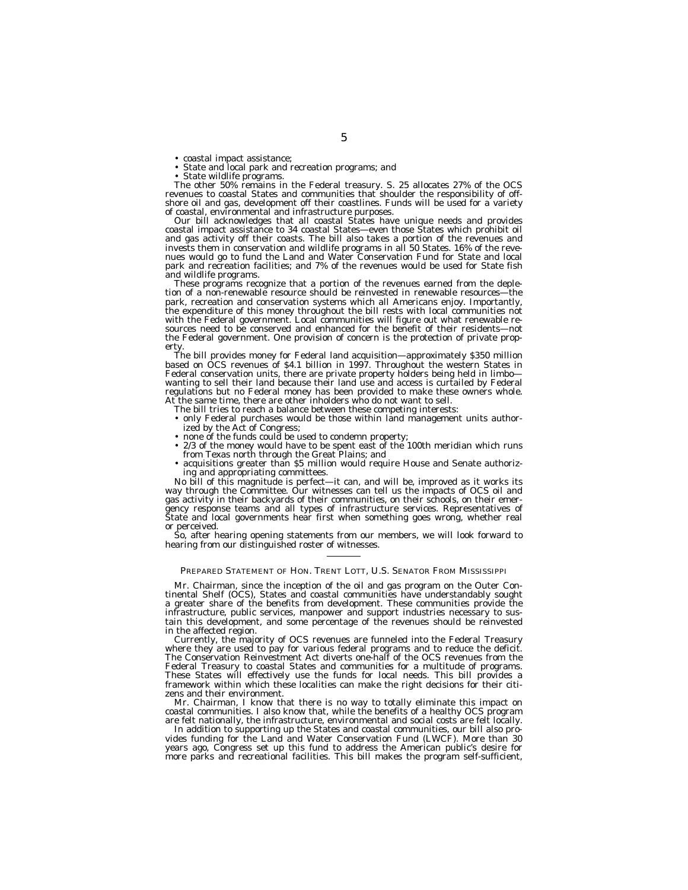- coastal impact assistance;
- State and local park and recreation programs; and
- State wildlife programs.

The other 50% remains in the Federal treasury. S. 25 allocates 27% of the OCS revenues to coastal States and communities that shoulder the responsibility of offshore oil and gas, development off their coastlines. Funds will be used for a variety of coastal, environmental and infrastructure purposes.

Our bill acknowledges that all coastal States have unique needs and provides coastal impact assistance to 34 coastal States—even those States which prohibit oil and gas activity off their coasts. The bill also takes a portion of the revenues and invests them in conservation and wildlife programs in all 50 States. 16% of the revenues would go to fund the Land and Water Conservation Fund for State and local park and recreation facilities; and 7% of the revenues would be used for State fish and wildlife programs.

These programs recognize that a portion of the revenues earned from the depletion of a non-renewable resource should be reinvested in renewable resources—the park, recreation and conservation systems which all Americans enjoy. Importantly, the expenditure of this money throughout the bill rests with local communities not with the Federal government. Local communities will figure out what renewable resources need to be conserved and enhanced for the benefit of their residents—not the Federal government. One provision of concern is the protection of private property.

The bill provides money for Federal land acquisition—approximately $350 million based on OCS revenues of $4.1 billion in 1997. Throughout the western States in Federal conservation units, there are private property holders being held in limbo—wanting to sell their land because their land use and access is curtailed by Federal regulations but no Federal money has been provided to make these owners whole. At the same time, there are other inholders who do not want to sell.

The bill tries to reach a balance between these competing interests:

- only Federal purchases would be those within land management units authorized by the Act of Congress;
- none of the funds could be used to condemn property;
- 2/3 of the money would have to be spent east of the 100th meridian which runs from Texas north through the Great Plains; and
- acquisitions greater than $5 million would require House and Senate authorizing and appropriating committees.

No bill of this magnitude is perfect—it can, and will be, improved as it works its way through the Committee. Our witnesses can tell us the impacts of OCS oil and gas activity in their backyards of their communities, on their schools, on their emergency response teams and all types of infrastructure services. Representatives of State and local governments hear first when something goes wrong, whether real or perceived.

So, after hearing opening statements from our members, we will look forward to hearing from our distinguished roster of witnesses.

---

PREPARED STATEMENT OF HON. TRENT LOTT, U.S. SENATOR FROM MISSISSIPPI

Mr. Chairman, since the inception of the oil and gas program on the Outer Continental Shelf (OCS), States and coastal communities have understandably sought a greater share of the benefits from development. These communities provide the infrastructure, public services, manpower and support industries necessary to sustain this development, and some percentage of the revenues should be reinvested in the affected region.

Currently, the majority of OCS revenues are funneled into the Federal Treasury where they are used to pay for various federal programs and to reduce the deficit. The Conservation Reinvestment Act diverts one-half of the OCS revenues from the Federal Treasury to coastal States and communities for a multitude of programs. These States will effectively use the funds for local needs. This bill provides a framework within which these localities can make the right decisions for their citizens and their environment.

Mr. Chairman, I know that there is no way to totally eliminate this impact on coastal communities. I also know that, while the benefits of a healthy OCS program are felt nationally, the infrastructure, environmental and social costs are felt locally.

In addition to supporting up the States and coastal communities, our bill also provides funding for the Land and Water Conservation Fund (LWCF). More than 30 years ago, Congress set up this fund to address the American public's desire for more parks and recreational facilities. This bill makes the program self-sufficient,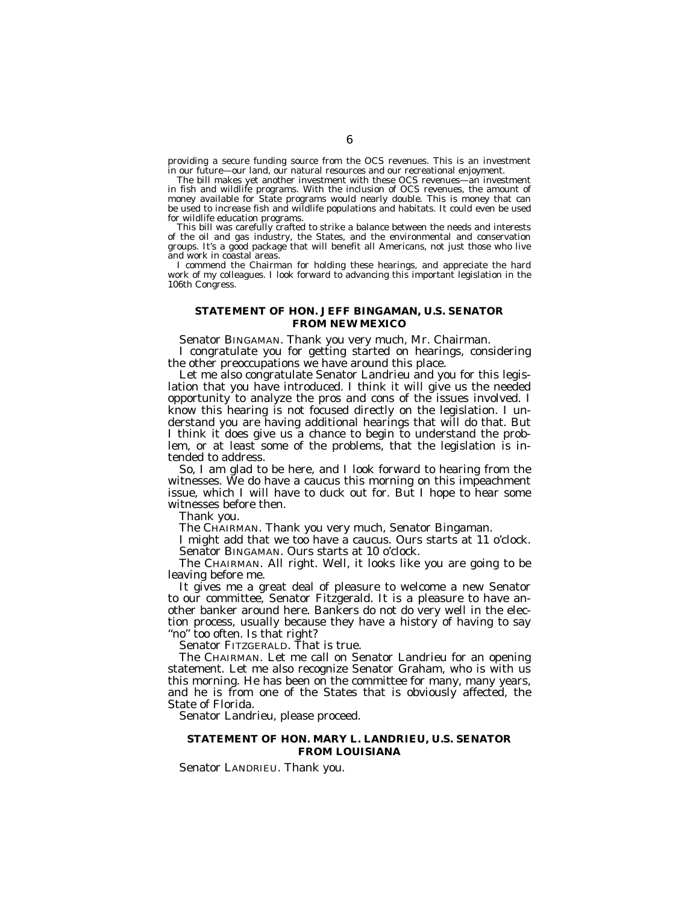providing a secure funding source from the OCS revenues. This is an investment in our future—our land, our natural resources and our recreational enjoyment.

The bill makes yet another investment with these OCS revenues—an investment in fish and wildlife programs. With the inclusion of OCS revenues, the amount of money available for State programs would nearly double. This is money that can be used to increase fish and wildlife populations and habitats. It could even be used for wildlife education programs.

This bill was carefully crafted to strike a balance between the needs and interests of the oil and gas industry, the States, and the environmental and conservation groups. It's a good package that will benefit all Americans, not just those who live and work in coastal areas.

I commend the Chairman for holding these hearings, and appreciate the hard work of my colleagues. I look forward to advancing this important legislation in the 106th Congress.

## STATEMENT OF HON. JEFF BINGAMAN, U.S. SENATOR FROM NEW MEXICO

Senator BINGAMAN. Thank you very much, Mr. Chairman.

I congratulate you for getting started on hearings, considering the other preoccupations we have around this place.

Let me also congratulate Senator Landrieu and you for this legislation that you have introduced. I think it will give us the needed opportunity to analyze the pros and cons of the issues involved. I know this hearing is not focused directly on the legislation. I understand you are having additional hearings that will do that. But I think it does give us a chance to begin to understand the problem, or at least some of the problems, that the legislation is intended to address.

So, I am glad to be here, and I look forward to hearing from the witnesses. We do have a caucus this morning on this impeachment issue, which I will have to duck out for. But I hope to hear some witnesses before then.

Thank you.

The CHAIRMAN. Thank you very much, Senator Bingaman.

I might add that we too have a caucus. Ours starts at 11 o'clock.

Senator BINGAMAN. Ours starts at 10 o'clock.

The CHAIRMAN. All right. Well, it looks like you are going to be leaving before me.

It gives me a great deal of pleasure to welcome a new Senator to our committee, Senator Fitzgerald. It is a pleasure to have another banker around here. Bankers do not do very well in the election process, usually because they have a history of having to say "no" too often. Is that right?

Senator FITZGERALD. That is true.

The CHAIRMAN. Let me call on Senator Landrieu for an opening statement. Let me also recognize Senator Graham, who is with us this morning. He has been on the committee for many, many years, and he is from one of the States that is obviously affected, the State of Florida.

Senator Landrieu, please proceed.

## STATEMENT OF HON. MARY L. LANDRIEU, U.S. SENATOR FROM LOUISIANA

Senator LANDRIEU. Thank you.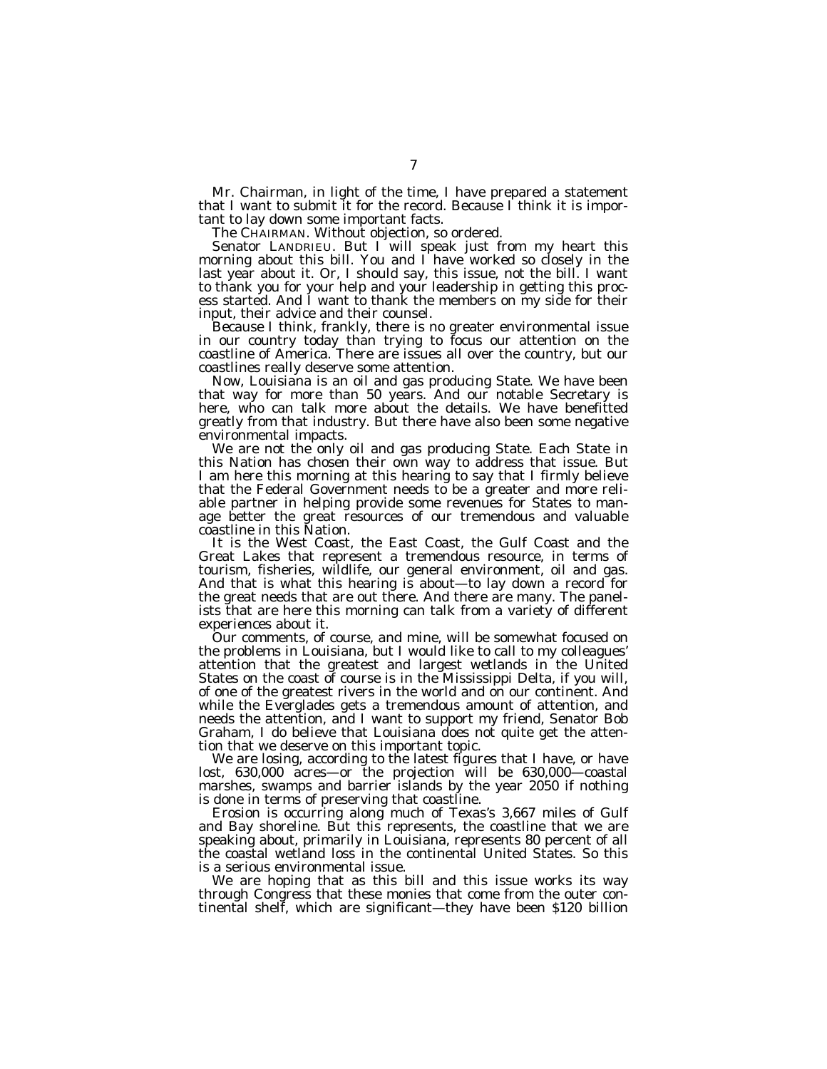Mr. Chairman, in light of the time, I have prepared a statement that I want to submit it for the record. Because I think it is important to lay down some important facts.

The CHAIRMAN. Without objection, so ordered.

Senator LANDRIEU. But I will speak just from my heart this morning about this bill. You and I have worked so closely in the last year about it. Or, I should say, this issue, not the bill. I want to thank you for your help and your leadership in getting this process started. And I want to thank the members on my side for their input, their advice and their counsel.

Because I think, frankly, there is no greater environmental issue in our country today than trying to focus our attention on the coastline of America. There are issues all over the country, but our coastlines really deserve some attention.

Now, Louisiana is an oil and gas producing State. We have been that way for more than 50 years. And our notable Secretary is here, who can talk more about the details. We have benefitted greatly from that industry. But there have also been some negative environmental impacts.

We are not the only oil and gas producing State. Each State in this Nation has chosen their own way to address that issue. But I am here this morning at this hearing to say that I firmly believe that the Federal Government needs to be a greater and more reliable partner in helping provide some revenues for States to manage better the great resources of our tremendous and valuable coastline in this Nation.

It is the West Coast, the East Coast, the Gulf Coast and the Great Lakes that represent a tremendous resource, in terms of tourism, fisheries, wildlife, our general environment, oil and gas. And that is what this hearing is about—to lay down a record for the great needs that are out there. And there are many. The panelists that are here this morning can talk from a variety of different experiences about it.

Our comments, of course, and mine, will be somewhat focused on the problems in Louisiana, but I would like to call to my colleagues' attention that the greatest and largest wetlands in the United States on the coast of course is in the Mississippi Delta, if you will, of one of the greatest rivers in the world and on our continent. And while the Everglades gets a tremendous amount of attention, and needs the attention, and I want to support my friend, Senator Bob Graham, I do believe that Louisiana does not quite get the attention that we deserve on this important topic.

We are losing, according to the latest figures that I have, or have lost, 630,000 acres—or the projection will be 630,000—coastal marshes, swamps and barrier islands by the year 2050 if nothing is done in terms of preserving that coastline.

Erosion is occurring along much of Texas's 3,667 miles of Gulf and Bay shoreline. But this represents, the coastline that we are speaking about, primarily in Louisiana, represents 80 percent of all the coastal wetland loss in the continental United States. So this is a serious environmental issue.

We are hoping that as this bill and this issue works its way through Congress that these monies that come from the outer continental shelf, which are significant—they have been $120 billion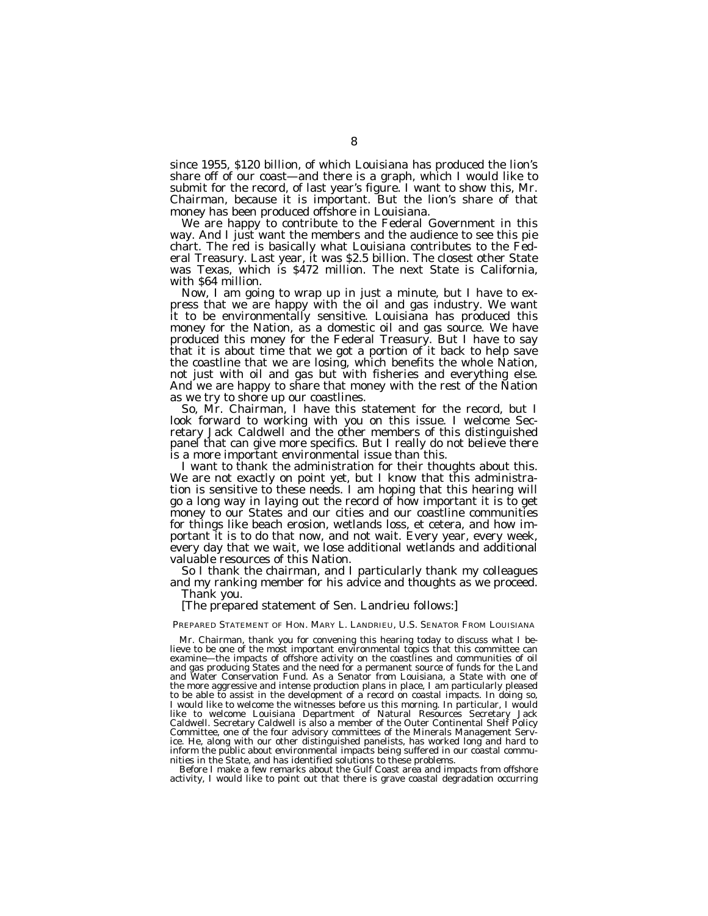since 1955, $120 billion, of which Louisiana has produced the lion's share off of our coast—and there is a graph, which I would like to submit for the record, of last year's figure. I want to show this, Mr. Chairman, because it is important. But the lion's share of that money has been produced offshore in Louisiana.

We are happy to contribute to the Federal Government in this way. And I just want the members and the audience to see this pie chart. The red is basically what Louisiana contributes to the Federal Treasury. Last year, it was $2.5 billion. The closest other State was Texas, which is $472 million. The next State is California, with $64 million.

Now, I am going to wrap up in just a minute, but I have to express that we are happy with the oil and gas industry. We want it to be environmentally sensitive. Louisiana has produced this money for the Nation, as a domestic oil and gas source. We have produced this money for the Federal Treasury. But I have to say that it is about time that we got a portion of it back to help save the coastline that we are losing, which benefits the whole Nation, not just with oil and gas but with fisheries and everything else. And we are happy to share that money with the rest of the Nation as we try to shore up our coastlines.

So, Mr. Chairman, I have this statement for the record, but I look forward to working with you on this issue. I welcome Secretary Jack Caldwell and the other members of this distinguished panel that can give more specifics. But I really do not believe there is a more important environmental issue than this.

I want to thank the administration for their thoughts about this. We are not exactly on point yet, but I know that this administration is sensitive to these needs. I am hoping that this hearing will go a long way in laying out the record of how important it is to get money to our States and our cities and our coastline communities for things like beach erosion, wetlands loss, et cetera, and how important it is to do that now, and not wait. Every year, every week, every day that we wait, we lose additional wetlands and additional valuable resources of this Nation.

So I thank the chairman, and I particularly thank my colleagues and my ranking member for his advice and thoughts as we proceed.

Thank you.

[The prepared statement of Sen. Landrieu follows:]

PREPARED STATEMENT OF HON. MARY L. LANDRIEU, U.S. SENATOR FROM LOUISIANA

Mr. Chairman, thank you for convening this hearing today to discuss what I believe to be one of the most important environmental topics that this committee can examine—the impacts of offshore activity on the coastlines and communities of oil and gas producing States and the need for a permanent source of funds for the Land and Water Conservation Fund. As a Senator from Louisiana, a State with one of the more aggressive and intense production plans in place, I am particularly pleased to be able to assist in the development of a record on coastal impacts. In doing so, I would like to welcome the witnesses before us this morning. In particular, I would like to welcome Louisiana Department of Natural Resources Secretary Jack Caldwell. Secretary Caldwell is also a member of the Outer Continental Shelf Policy Committee, one of the four advisory committees of the Minerals Management Service. He, along with our other distinguished panelists, has worked long and hard to inform the public about environmental impacts being suffered in our coastal communities in the State, and has identified solutions to these problems.

Before I make a few remarks about the Gulf Coast area and impacts from offshore activity, I would like to point out that there is grave coastal degradation occurring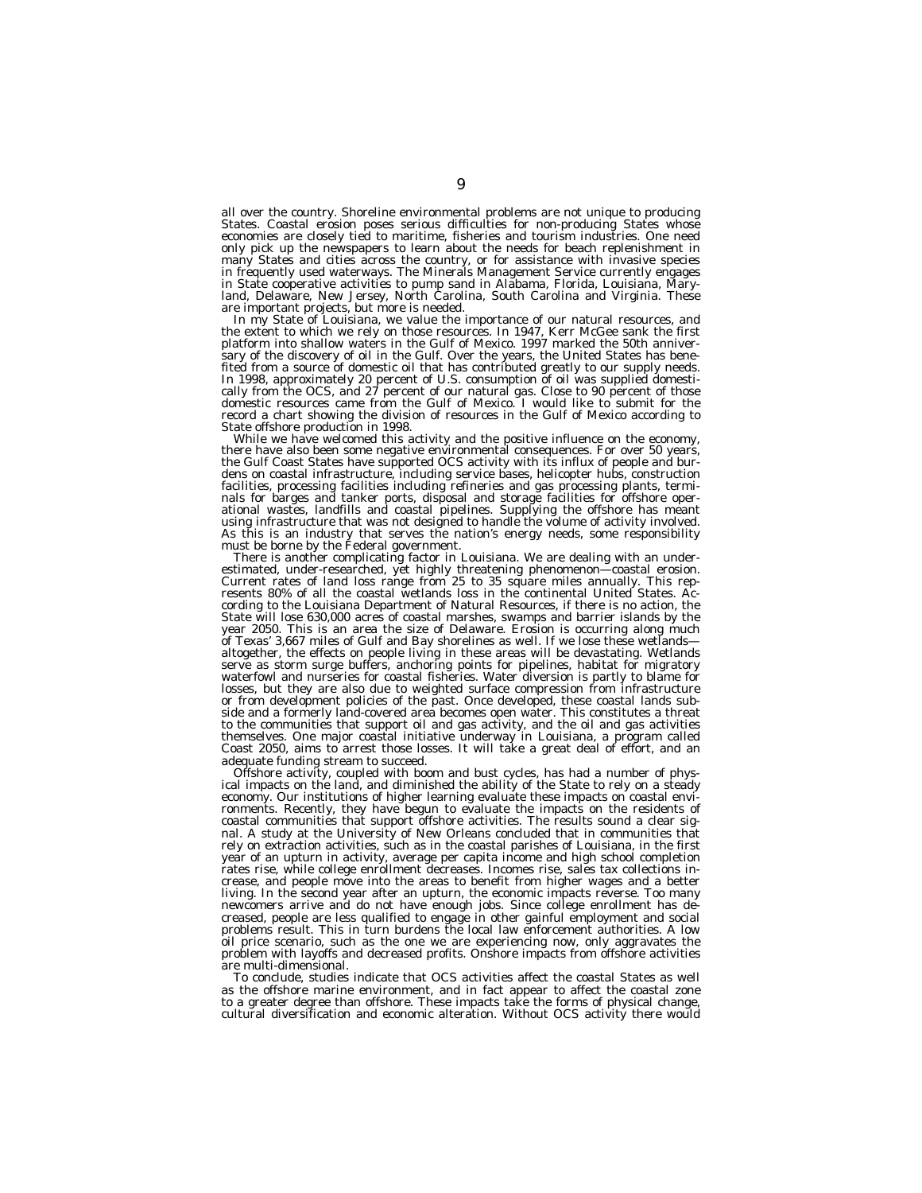all over the country. Shoreline environmental problems are not unique to producing States. Coastal erosion poses serious difficulties for non-producing States whose economies are closely tied to maritime, fisheries and tourism industries. One need only pick up the newspapers to learn about the needs for beach replenishment in many States and cities across the country, or for assistance with invasive species in frequently used waterways. The Minerals Management Service currently engages in State cooperative activities to pump sand in Alabama, Florida, Louisiana, Maryland, Delaware, New Jersey, North Carolina, South Carolina and Virginia. These are important projects, but more is needed.

In my State of Louisiana, we value the importance of our natural resources, and the extent to which we rely on those resources. In 1947, Kerr McGee sank the first platform into shallow waters in the Gulf of Mexico. 1997 marked the 50th anniversary of the discovery of oil in the Gulf. Over the years, the United States has benefited from a source of domestic oil that has contributed greatly to our supply needs. In 1998, approximately 20 percent of U.S. consumption of oil was supplied domestically from the OCS, and 27 percent of our natural gas. Close to 90 percent of those domestic resources came from the Gulf of Mexico. I would like to submit for the record a chart showing the division of resources in the Gulf of Mexico according to State offshore production in 1998.

While we have welcomed this activity and the positive influence on the economy, there have also been some negative environmental consequences. For over 50 years, the Gulf Coast States have supported OCS activity with its influx of people and burdens on coastal infrastructure, including service bases, helicopter hubs, construction facilities, processing facilities including refineries and gas processing plants, terminals for barges and tanker ports, disposal and storage facilities for offshore operational wastes, landfills and coastal pipelines. Supplying the offshore has meant using infrastructure that was not designed to handle the volume of activity involved. As this is an industry that serves the nation's energy needs, some responsibility must be borne by the Federal government.

There is another complicating factor in Louisiana. We are dealing with an under-estimated, under-researched, yet highly threatening phenomenon—coastal erosion. Current rates of land loss range from 25 to 35 square miles annually. This represents 80% of all the coastal wetlands loss in the continental United States. According to the Louisiana Department of Natural Resources, if there is no action, the State will lose 630,000 acres of coastal marshes, swamps and barrier islands by the year 2050. This is an area the size of Delaware. Erosion is occurring along much of Texas' 3,667 miles of Gulf and Bay shorelines as well. If we lose these wetlands—altogether, the effects on people living in these areas will be devastating. Wetlands serve as storm surge buffers, anchoring points for pipelines, habitat for migratory waterfowl and nurseries for coastal fisheries. Water diversion is partly to blame for losses, but they are also due to weighted surface compression from infrastructure or from development policies of the past. Once developed, these coastal lands subside and a formerly land-covered area becomes open water. This constitutes a threat to the communities that support oil and gas activity, and the oil and gas activities themselves. One major coastal initiative underway in Louisiana, a program called Coast 2050, aims to arrest those losses. It will take a great deal of effort, and an adequate funding stream to succeed.

Offshore activity, coupled with boom and bust cycles, has had a number of physical impacts on the land, and diminished the ability of the State to rely on a steady economy. Our institutions of higher learning evaluate these impacts on coastal environments. Recently, they have begun to evaluate the impacts on the residents of coastal communities that support offshore activities. The results sound a clear signal. A study at the University of New Orleans concluded that in communities that rely on extraction activities, such as in the coastal parishes of Louisiana, in the first year of an upturn in activity, average per capita income and high school completion rates rise, while college enrollment decreases. Incomes rise, sales tax collections increase, and people move into the areas to benefit from higher wages and a better living. In the second year after an upturn, the economic impacts reverse. Too many newcomers arrive and do not have enough jobs. Since college enrollment has decreased, people are less qualified to engage in other gainful employment and social problems result. This in turn burdens the local law enforcement authorities. A low oil price scenario, such as the one we are experiencing now, only aggravates the problem with layoffs and decreased profits. Onshore impacts from offshore activities are multi-dimensional.

To conclude, studies indicate that OCS activities affect the coastal States as well as the offshore marine environment, and in fact appear to affect the coastal zone to a greater degree than offshore. These impacts take the forms of physical change, cultural diversification and economic alteration. Without OCS activity there would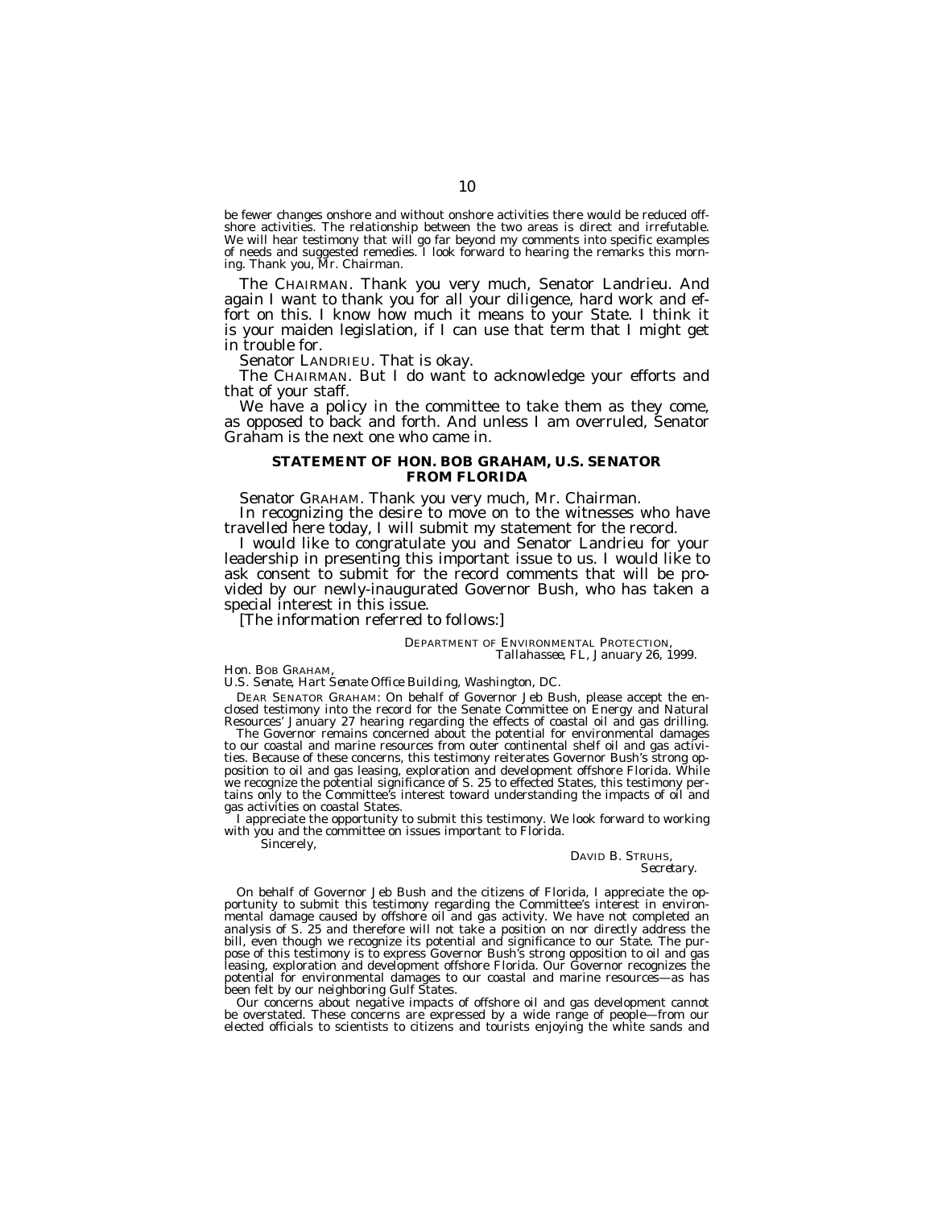be fewer changes onshore and without onshore activities there would be reduced offshore activities. The relationship between the two areas is direct and irrefutable. We will hear testimony that will go far beyond my comments into specific examples of needs and suggested remedies. I look forward to hearing the remarks this morning. Thank you, Mr. Chairman.

The CHAIRMAN. Thank you very much, Senator Landrieu. And again I want to thank you for all your diligence, hard work and effort on this. I know how much it means to your State. I think it is your maiden legislation, if I can use that term that I might get in trouble for.

Senator LANDRIEU. That is okay.

The CHAIRMAN. But I do want to acknowledge your efforts and that of your staff.

We have a policy in the committee to take them as they come, as opposed to back and forth. And unless I am overruled, Senator Graham is the next one who came in.

## STATEMENT OF HON. BOB GRAHAM, U.S. SENATOR FROM FLORIDA

Senator GRAHAM. Thank you very much, Mr. Chairman.

In recognizing the desire to move on to the witnesses who have travelled here today, I will submit my statement for the record.

I would like to congratulate you and Senator Landrieu for your leadership in presenting this important issue to us. I would like to ask consent to submit for the record comments that will be provided by our newly-inaugurated Governor Bush, who has taken a special interest in this issue.

[The information referred to follows:]

DEPARTMENT OF ENVIRONMENTAL PROTECTION,
*Tallahassee, FL, January 26, 1999.*

Hon. BOB GRAHAM,
*U.S. Senate, Hart Senate Office Building, Washington, DC.*

DEAR SENATOR GRAHAM: On behalf of Governor Jeb Bush, please accept the enclosed testimony into the record for the Senate Committee on Energy and Natural Resources' January 27 hearing regarding the effects of coastal oil and gas drilling.

The Governor remains concerned about the potential for environmental damages to our coastal and marine resources from outer continental shelf oil and gas activities. Because of these concerns, this testimony reiterates Governor Bush's strong opposition to oil and gas leasing, exploration and development offshore Florida. While we recognize the potential significance of S. 25 to effected States, this testimony pertains only to the Committee's interest toward understanding the impacts of oil and gas activities on coastal States.

I appreciate the opportunity to submit this testimony. We look forward to working with you and the committee on issues important to Florida.

Sincerely,

DAVID B. STRUHS,
*Secretary.*

On behalf of Governor Jeb Bush and the citizens of Florida, I appreciate the opportunity to submit this testimony regarding the Committee's interest in environmental damage caused by offshore oil and gas activity. We have not completed an analysis of S. 25 and therefore will not take a position on nor directly address the bill, even though we recognize its potential and significance to our State. The purpose of this testimony is to express Governor Bush's strong opposition to oil and gas leasing, exploration and development offshore Florida. Our Governor recognizes the potential for environmental damages to our coastal and marine resources—as has been felt by our neighboring Gulf States.

Our concerns about negative impacts of offshore oil and gas development cannot be overstated. These concerns are expressed by a wide range of people—from our elected officials to scientists to citizens and tourists enjoying the white sands and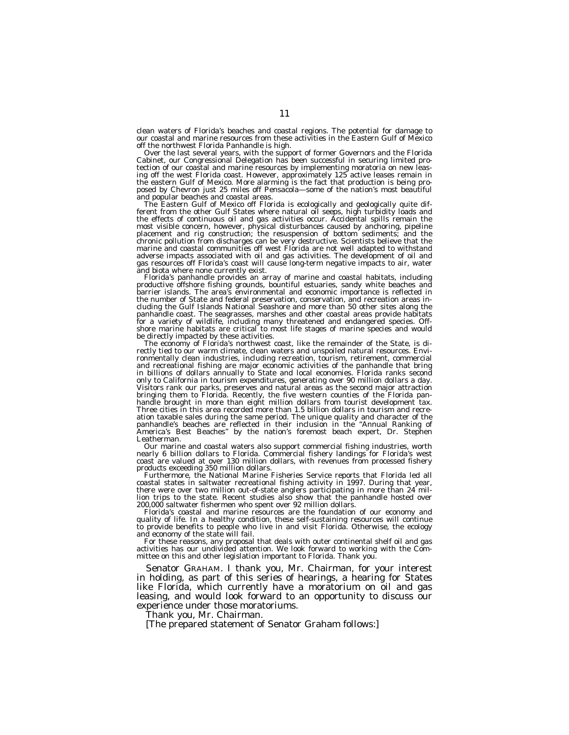clean waters of Florida's beaches and coastal regions. The potential for damage to our coastal and marine resources from these activities in the Eastern Gulf of Mexico off the northwest Florida Panhandle is high.

Over the last several years, with the support of former Governors and the Florida Cabinet, our Congressional Delegation has been successful in securing limited protection of our coastal and marine resources by implementing moratoria on new leasing off the west Florida coast. However, approximately 125 active leases remain in the eastern Gulf of Mexico. More alarming is the fact that production is being proposed by Chevron just 25 miles off Pensacola—some of the nation's most beautiful and popular beaches and coastal areas.

The Eastern Gulf of Mexico off Florida is ecologically and geologically quite different from the other Gulf States where natural oil seeps, high turbidity loads and the effects of continuous oil and gas activities occur. Accidental spills remain the most visible concern, however, physical disturbances caused by anchoring, pipeline placement and rig construction; the resuspension of bottom sediments; and the chronic pollution from discharges can be very destructive. Scientists believe that the marine and coastal communities off west Florida are not well adapted to withstand adverse impacts associated with oil and gas activities. The development of oil and gas resources off Florida's coast will cause long-term negative impacts to air, water and biota where none currently exist.

Florida's panhandle provides an array of marine and coastal habitats, including productive offshore fishing grounds, bountiful estuaries, sandy white beaches and barrier islands. The area's environmental and economic importance is reflected in the number of State and federal preservation, conservation, and recreation areas including the Gulf Islands National Seashore and more than 50 other sites along the panhandle coast. The seagrasses, marshes and other coastal areas provide habitats for a variety of wildlife, including many threatened and endangered species. Offshore marine habitats are critical to most life stages of marine species and would be directly impacted by these activities.

The economy of Florida's northwest coast, like the remainder of the State, is directly tied to our warm climate, clean waters and unspoiled natural resources. Environmentally clean industries, including recreation, tourism, retirement, commercial and recreational fishing are major economic activities of the panhandle that bring in billions of dollars annually to State and local economies. Florida ranks second only to California in tourism expenditures, generating over 90 million dollars a day. Visitors rank our parks, preserves and natural areas as the second major attraction bringing them to Florida. Recently, the five western counties of the Florida panhandle brought in more than eight million dollars from tourist development tax. Three cities in this area recorded more than 1.5 billion dollars in tourism and recreation taxable sales during the same period. The unique quality and character of the panhandle's beaches are reflected in their inclusion in the "Annual Ranking of America's Best Beaches" by the nation's foremost beach expert, Dr. Stephen Leatherman.

Our marine and coastal waters also support commercial fishing industries, worth nearly 6 billion dollars to Florida. Commercial fishery landings for Florida's west coast are valued at over 130 million dollars, with revenues from processed fishery products exceeding 350 million dollars.

Furthermore, the National Marine Fisheries Service reports that Florida led all coastal states in saltwater recreational fishing activity in 1997. During that year, there were over two million out-of-state anglers participating in more than 24 million trips to the state. Recent studies also show that the panhandle hosted over 200,000 saltwater fishermen who spent over 92 million dollars.

Florida's coastal and marine resources are the foundation of our economy and quality of life. In a healthy condition, these self-sustaining resources will continue to provide benefits to people who live in and visit Florida. Otherwise, the ecology and economy of the state will fail.

For these reasons, any proposal that deals with outer continental shelf oil and gas activities has our undivided attention. We look forward to working with the Committee on this and other legislation important to Florida. Thank you.

Senator GRAHAM. I thank you, Mr. Chairman, for your interest in holding, as part of this series of hearings, a hearing for States like Florida, which currently have a moratorium on oil and gas leasing, and would look forward to an opportunity to discuss our experience under those moratoriums.

Thank you, Mr. Chairman.

[The prepared statement of Senator Graham follows:]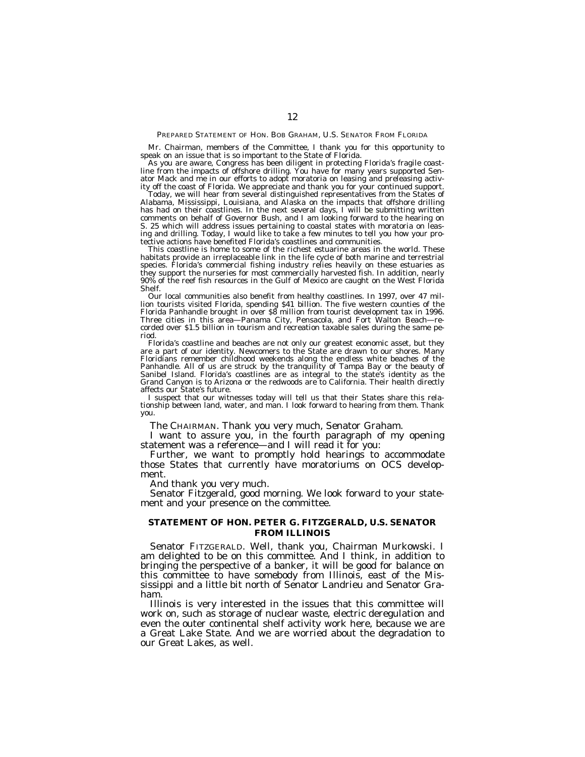PREPARED STATEMENT OF HON. BOB GRAHAM, U.S. SENATOR FROM FLORIDA

Mr. Chairman, members of the Committee, I thank you for this opportunity to speak on an issue that is so important to the State of Florida.

As you are aware, Congress has been diligent in protecting Florida's fragile coastline from the impacts of offshore drilling. You have for many years supported Senator Mack and me in our efforts to adopt moratoria on leasing and preleasing activity off the coast of Florida. We appreciate and thank you for your continued support.

Today, we will hear from several distinguished representatives from the States of Alabama, Mississippi, Louisiana, and Alaska on the impacts that offshore drilling has had on their coastlines. In the next several days, I will be submitting written comments on behalf of Governor Bush, and I am looking forward to the hearing on S. 25 which will address issues pertaining to coastal states with moratoria on leasing and drilling. Today, I would like to take a few minutes to tell you how your protective actions have benefited Florida's coastlines and communities.

This coastline is home to some of the richest estuarine areas in the world. These habitats provide an irreplaceable link in the life cycle of both marine and terrestrial species. Florida's commercial fishing industry relies heavily on these estuaries as they support the nurseries for most commercially harvested fish. In addition, nearly 90% of the reef fish resources in the Gulf of Mexico are caught on the West Florida Shelf.

Our local communities also benefit from healthy coastlines. In 1997, over 47 million tourists visited Florida, spending $41 billion. The five western counties of the Florida Panhandle brought in over $8 million from tourist development tax in 1996. Three cities in this area—Panama City, Pensacola, and Fort Walton Beach—recorded over $1.5 billion in tourism and recreation taxable sales during the same period.

Florida's coastline and beaches are not only our greatest economic asset, but they are a part of our identity. Newcomers to the State are drawn to our shores. Many Floridians remember childhood weekends along the endless white beaches of the Panhandle. All of us are struck by the tranquility of Tampa Bay or the beauty of Sanibel Island. Florida's coastlines are as integral to the state's identity as the Grand Canyon is to Arizona or the redwoods are to California. Their health directly affects our State's future.

I suspect that our witnesses today will tell us that their States share this relationship between land, water, and man. I look forward to hearing from them. Thank you.

The CHAIRMAN. Thank you very much, Senator Graham.

I want to assure you, in the fourth paragraph of my opening statement was a reference—and I will read it for you:

Further, we want to promptly hold hearings to accommodate those States that currently have moratoriums on OCS development.

And thank you very much.

Senator Fitzgerald, good morning. We look forward to your statement and your presence on the committee.

## STATEMENT OF HON. PETER G. FITZGERALD, U.S. SENATOR FROM ILLINOIS

Senator FITZGERALD. Well, thank you, Chairman Murkowski. I am delighted to be on this committee. And I think, in addition to bringing the perspective of a banker, it will be good for balance on this committee to have somebody from Illinois, east of the Mississippi and a little bit north of Senator Landrieu and Senator Graham.

Illinois is very interested in the issues that this committee will work on, such as storage of nuclear waste, electric deregulation and even the outer continental shelf activity work here, because we are a Great Lake State. And we are worried about the degradation to our Great Lakes, as well.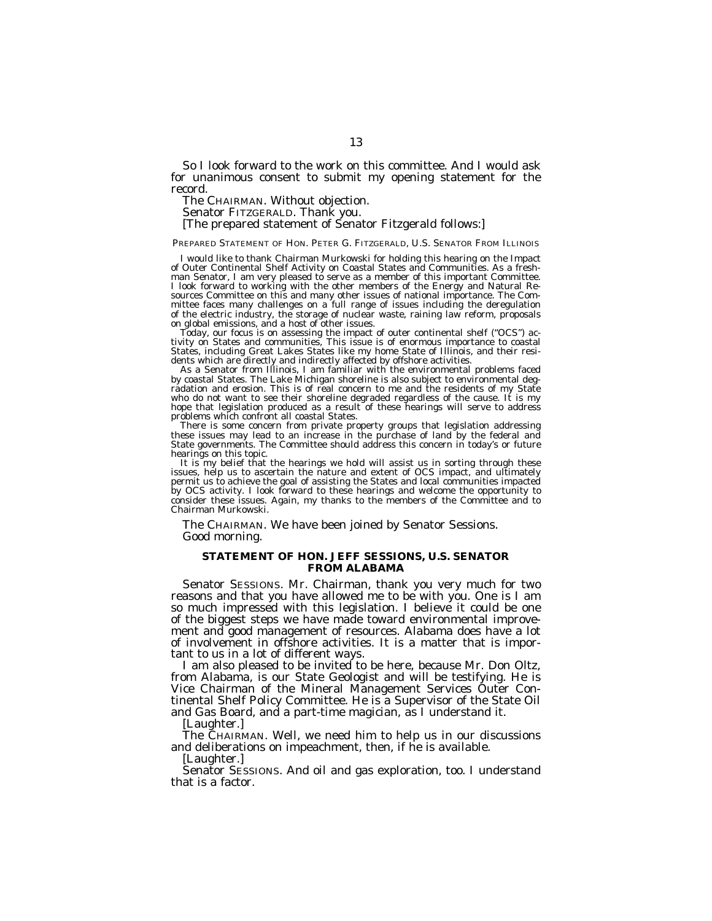So I look forward to the work on this committee. And I would ask for unanimous consent to submit my opening statement for the record.

The CHAIRMAN. Without objection.

Senator FITZGERALD. Thank you.

[The prepared statement of Senator Fitzgerald follows:]

PREPARED STATEMENT OF HON. PETER G. FITZGERALD, U.S. SENATOR FROM ILLINOIS

I would like to thank Chairman Murkowski for holding this hearing on the Impact of Outer Continental Shelf Activity on Coastal States and Communities. As a freshman Senator, I am very pleased to serve as a member of this important Committee. I look forward to working with the other members of the Energy and Natural Resources Committee on this and many other issues of national importance. The Committee faces many challenges on a full range of issues including the deregulation of the electric industry, the storage of nuclear waste, raining law reform, proposals on global emissions, and a host of other issues.

Today, our focus is on assessing the impact of outer continental shelf ("OCS") activity on States and communities, This issue is of enormous importance to coastal States, including Great Lakes States like my home State of Illinois, and their residents which are directly and indirectly affected by offshore activities.

As a Senator from Illinois, I am familiar with the environmental problems faced by coastal States. The Lake Michigan shoreline is also subject to environmental degradation and erosion. This is of real concern to me and the residents of my State who do not want to see their shoreline degraded regardless of the cause. It is my hope that legislation produced as a result of these hearings will serve to address problems which confront all coastal States.

There is some concern from private property groups that legislation addressing these issues may lead to an increase in the purchase of land by the federal and State governments. The Committee should address this concern in today's or future hearings on this topic.

It is my belief that the hearings we hold will assist us in sorting through these issues, help us to ascertain the nature and extent of OCS impact, and ultimately permit us to achieve the goal of assisting the States and local communities impacted by OCS activity. I look forward to these hearings and welcome the opportunity to consider these issues. Again, my thanks to the members of the Committee and to Chairman Murkowski.

The CHAIRMAN. We have been joined by Senator Sessions. Good morning.

## STATEMENT OF HON. JEFF SESSIONS, U.S. SENATOR FROM ALABAMA

Senator SESSIONS. Mr. Chairman, thank you very much for two reasons and that you have allowed me to be with you. One is I am so much impressed with this legislation. I believe it could be one of the biggest steps we have made toward environmental improvement and good management of resources. Alabama does have a lot of involvement in offshore activities. It is a matter that is important to us in a lot of different ways.

I am also pleased to be invited to be here, because Mr. Don Oltz, from Alabama, is our State Geologist and will be testifying. He is Vice Chairman of the Mineral Management Services Outer Continental Shelf Policy Committee. He is a Supervisor of the State Oil and Gas Board, and a part-time magician, as I understand it.

[Laughter.]

The CHAIRMAN. Well, we need him to help us in our discussions and deliberations on impeachment, then, if he is available.

[Laughter.]

Senator SESSIONS. And oil and gas exploration, too. I understand that is a factor.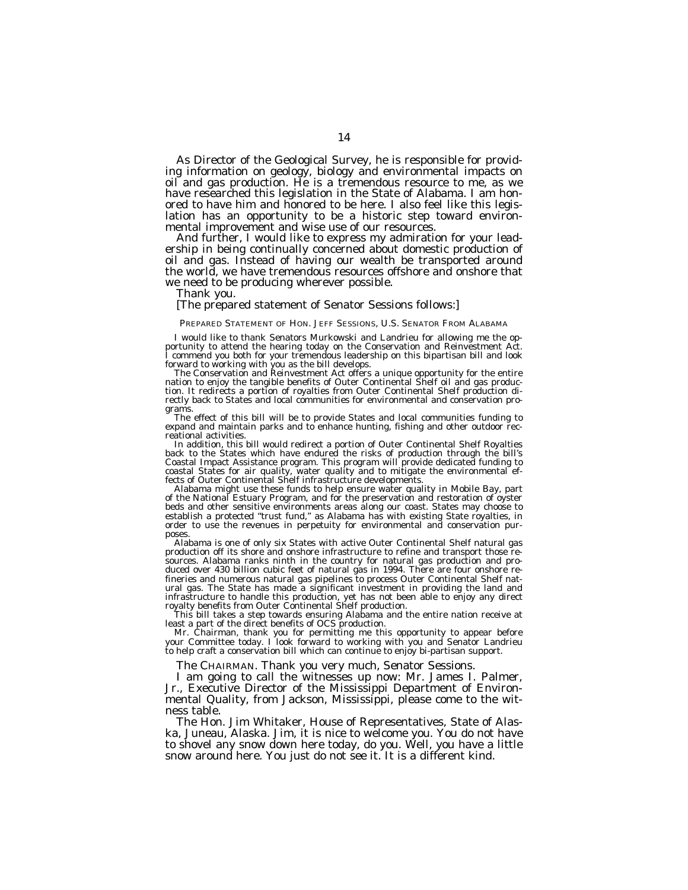As Director of the Geological Survey, he is responsible for providing information on geology, biology and environmental impacts on oil and gas production. He is a tremendous resource to me, as we have researched this legislation in the State of Alabama. I am honored to have him and honored to be here. I also feel like this legislation has an opportunity to be a historic step toward environmental improvement and wise use of our resources.

And further, I would like to express my admiration for your leadership in being continually concerned about domestic production of oil and gas. Instead of having our wealth be transported around the world, we have tremendous resources offshore and onshore that we need to be producing wherever possible.

Thank you.

[The prepared statement of Senator Sessions follows:]

PREPARED STATEMENT OF HON. JEFF SESSIONS, U.S. SENATOR FROM ALABAMA

I would like to thank Senators Murkowski and Landrieu for allowing me the opportunity to attend the hearing today on the Conservation and Reinvestment Act. I commend you both for your tremendous leadership on this bipartisan bill and look forward to working with you as the bill develops.

The Conservation and Reinvestment Act offers a unique opportunity for the entire nation to enjoy the tangible benefits of Outer Continental Shelf oil and gas production. It redirects a portion of royalties from Outer Continental Shelf production directly back to States and local communities for environmental and conservation programs.

The effect of this bill will be to provide States and local communities funding to expand and maintain parks and to enhance hunting, fishing and other outdoor recreational activities.

In addition, this bill would redirect a portion of Outer Continental Shelf Royalties back to the States which have endured the risks of production through the bill's Coastal Impact Assistance program. This program will provide dedicated funding to coastal States for air quality, water quality and to mitigate the environmental effects of Outer Continental Shelf infrastructure developments.

Alabama might use these funds to help ensure water quality in Mobile Bay, part of the National Estuary Program, and for the preservation and restoration of oyster beds and other sensitive environments areas along our coast. States may choose to establish a protected "trust fund," as Alabama has with existing State royalties, in order to use the revenues in perpetuity for environmental and conservation purposes.

Alabama is one of only six States with active Outer Continental Shelf natural gas production off its shore and onshore infrastructure to refine and transport those resources. Alabama ranks ninth in the country for natural gas production and produced over 430 billion cubic feet of natural gas in 1994. There are four onshore refineries and numerous natural gas pipelines to process Outer Continental Shelf natural gas. The State has made a significant investment in providing the land and infrastructure to handle this production, yet has not been able to enjoy any direct royalty benefits from Outer Continental Shelf production.

This bill takes a step towards ensuring Alabama and the entire nation receive at least a part of the direct benefits of OCS production.

Mr. Chairman, thank you for permitting me this opportunity to appear before your Committee today. I look forward to working with you and Senator Landrieu to help craft a conservation bill which can continue to enjoy bi-partisan support.

The CHAIRMAN. Thank you very much, Senator Sessions.

I am going to call the witnesses up now: Mr. James I. Palmer, Jr., Executive Director of the Mississippi Department of Environmental Quality, from Jackson, Mississippi, please come to the witness table.

The Hon. Jim Whitaker, House of Representatives, State of Alaska, Juneau, Alaska. Jim, it is nice to welcome you. You do not have to shovel any snow down here today, do you. Well, you have a little snow around here. You just do not see it. It is a different kind.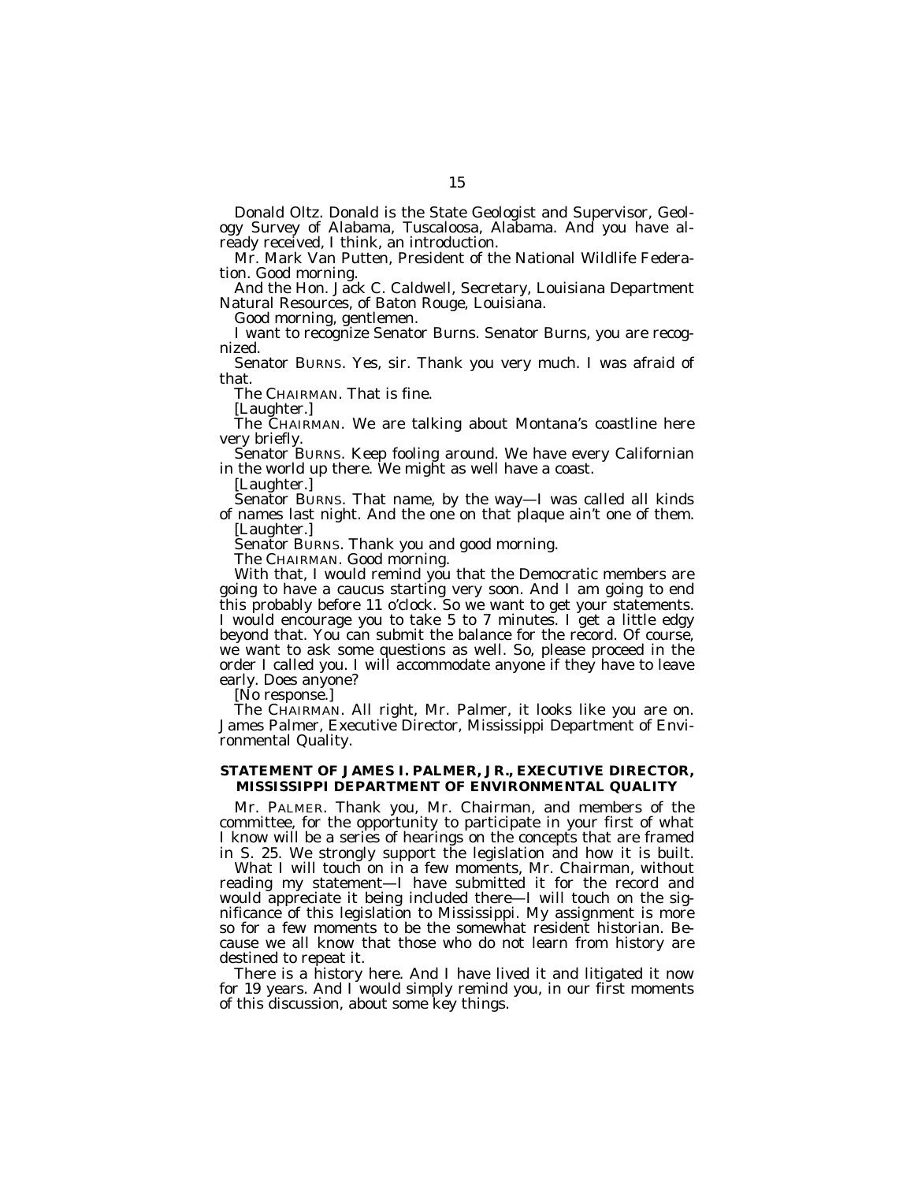Donald Oltz. Donald is the State Geologist and Supervisor, Geology Survey of Alabama, Tuscaloosa, Alabama. And you have already received, I think, an introduction.

Mr. Mark Van Putten, President of the National Wildlife Federation. Good morning.

And the Hon. Jack C. Caldwell, Secretary, Louisiana Department Natural Resources, of Baton Rouge, Louisiana.

Good morning, gentlemen.

I want to recognize Senator Burns. Senator Burns, you are recognized.

Senator BURNS. Yes, sir. Thank you very much. I was afraid of that.

The CHAIRMAN. That is fine.

[Laughter.]

The CHAIRMAN. We are talking about Montana's coastline here very briefly.

Senator BURNS. Keep fooling around. We have every Californian in the world up there. We might as well have a coast.

[Laughter.]

Senator BURNS. That name, by the way—I was called all kinds of names last night. And the one on that plaque ain't one of them.

[Laughter.]

Senator BURNS. Thank you and good morning.

The CHAIRMAN. Good morning.

With that, I would remind you that the Democratic members are going to have a caucus starting very soon. And I am going to end this probably before 11 o'clock. So we want to get your statements. I would encourage you to take 5 to 7 minutes. I get a little edgy beyond that. You can submit the balance for the record. Of course, we want to ask some questions as well. So, please proceed in the order I called you. I will accommodate anyone if they have to leave early. Does anyone?

[No response.]

The CHAIRMAN. All right, Mr. Palmer, it looks like you are on. James Palmer, Executive Director, Mississippi Department of Environmental Quality.

## STATEMENT OF JAMES I. PALMER, JR., EXECUTIVE DIRECTOR, MISSISSIPPI DEPARTMENT OF ENVIRONMENTAL QUALITY

Mr. PALMER. Thank you, Mr. Chairman, and members of the committee, for the opportunity to participate in your first of what I know will be a series of hearings on the concepts that are framed in S. 25. We strongly support the legislation and how it is built.

What I will touch on in a few moments, Mr. Chairman, without reading my statement—I have submitted it for the record and would appreciate it being included there—I will touch on the significance of this legislation to Mississippi. My assignment is more so for a few moments to be the somewhat resident historian. Because we all know that those who do not learn from history are destined to repeat it.

There is a history here. And I have lived it and litigated it now for 19 years. And I would simply remind you, in our first moments of this discussion, about some key things.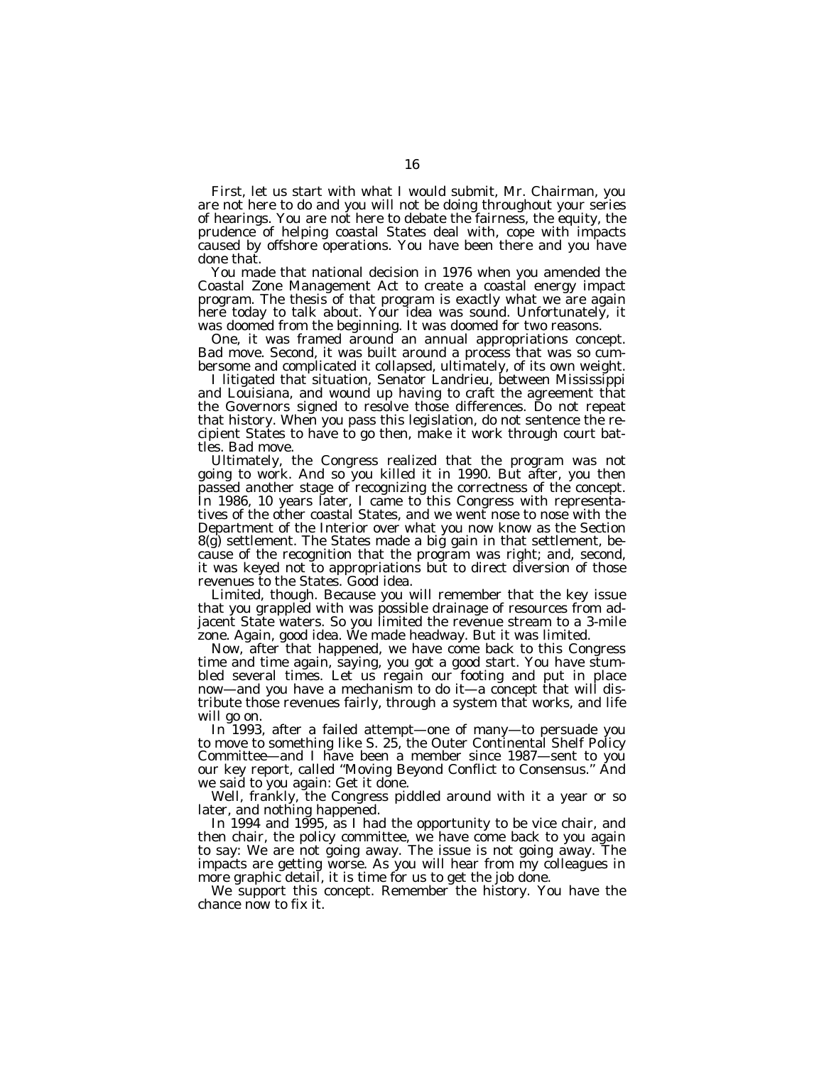First, let us start with what I would submit, Mr. Chairman, you are not here to do and you will not be doing throughout your series of hearings. You are not here to debate the fairness, the equity, the prudence of helping coastal States deal with, cope with impacts caused by offshore operations. You have been there and you have done that.

You made that national decision in 1976 when you amended the Coastal Zone Management Act to create a coastal energy impact program. The thesis of that program is exactly what we are again here today to talk about. Your idea was sound. Unfortunately, it was doomed from the beginning. It was doomed for two reasons.

One, it was framed around an annual appropriations concept. Bad move. Second, it was built around a process that was so cumbersome and complicated it collapsed, ultimately, of its own weight.

I litigated that situation, Senator Landrieu, between Mississippi and Louisiana, and wound up having to craft the agreement that the Governors signed to resolve those differences. Do not repeat that history. When you pass this legislation, do not sentence the recipient States to have to go then, make it work through court battles. Bad move.

Ultimately, the Congress realized that the program was not going to work. And so you killed it in 1990. But after, you then passed another stage of recognizing the correctness of the concept. In 1986, 10 years later, I came to this Congress with representatives of the other coastal States, and we went nose to nose with the Department of the Interior over what you now know as the Section 8(g) settlement. The States made a big gain in that settlement, because of the recognition that the program was right; and, second, it was keyed not to appropriations but to direct diversion of those revenues to the States. Good idea.

Limited, though. Because you will remember that the key issue that you grappled with was possible drainage of resources from adjacent State waters. So you limited the revenue stream to a 3-mile zone. Again, good idea. We made headway. But it was limited.

Now, after that happened, we have come back to this Congress time and time again, saying, you got a good start. You have stumbled several times. Let us regain our footing and put in place now—and you have a mechanism to do it—a concept that will distribute those revenues fairly, through a system that works, and life will go on.

In 1993, after a failed attempt—one of many—to persuade you to move to something like S. 25, the Outer Continental Shelf Policy Committee—and I have been a member since 1987—sent to you our key report, called "Moving Beyond Conflict to Consensus." And we said to you again: Get it done.

Well, frankly, the Congress piddled around with it a year or so later, and nothing happened.

In 1994 and 1995, as I had the opportunity to be vice chair, and then chair, the policy committee, we have come back to you again to say: We are not going away. The issue is not going away. The impacts are getting worse. As you will hear from my colleagues in more graphic detail, it is time for us to get the job done.

We support this concept. Remember the history. You have the chance now to fix it.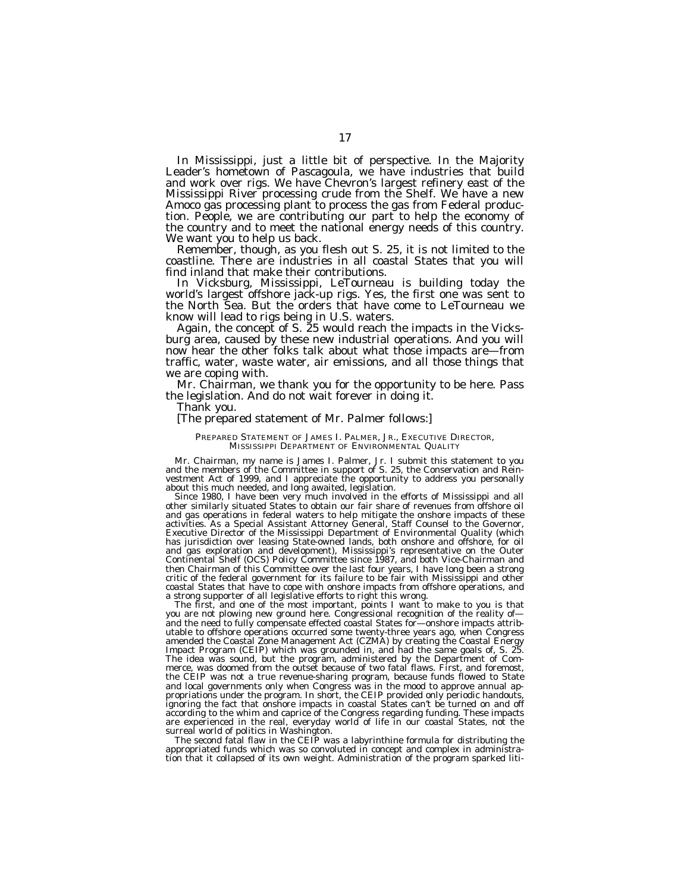In Mississippi, just a little bit of perspective. In the Majority Leader's hometown of Pascagoula, we have industries that build and work over rigs. We have Chevron's largest refinery east of the Mississippi River processing crude from the Shelf. We have a new Amoco gas processing plant to process the gas from Federal production. People, we are contributing our part to help the economy of the country and to meet the national energy needs of this country. We want you to help us back.

Remember, though, as you flesh out S. 25, it is not limited to the coastline. There are industries in all coastal States that you will find inland that make their contributions.

In Vicksburg, Mississippi, LeTourneau is building today the world's largest offshore jack-up rigs. Yes, the first one was sent to the North Sea. But the orders that have come to LeTourneau we know will lead to rigs being in U.S. waters.

Again, the concept of S. 25 would reach the impacts in the Vicksburg area, caused by these new industrial operations. And you will now hear the other folks talk about what those impacts are—from traffic, water, waste water, air emissions, and all those things that we are coping with.

Mr. Chairman, we thank you for the opportunity to be here. Pass the legislation. And do not wait forever in doing it.

Thank you.

[The prepared statement of Mr. Palmer follows:]

PREPARED STATEMENT OF JAMES I. PALMER, JR., EXECUTIVE DIRECTOR, MISSISSIPPI DEPARTMENT OF ENVIRONMENTAL QUALITY

Mr. Chairman, my name is James I. Palmer, Jr. I submit this statement to you and the members of the Committee in support of S. 25, the Conservation and Reinvestment Act of 1999, and I appreciate the opportunity to address you personally about this much needed, and long awaited, legislation.

Since 1980, I have been very much involved in the efforts of Mississippi and all other similarly situated States to obtain our fair share of revenues from offshore oil and gas operations in federal waters to help mitigate the onshore impacts of these activities. As a Special Assistant Attorney General, Staff Counsel to the Governor, Executive Director of the Mississippi Department of Environmental Quality (which has jurisdiction over leasing State-owned lands, both onshore and offshore, for oil and gas exploration and development), Mississippi's representative on the Outer Continental Shelf (OCS) Policy Committee since 1987, and both Vice-Chairman and then Chairman of this Committee over the last four years, I have long been a strong critic of the federal government for its failure to be fair with Mississippi and other coastal States that have to cope with onshore impacts from offshore operations, and a strong supporter of all legislative efforts to right this wrong.

The first, and one of the most important, points I want to make to you is that you are not plowing new ground here. Congressional recognition of the reality of—and the need to fully compensate effected coastal States for—onshore impacts attributable to offshore operations occurred some twenty-three years ago, when Congress amended the Coastal Zone Management Act (CZMA) by creating the Coastal Energy Impact Program (CEIP) which was grounded in, and had the same goals of, S. 25. The idea was sound, but the program, administered by the Department of Commerce, was doomed from the outset because of two fatal flaws. First, and foremost, the CEIP was not a true revenue-sharing program, because funds flowed to State and local governments only when Congress was in the mood to approve annual appropriations under the program. In short, the CEIP provided only periodic handouts, ignoring the fact that onshore impacts in coastal States can't be turned on and off according to the whim and caprice of the Congress regarding funding. These impacts are experienced in the real, everyday world of life in our coastal States, not the surreal world of politics in Washington.

The second fatal flaw in the CEIP was a labyrinthine formula for distributing the appropriated funds which was so convoluted in concept and complex in administration that it collapsed of its own weight. Administration of the program sparked liti-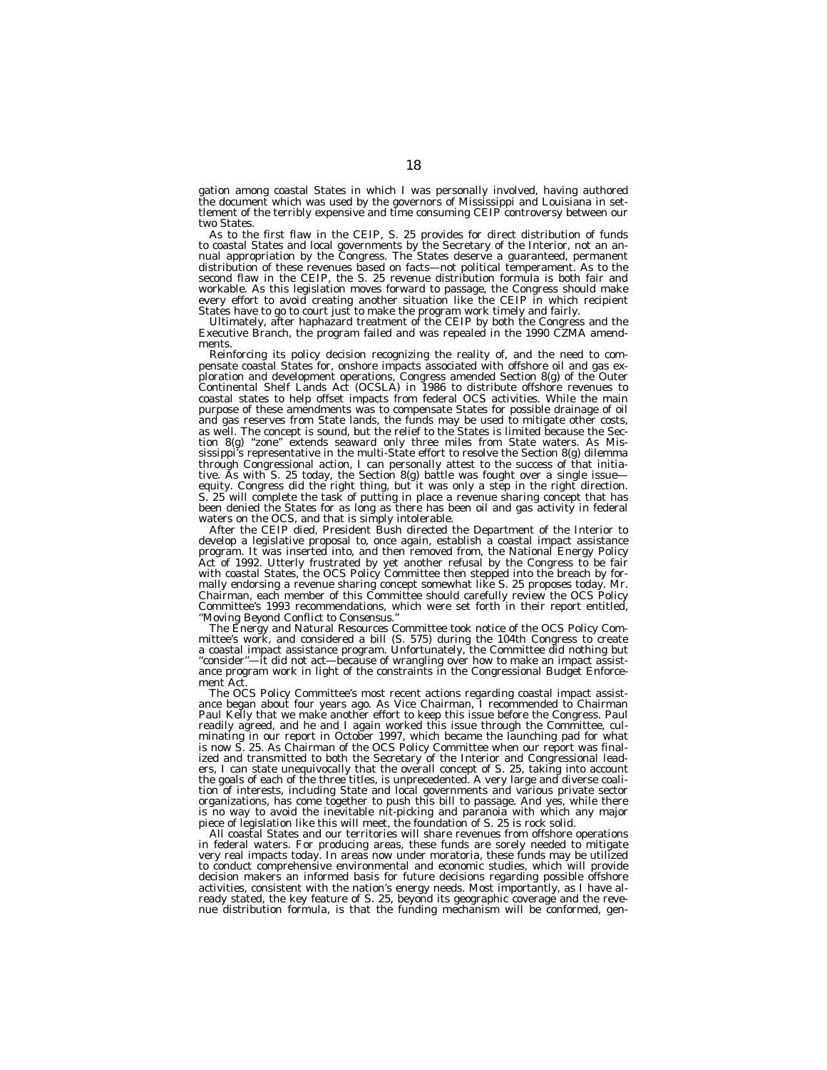gation among coastal States in which I was personally involved, having authored the document which was used by the governors of Mississippi and Louisiana in settlement of the terribly expensive and time consuming CEIP controversy between our two States.

As to the first flaw in the CEIP, S. 25 provides for direct distribution of funds to coastal States and local governments by the Secretary of the Interior, not an annual appropriation by the Congress. The States deserve a guaranteed, permanent distribution of these revenues based on facts—not political temperament. As to the second flaw in the CEIP, the S. 25 revenue distribution formula is both fair and workable. As this legislation moves forward to passage, the Congress should make every effort to avoid creating another situation like the CEIP in which recipient States have to go to court just to make the program work timely and fairly.

Ultimately, after haphazard treatment of the CEIP by both the Congress and the Executive Branch, the program failed and was repealed in the 1990 CZMA amendments.

Reinforcing its policy decision recognizing the reality of, and the need to compensate coastal States for, onshore impacts associated with offshore oil and gas exploration and development operations, Congress amended Section 8(g) of the Outer Continental Shelf Lands Act (OCSLA) in 1986 to distribute offshore revenues to coastal states to help offset impacts from federal OCS activities. While the main purpose of these amendments was to compensate States for possible drainage of oil and gas reserves from State lands, the funds may be used to mitigate other costs, as well. The concept is sound, but the relief to the States is limited because the Section 8(g) "zone" extends seaward only three miles from State waters. As Mississippi's representative in the multi-State effort to resolve the Section 8(g) dilemma through Congressional action, I can personally attest to the success of that initiative. As with S. 25 today, the Section 8(g) battle was fought over a single issue—equity. Congress did the right thing, but it was only a step in the right direction. S. 25 will complete the task of putting in place a revenue sharing concept that has been denied the States for as long as there has been oil and gas activity in federal waters on the OCS, and that is simply intolerable.

After the CEIP died, President Bush directed the Department of the Interior to develop a legislative proposal to, once again, establish a coastal impact assistance program. It was inserted into, and then removed from, the National Energy Policy Act of 1992. Utterly frustrated by yet another refusal by the Congress to be fair with coastal States, the OCS Policy Committee then stepped into the breach by formally endorsing a revenue sharing concept somewhat like S. 25 proposes today. Mr. Chairman, each member of this Committee should carefully review the OCS Policy Committee's 1993 recommendations, which were set forth in their report entitled, *"Moving Beyond Conflict to Consensus."*

The Energy and Natural Resources Committee took notice of the OCS Policy Committee's work, and considered a bill (S. 575) during the 104th Congress to create a coastal impact assistance program. Unfortunately, the Committee did nothing but "consider"—it did not act—because of wrangling over how to make an impact assistance program work in light of the constraints in the Congressional Budget Enforcement Act.

The OCS Policy Committee's most recent actions regarding coastal impact assistance began about four years ago. As Vice Chairman, I recommended to Chairman Paul Kelly that we make another effort to keep this issue before the Congress. Paul readily agreed, and he and I again worked this issue through the Committee, culminating in our report in October 1997, which became the launching pad for what is now S. 25. As Chairman of the OCS Policy Committee when our report was finalized and transmitted to both the Secretary of the Interior and Congressional leaders, I can state unequivocally that the overall concept of S. 25, taking into account the goals of each of the three titles, is unprecedented. A very large and diverse coalition of interests, including State and local governments and various private sector organizations, has come together to push this bill to passage. And yes, while there is no way to avoid the inevitable nit-picking and paranoia with which any major piece of legislation like this will meet, the foundation of S. 25 is rock solid.

All coastal States and our territories will share revenues from offshore operations in federal waters. For producing areas, these funds are sorely needed to mitigate very real impacts today. In areas now under moratoria, these funds may be utilized to conduct comprehensive environmental and economic studies, which will provide decision makers an informed basis for future decisions regarding possible offshore activities, consistent with the nation's energy needs. Most importantly, as I have already stated, the key feature of S. 25, beyond its geographic coverage and the revenue distribution formula, is that the funding mechanism will be conformed, gen-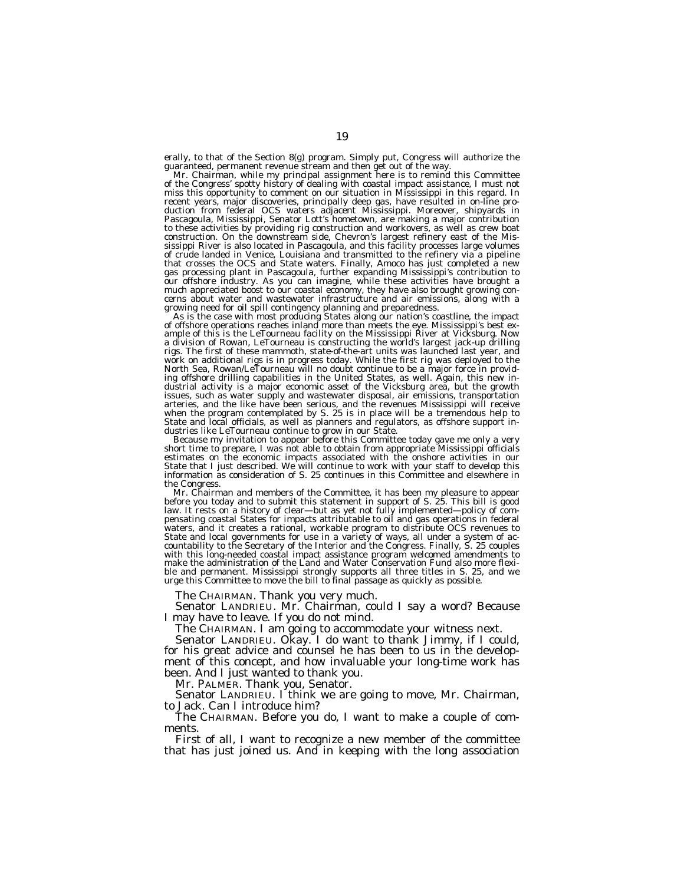erally, to that of the Section 8(g) program. Simply put, Congress will authorize the guaranteed, permanent revenue stream and then get out of the way.

Mr. Chairman, while my principal assignment here is to remind this Committee of the Congress' spotty history of dealing with coastal impact assistance, I must not miss this opportunity to comment on our situation in Mississippi in this regard. In recent years, major discoveries, principally deep gas, have resulted in on-line production from federal OCS waters adjacent Mississippi. Moreover, shipyards in Pascagoula, Mississippi, Senator Lott's hometown, are making a major contribution to these activities by providing rig construction and workovers, as well as crew boat construction. On the downstream side, Chevron's largest refinery east of the Mississippi River is also located in Pascagoula, and this facility processes large volumes of crude landed in Venice, Louisiana and transmitted to the refinery via a pipeline that crosses the OCS and State waters. Finally, Amoco has just completed a new gas processing plant in Pascagoula, further expanding Mississippi's contribution to our offshore industry. As you can imagine, while these activities have brought a much appreciated boost to our coastal economy, they have also brought growing concerns about water and wastewater infrastructure and air emissions, along with a growing need for oil spill contingency planning and preparedness.

As is the case with most producing States along our nation's coastline, the impact of offshore operations reaches inland more than meets the eye. Mississippi's best example of this is the LeTourneau facility on the Mississippi River at Vicksburg. Now a division of Rowan, LeTourneau is constructing the world's largest jack-up drilling rigs. The first of these mammoth, state-of-the-art units was launched last year, and work on additional rigs is in progress today. While the first rig was deployed to the North Sea, Rowan/LeTourneau will no doubt continue to be a major force in providing offshore drilling capabilities in the United States, as well. Again, this new industrial activity is a major economic asset of the Vicksburg area, but the growth issues, such as water supply and wastewater disposal, air emissions, transportation arteries, and the like have been serious, and the revenues Mississippi will receive when the program contemplated by S. 25 is in place will be a tremendous help to State and local officials, as well as planners and regulators, as offshore support industries like LeTourneau continue to grow in our State.

Because my invitation to appear before this Committee today gave me only a very short time to prepare, I was not able to obtain from appropriate Mississippi officials estimates on the economic impacts associated with the onshore activities in our State that I just described. We will continue to work with your staff to develop this information as consideration of S. 25 continues in this Committee and elsewhere in the Congress.

Mr. Chairman and members of the Committee, it has been my pleasure to appear before you today and to submit this statement in support of S. 25. This bill is good law. It rests on a history of clear—but as yet not fully implemented—policy of compensating coastal States for impacts attributable to oil and gas operations in federal waters, and it creates a rational, workable program to distribute OCS revenues to State and local governments for use in a variety of ways, all under a system of accountability to the Secretary of the Interior and the Congress. Finally, S. 25 couples with this long-needed coastal impact assistance program welcomed amendments to make the administration of the Land and Water Conservation Fund also more flexible and permanent. Mississippi strongly supports all three titles in S. 25, and we urge this Committee to move the bill to final passage as quickly as possible.

The CHAIRMAN. Thank you very much.

Senator LANDRIEU. Mr. Chairman, could I say a word? Because I may have to leave. If you do not mind.

The CHAIRMAN. I am going to accommodate your witness next.

Senator LANDRIEU. Okay. I do want to thank Jimmy, if I could, for his great advice and counsel he has been to us in the development of this concept, and how invaluable your long-time work has been. And I just wanted to thank you.

Mr. PALMER. Thank you, Senator.

Senator LANDRIEU. I think we are going to move, Mr. Chairman, to Jack. Can I introduce him?

The CHAIRMAN. Before you do, I want to make a couple of comments.

First of all, I want to recognize a new member of the committee that has just joined us. And in keeping with the long association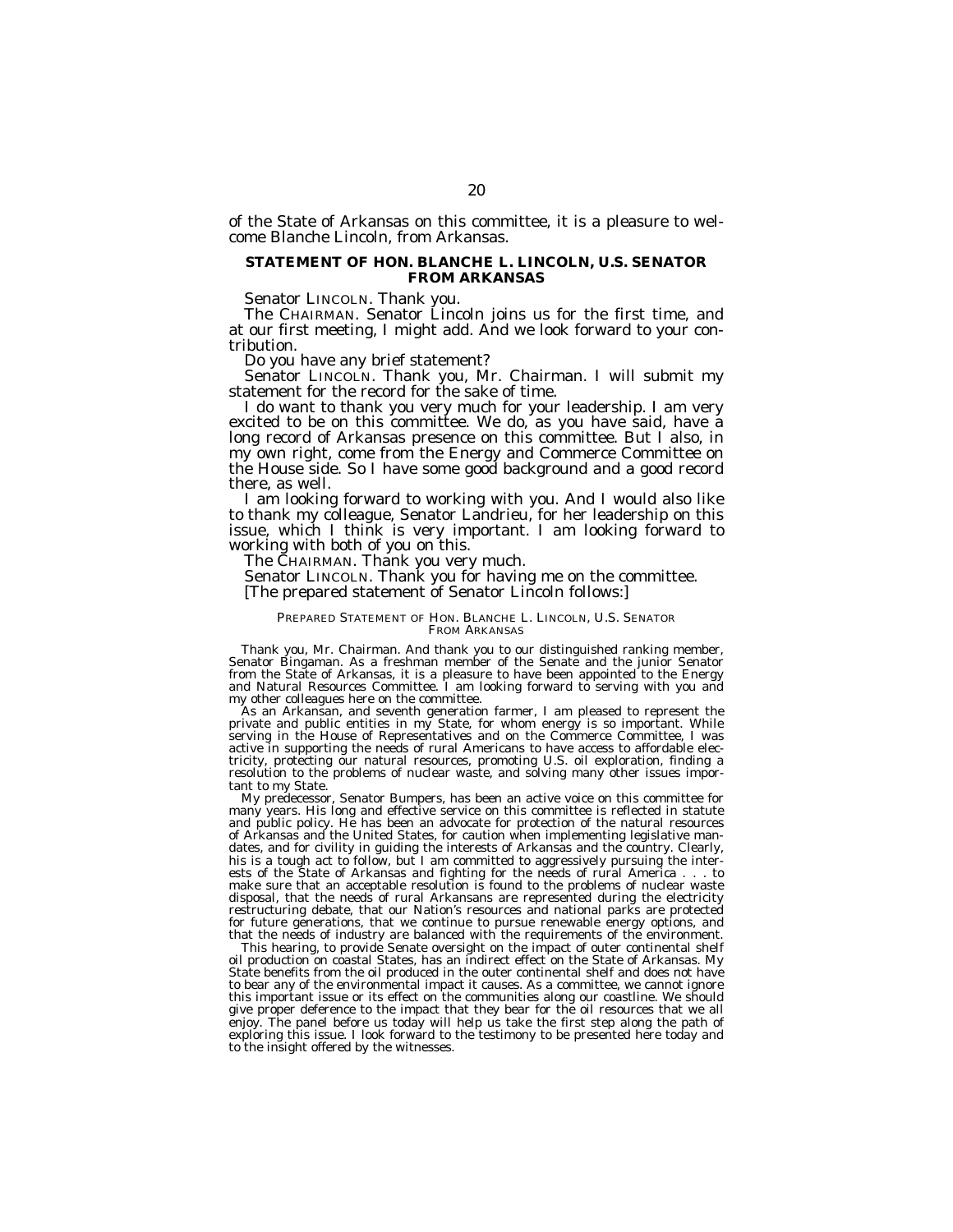of the State of Arkansas on this committee, it is a pleasure to welcome Blanche Lincoln, from Arkansas.

## STATEMENT OF HON. BLANCHE L. LINCOLN, U.S. SENATOR FROM ARKANSAS

Senator LINCOLN. Thank you.

The CHAIRMAN. Senator Lincoln joins us for the first time, and at our first meeting, I might add. And we look forward to your contribution.

Do you have any brief statement?

Senator LINCOLN. Thank you, Mr. Chairman. I will submit my statement for the record for the sake of time.

I do want to thank you very much for your leadership. I am very excited to be on this committee. We do, as you have said, have a long record of Arkansas presence on this committee. But I also, in my own right, come from the Energy and Commerce Committee on the House side. So I have some good background and a good record there, as well.

I am looking forward to working with you. And I would also like to thank my colleague, Senator Landrieu, for her leadership on this issue, which I think is very important. I am looking forward to working with both of you on this.

The CHAIRMAN. Thank you very much.

Senator LINCOLN. Thank you for having me on the committee.

[The prepared statement of Senator Lincoln follows:]

### PREPARED STATEMENT OF HON. BLANCHE L. LINCOLN, U.S. SENATOR FROM ARKANSAS

Thank you, Mr. Chairman. And thank you to our distinguished ranking member, Senator Bingaman. As a freshman member of the Senate and the junior Senator from the State of Arkansas, it is a pleasure to have been appointed to the Energy and Natural Resources Committee. I am looking forward to serving with you and my other colleagues here on the committee.

As an Arkansan, and seventh generation farmer, I am pleased to represent the private and public entities in my State, for whom energy is so important. While serving in the House of Representatives and on the Commerce Committee, I was active in supporting the needs of rural Americans to have access to affordable electricity, protecting our natural resources, promoting U.S. oil exploration, finding a resolution to the problems of nuclear waste, and solving many other issues important to my State.

My predecessor, Senator Bumpers, has been an active voice on this committee for many years. His long and effective service on this committee is reflected in statute and public policy. He has been an advocate for protection of the natural resources of Arkansas and the United States, for caution when implementing legislative mandates, and for civility in guiding the interests of Arkansas and the country. Clearly, his is a tough act to follow, but I am committed to aggressively pursuing the interests of the State of Arkansas and fighting for the needs of rural America . . . to make sure that an acceptable resolution is found to the problems of nuclear waste disposal, that the needs of rural Arkansans are represented during the electricity restructuring debate, that our Nation's resources and national parks are protected for future generations, that we continue to pursue renewable energy options, and that the needs of industry are balanced with the requirements of the environment.

This hearing, to provide Senate oversight on the impact of outer continental shelf oil production on coastal States, has an indirect effect on the State of Arkansas. My State benefits from the oil produced in the outer continental shelf and does not have to bear any of the environmental impact it causes. As a committee, we cannot ignore this important issue or its effect on the communities along our coastline. We should give proper deference to the impact that they bear for the oil resources that we all enjoy. The panel before us today will help us take the first step along the path of exploring this issue. I look forward to the testimony to be presented here today and to the insight offered by the witnesses.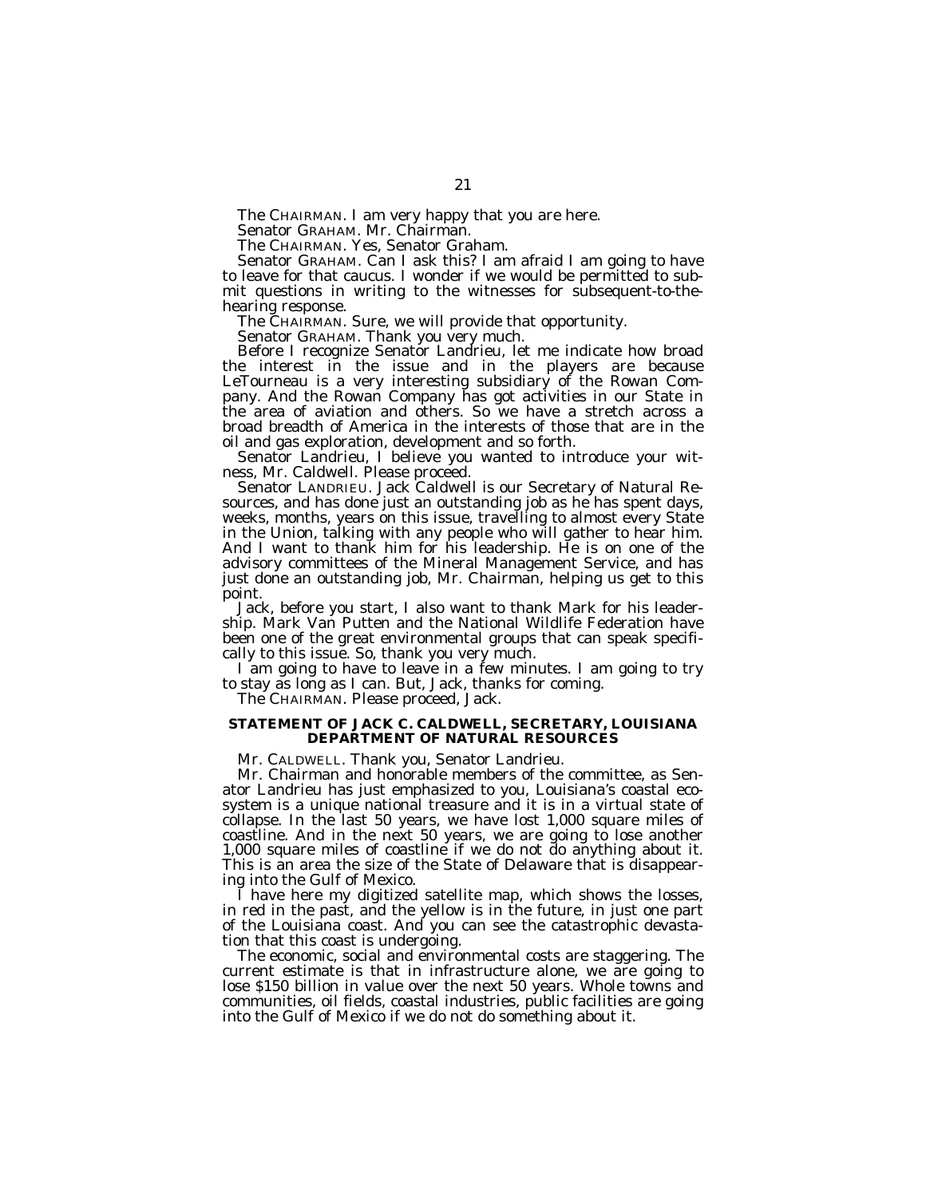The CHAIRMAN. I am very happy that you are here.

Senator GRAHAM. Mr. Chairman.

The CHAIRMAN. Yes, Senator Graham.

Senator GRAHAM. Can I ask this? I am afraid I am going to have to leave for that caucus. I wonder if we would be permitted to submit questions in writing to the witnesses for subsequent-to-the-hearing response.

The CHAIRMAN. Sure, we will provide that opportunity.

Senator GRAHAM. Thank you very much.

Before I recognize Senator Landrieu, let me indicate how broad the interest in the issue and in the players are because LeTourneau is a very interesting subsidiary of the Rowan Company. And the Rowan Company has got activities in our State in the area of aviation and others. So we have a stretch across a broad breadth of America in the interests of those that are in the oil and gas exploration, development and so forth.

Senator Landrieu, I believe you wanted to introduce your witness, Mr. Caldwell. Please proceed.

Senator LANDRIEU. Jack Caldwell is our Secretary of Natural Resources, and has done just an outstanding job as he has spent days, weeks, months, years on this issue, travelling to almost every State in the Union, talking with any people who will gather to hear him. And I want to thank him for his leadership. He is on one of the advisory committees of the Mineral Management Service, and has just done an outstanding job, Mr. Chairman, helping us get to this point.

Jack, before you start, I also want to thank Mark for his leadership. Mark Van Putten and the National Wildlife Federation have been one of the great environmental groups that can speak specifically to this issue. So, thank you very much.

I am going to have to leave in a few minutes. I am going to try to stay as long as I can. But, Jack, thanks for coming.

The CHAIRMAN. Please proceed, Jack.

## STATEMENT OF JACK C. CALDWELL, SECRETARY, LOUISIANA DEPARTMENT OF NATURAL RESOURCES

Mr. CALDWELL. Thank you, Senator Landrieu.

Mr. Chairman and honorable members of the committee, as Senator Landrieu has just emphasized to you, Louisiana's coastal ecosystem is a unique national treasure and it is in a virtual state of collapse. In the last 50 years, we have lost 1,000 square miles of coastline. And in the next 50 years, we are going to lose another 1,000 square miles of coastline if we do not do anything about it. This is an area the size of the State of Delaware that is disappearing into the Gulf of Mexico.

I have here my digitized satellite map, which shows the losses, in red in the past, and the yellow is in the future, in just one part of the Louisiana coast. And you can see the catastrophic devastation that this coast is undergoing.

The economic, social and environmental costs are staggering. The current estimate is that in infrastructure alone, we are going to lose $150 billion in value over the next 50 years. Whole towns and communities, oil fields, coastal industries, public facilities are going into the Gulf of Mexico if we do not do something about it.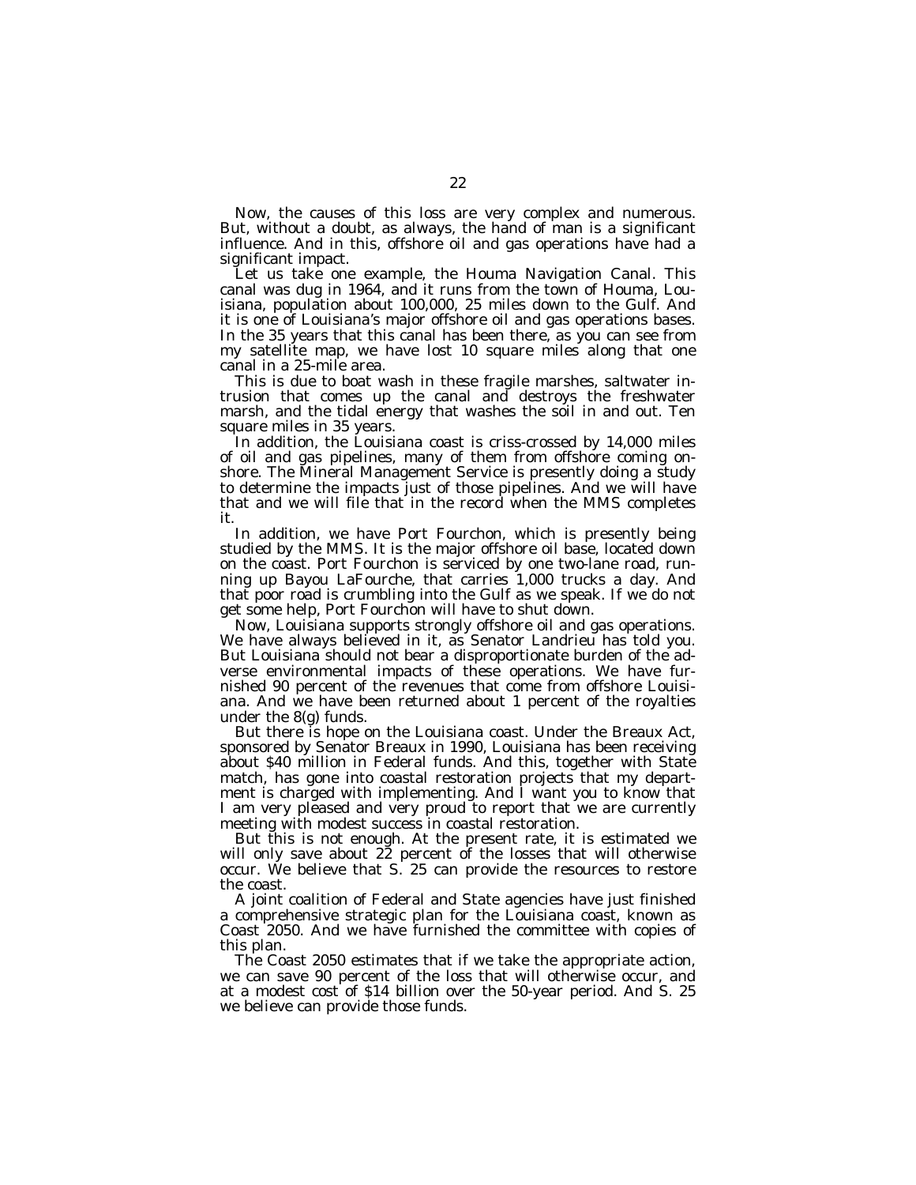Now, the causes of this loss are very complex and numerous. But, without a doubt, as always, the hand of man is a significant influence. And in this, offshore oil and gas operations have had a significant impact.

Let us take one example, the Houma Navigation Canal. This canal was dug in 1964, and it runs from the town of Houma, Louisiana, population about 100,000, 25 miles down to the Gulf. And it is one of Louisiana's major offshore oil and gas operations bases. In the 35 years that this canal has been there, as you can see from my satellite map, we have lost 10 square miles along that one canal in a 25-mile area.

This is due to boat wash in these fragile marshes, saltwater intrusion that comes up the canal and destroys the freshwater marsh, and the tidal energy that washes the soil in and out. Ten square miles in 35 years.

In addition, the Louisiana coast is criss-crossed by 14,000 miles of oil and gas pipelines, many of them from offshore coming onshore. The Mineral Management Service is presently doing a study to determine the impacts just of those pipelines. And we will have that and we will file that in the record when the MMS completes it.

In addition, we have Port Fourchon, which is presently being studied by the MMS. It is the major offshore oil base, located down on the coast. Port Fourchon is serviced by one two-lane road, running up Bayou LaFourche, that carries 1,000 trucks a day. And that poor road is crumbling into the Gulf as we speak. If we do not get some help, Port Fourchon will have to shut down.

Now, Louisiana supports strongly offshore oil and gas operations. We have always believed in it, as Senator Landrieu has told you. But Louisiana should not bear a disproportionate burden of the adverse environmental impacts of these operations. We have furnished 90 percent of the revenues that come from offshore Louisiana. And we have been returned about 1 percent of the royalties under the 8(g) funds.

But there is hope on the Louisiana coast. Under the Breaux Act, sponsored by Senator Breaux in 1990, Louisiana has been receiving about $40 million in Federal funds. And this, together with State match, has gone into coastal restoration projects that my department is charged with implementing. And I want you to know that I am very pleased and very proud to report that we are currently meeting with modest success in coastal restoration.

But this is not enough. At the present rate, it is estimated we will only save about 22 percent of the losses that will otherwise occur. We believe that S. 25 can provide the resources to restore the coast.

A joint coalition of Federal and State agencies have just finished a comprehensive strategic plan for the Louisiana coast, known as Coast 2050. And we have furnished the committee with copies of this plan.

The Coast 2050 estimates that if we take the appropriate action, we can save 90 percent of the loss that will otherwise occur, and at a modest cost of $14 billion over the 50-year period. And S. 25 we believe can provide those funds.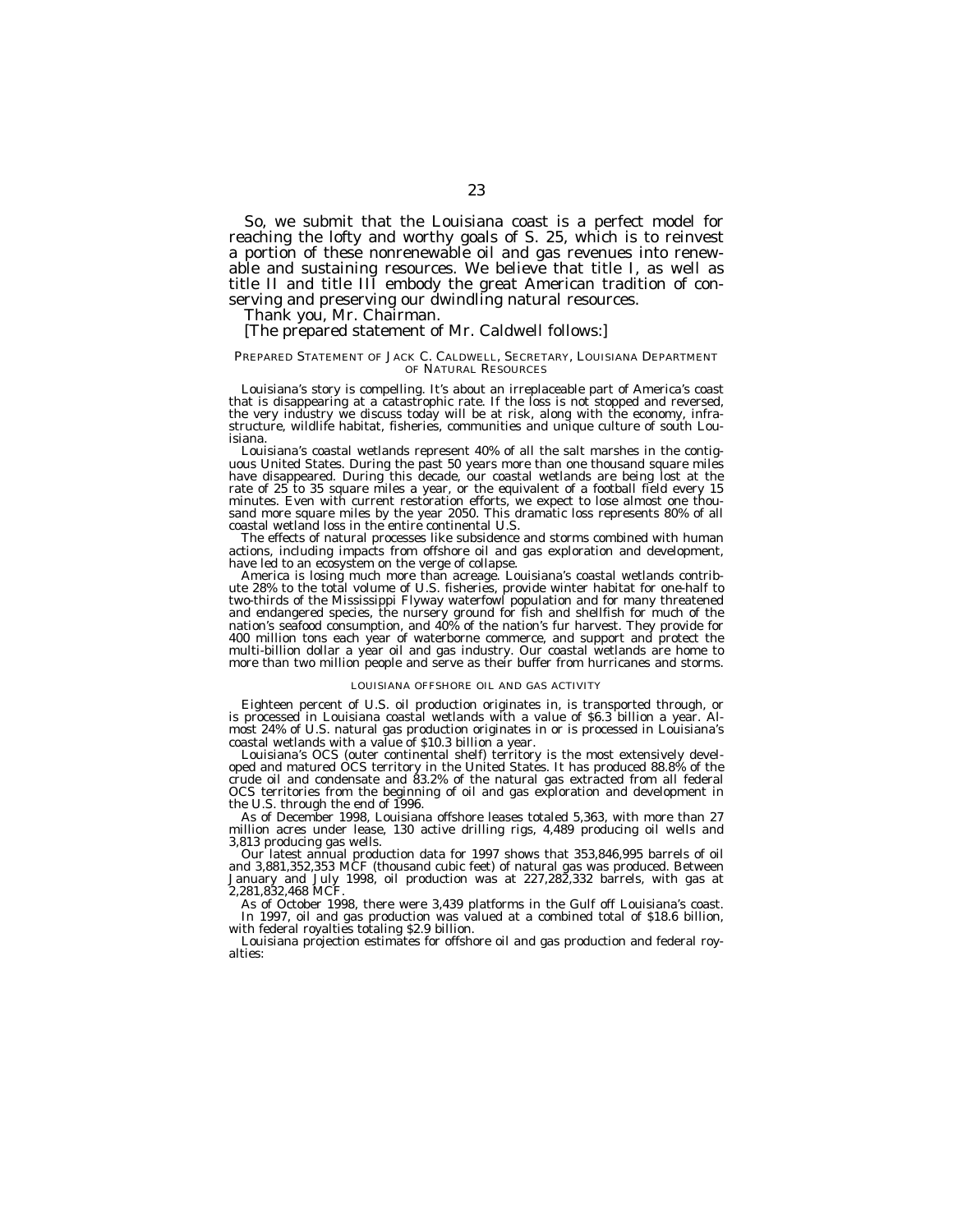So, we submit that the Louisiana coast is a perfect model for reaching the lofty and worthy goals of S. 25, which is to reinvest a portion of these nonrenewable oil and gas revenues into renewable and sustaining resources. We believe that title I, as well as title II and title III embody the great American tradition of conserving and preserving our dwindling natural resources.

Thank you, Mr. Chairman.

[The prepared statement of Mr. Caldwell follows:]

PREPARED STATEMENT OF JACK C. CALDWELL, SECRETARY, LOUISIANA DEPARTMENT OF NATURAL RESOURCES

Louisiana's story is compelling. It's about an irreplaceable part of America's coast that is disappearing at a catastrophic rate. If the loss is not stopped and reversed, the very industry we discuss today will be at risk, along with the economy, infrastructure, wildlife habitat, fisheries, communities and unique culture of south Louisiana.

Louisiana's coastal wetlands represent 40% of all the salt marshes in the contiguous United States. During the past 50 years more than one thousand square miles have disappeared. During this decade, our coastal wetlands are being lost at the rate of 25 to 35 square miles a year, or the equivalent of a football field every 15 minutes. Even with current restoration efforts, we expect to lose almost one thousand more square miles by the year 2050. This dramatic loss represents 80% of all coastal wetland loss in the entire continental U.S.

The effects of natural processes like subsidence and storms combined with human actions, including impacts from offshore oil and gas exploration and development, have led to an ecosystem on the verge of collapse.

America is losing much more than acreage. Louisiana's coastal wetlands contribute 28% to the total volume of U.S. fisheries, provide winter habitat for one-half to two-thirds of the Mississippi Flyway waterfowl population and for many threatened and endangered species, the nursery ground for fish and shellfish for much of the nation's seafood consumption, and 40% of the nation's fur harvest. They provide for 400 million tons each year of waterborne commerce, and support and protect the multi-billion dollar a year oil and gas industry. Our coastal wetlands are home to more than two million people and serve as their buffer from hurricanes and storms.

LOUISIANA OFFSHORE OIL AND GAS ACTIVITY

Eighteen percent of U.S. oil production originates in, is transported through, or is processed in Louisiana coastal wetlands with a value of $6.3 billion a year. Almost 24% of U.S. natural gas production originates in or is processed in Louisiana's coastal wetlands with a value of $10.3 billion a year.

Louisiana's OCS (outer continental shelf) territory is the most extensively developed and matured OCS territory in the United States. It has produced 88.8% of the crude oil and condensate and 83.2% of the natural gas extracted from all federal OCS territories from the beginning of oil and gas exploration and development in the U.S. through the end of 1996.

As of December 1998, Louisiana offshore leases totaled 5,363, with more than 27 million acres under lease, 130 active drilling rigs, 4,489 producing oil wells and 3,813 producing gas wells.

Our latest annual production data for 1997 shows that 353,846,995 barrels of oil and 3,881,352,353 MCF (thousand cubic feet) of natural gas was produced. Between January and July 1998, oil production was at 227,282,332 barrels, with gas at 2,281,832,468 MCF.

As of October 1998, there were 3,439 platforms in the Gulf off Louisiana's coast.

In 1997, oil and gas production was valued at a combined total of $18.6 billion, with federal royalties totaling $2.9 billion.

Louisiana projection estimates for offshore oil and gas production and federal royalties: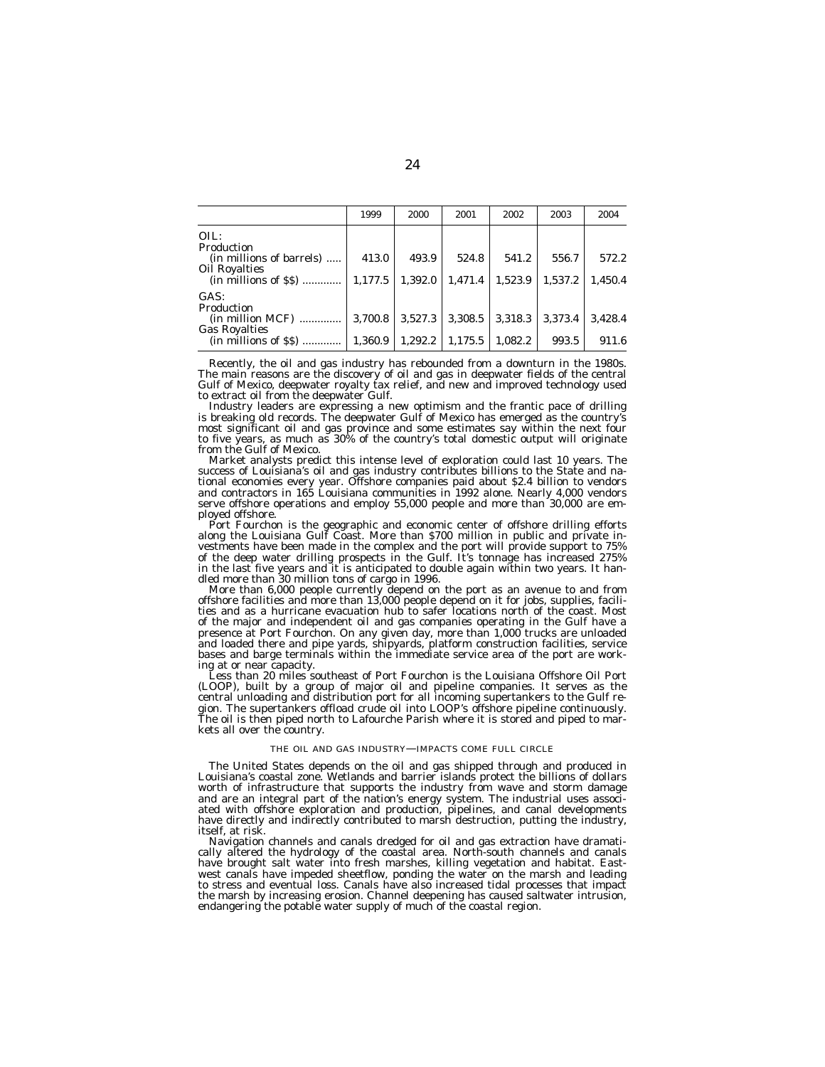| | 1999 | 2000 | 2001 | 2002 | 2003 | 2004 |
|---|---|---|---|---|---|---|
| OIL: | | | | | | |
| Production (in millions of barrels) | 413.0 | 493.9 | 524.8 | 541.2 | 556.7 | 572.2 |
| Oil Royalties (in millions of $$) | 1,177.5 | 1,392.0 | 1,471.4 | 1,523.9 | 1,537.2 | 1,450.4 |
| GAS: | | | | | | |
| Production (in million MCF) | 3,700.8 | 3,527.3 | 3,308.5 | 3,318.3 | 3,373.4 | 3,428.4 |
| Gas Royalties (in millions of $$) | 1,360.9 | 1,292.2 | 1,175.5 | 1,082.2 | 993.5 | 911.6 |

Recently, the oil and gas industry has rebounded from a downturn in the 1980s. The main reasons are the discovery of oil and gas in deepwater fields of the central Gulf of Mexico, deepwater royalty tax relief, and new and improved technology used to extract oil from the deepwater Gulf.

Industry leaders are expressing a new optimism and the frantic pace of drilling is breaking old records. The deepwater Gulf of Mexico has emerged as the country's most significant oil and gas province and some estimates say within the next four to five years, as much as 30% of the country's total domestic output will originate from the Gulf of Mexico.

Market analysts predict this intense level of exploration could last 10 years. The success of Louisiana's oil and gas industry contributes billions to the State and national economies every year. Offshore companies paid about $2.4 billion to vendors and contractors in 165 Louisiana communities in 1992 alone. Nearly 4,000 vendors serve offshore operations and employ 55,000 people and more than 30,000 are employed offshore.

Port Fourchon is the geographic and economic center of offshore drilling efforts along the Louisiana Gulf Coast. More than $700 million in public and private investments have been made in the complex and the port will provide support to 75% of the deep water drilling prospects in the Gulf. It's tonnage has increased 275% in the last five years and it is anticipated to double again within two years. It handled more than 30 million tons of cargo in 1996.

More than 6,000 people currently depend on the port as an avenue to and from offshore facilities and more than 13,000 people depend on it for jobs, supplies, facilities and as a hurricane evacuation hub to safer locations north of the coast. Most of the major and independent oil and gas companies operating in the Gulf have a presence at Port Fourchon. On any given day, more than 1,000 trucks are unloaded and loaded there and pipe yards, shipyards, platform construction facilities, service bases and barge terminals within the immediate service area of the port are working at or near capacity.

Less than 20 miles southeast of Port Fourchon is the Louisiana Offshore Oil Port (LOOP), built by a group of major oil and pipeline companies. It serves as the central unloading and distribution port for all incoming supertankers to the Gulf region. The supertankers offload crude oil into LOOP's offshore pipeline continuously. The oil is then piped north to Lafourche Parish where it is stored and piped to markets all over the country.

## THE OIL AND GAS INDUSTRY—IMPACTS COME FULL CIRCLE

The United States depends on the oil and gas shipped through and produced in Louisiana's coastal zone. Wetlands and barrier islands protect the billions of dollars worth of infrastructure that supports the industry from wave and storm damage and are an integral part of the nation's energy system. The industrial uses associated with offshore exploration and production, pipelines, and canal developments have directly and indirectly contributed to marsh destruction, putting the industry, itself, at risk.

Navigation channels and canals dredged for oil and gas extraction have dramatically altered the hydrology of the coastal area. North-south channels and canals have brought salt water into fresh marshes, killing vegetation and habitat. East-west canals have impeded sheetflow, ponding the water on the marsh and leading to stress and eventual loss. Canals have also increased tidal processes that impact the marsh by increasing erosion. Channel deepening has caused saltwater intrusion, endangering the potable water supply of much of the coastal region.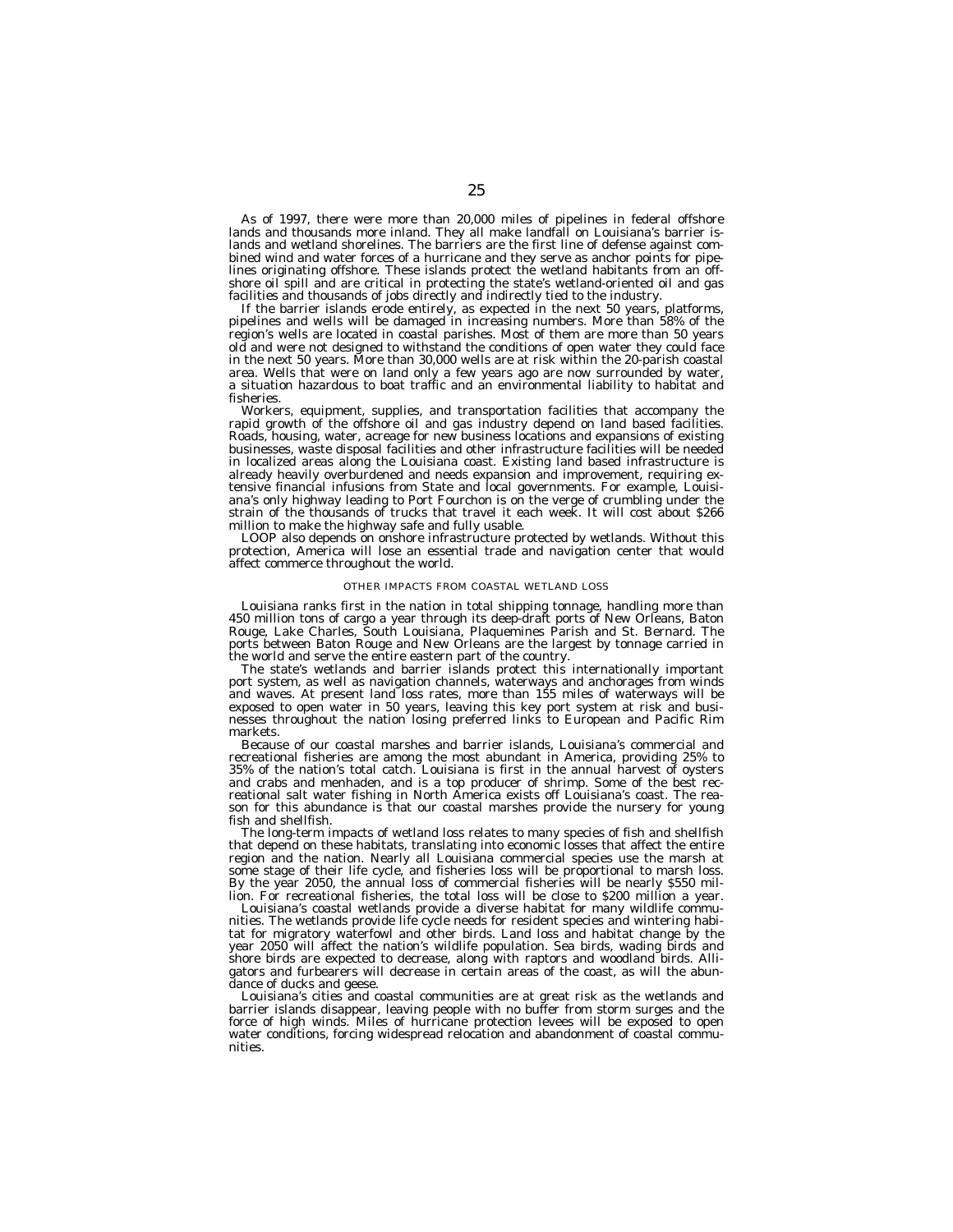As of 1997, there were more than 20,000 miles of pipelines in federal offshore lands and thousands more inland. They all make landfall on Louisiana's barrier islands and wetland shorelines. The barriers are the first line of defense against combined wind and water forces of a hurricane and they serve as anchor points for pipelines originating offshore. These islands protect the wetland habitants from an offshore oil spill and are critical in protecting the state's wetland-oriented oil and gas facilities and thousands of jobs directly and indirectly tied to the industry.

If the barrier islands erode entirely, as expected in the next 50 years, platforms, pipelines and wells will be damaged in increasing numbers. More than 58% of the region's wells are located in coastal parishes. Most of them are more than 50 years old and were not designed to withstand the conditions of open water they could face in the next 50 years. More than 30,000 wells are at risk within the 20-parish coastal area. Wells that were on land only a few years ago are now surrounded by water, a situation hazardous to boat traffic and an environmental liability to habitat and fisheries.

Workers, equipment, supplies, and transportation facilities that accompany the rapid growth of the offshore oil and gas industry depend on land based facilities. Roads, housing, water, acreage for new business locations and expansions of existing businesses, waste disposal facilities and other infrastructure facilities will be needed in localized areas along the Louisiana coast. Existing land based infrastructure is already heavily overburdened and needs expansion and improvement, requiring extensive financial infusions from State and local governments. For example, Louisiana's only highway leading to Port Fourchon is on the verge of crumbling under the strain of the thousands of trucks that travel it each week. It will cost about $266 million to make the highway safe and fully usable.

LOOP also depends on onshore infrastructure protected by wetlands. Without this protection, America will lose an essential trade and navigation center that would affect commerce throughout the world.

## OTHER IMPACTS FROM COASTAL WETLAND LOSS

Louisiana ranks first in the nation in total shipping tonnage, handling more than 450 million tons of cargo a year through its deep-draft ports of New Orleans, Baton Rouge, Lake Charles, South Louisiana, Plaquemines Parish and St. Bernard. The ports between Baton Rouge and New Orleans are the largest by tonnage carried in the world and serve the entire eastern part of the country.

The state's wetlands and barrier islands protect this internationally important port system, as well as navigation channels, waterways and anchorages from winds and waves. At present land loss rates, more than 155 miles of waterways will be exposed to open water in 50 years, leaving this key port system at risk and businesses throughout the nation losing preferred links to European and Pacific Rim markets.

Because of our coastal marshes and barrier islands, Louisiana's commercial and recreational fisheries are among the most abundant in America, providing 25% to 35% of the nation's total catch. Louisiana is first in the annual harvest of oysters and crabs and menhaden, and is a top producer of shrimp. Some of the best recreational salt water fishing in North America exists off Louisiana's coast. The reason for this abundance is that our coastal marshes provide the nursery for young fish and shellfish.

The long-term impacts of wetland loss relates to many species of fish and shellfish that depend on these habitats, translating into economic losses that affect the entire region and the nation. Nearly all Louisiana commercial species use the marsh at some stage of their life cycle, and fisheries loss will be proportional to marsh loss. By the year 2050, the annual loss of commercial fisheries will be nearly $550 million. For recreational fisheries, the total loss will be close to $200 million a year.

Louisiana's coastal wetlands provide a diverse habitat for many wildlife communities. The wetlands provide life cycle needs for resident species and wintering habitat for migratory waterfowl and other birds. Land loss and habitat change by the year 2050 will affect the nation's wildlife population. Sea birds, wading birds and shore birds are expected to decrease, along with raptors and woodland birds. Alligators and furbearers will decrease in certain areas of the coast, as will the abundance of ducks and geese.

Louisiana's cities and coastal communities are at great risk as the wetlands and barrier islands disappear, leaving people with no buffer from storm surges and the force of high winds. Miles of hurricane protection levees will be exposed to open water conditions, forcing widespread relocation and abandonment of coastal communities.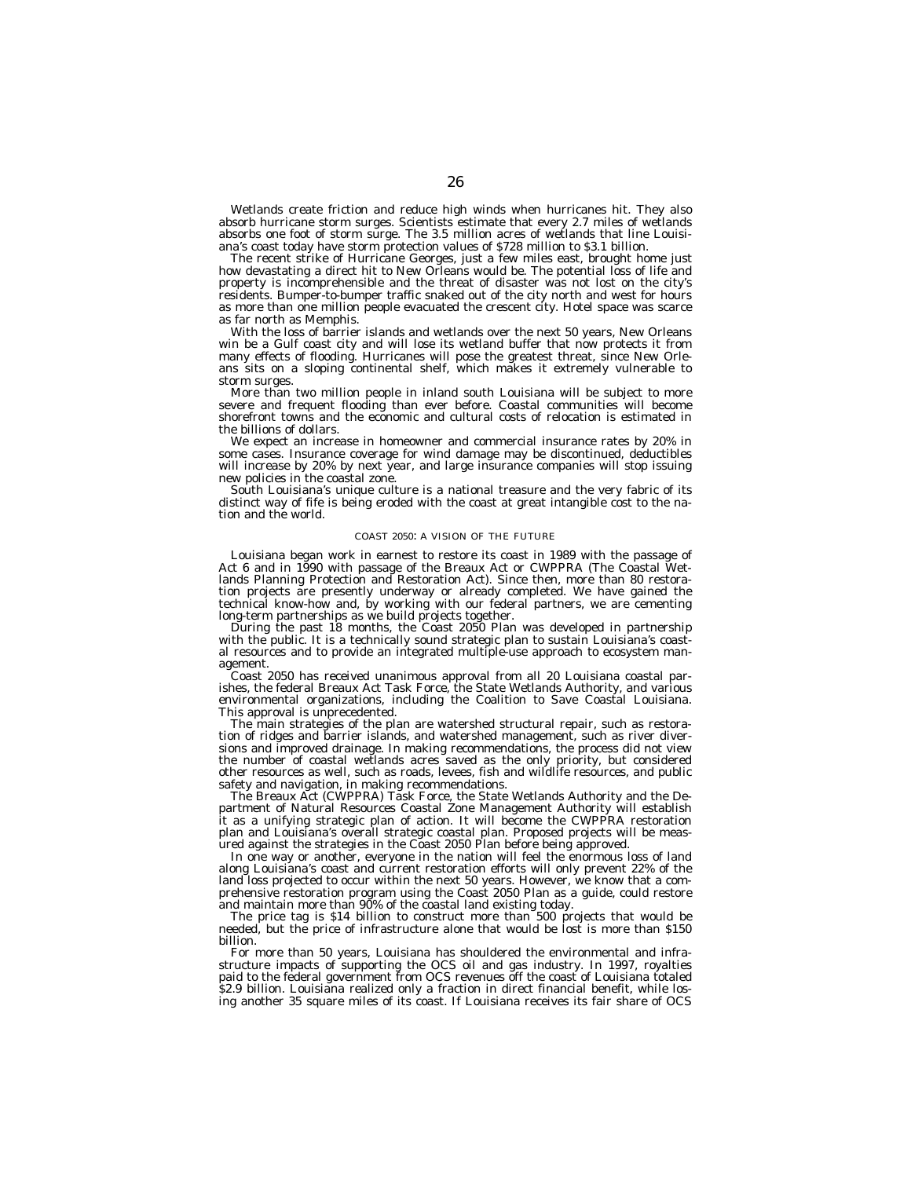Wetlands create friction and reduce high winds when hurricanes hit. They also absorb hurricane storm surges. Scientists estimate that every 2.7 miles of wetlands absorbs one foot of storm surge. The 3.5 million acres of wetlands that line Louisiana's coast today have storm protection values of $728 million to $3.1 billion.

The recent strike of Hurricane Georges, just a few miles east, brought home just how devastating a direct hit to New Orleans would be. The potential loss of life and property is incomprehensible and the threat of disaster was not lost on the city's residents. Bumper-to-bumper traffic snaked out of the city north and west for hours as more than one million people evacuated the crescent city. Hotel space was scarce as far north as Memphis.

With the loss of barrier islands and wetlands over the next 50 years, New Orleans win be a Gulf coast city and will lose its wetland buffer that now protects it from many effects of flooding. Hurricanes will pose the greatest threat, since New Orleans sits on a sloping continental shelf, which makes it extremely vulnerable to storm surges.

More than two million people in inland south Louisiana will be subject to more severe and frequent flooding than ever before. Coastal communities will become shorefront towns and the economic and cultural costs of relocation is estimated in the billions of dollars.

We expect an increase in homeowner and commercial insurance rates by 20% in some cases. Insurance coverage for wind damage may be discontinued, deductibles will increase by 20% by next year, and large insurance companies will stop issuing new policies in the coastal zone.

South Louisiana's unique culture is a national treasure and the very fabric of its distinct way of fife is being eroded with the coast at great intangible cost to the nation and the world.

## COAST 2050: A VISION OF THE FUTURE

Louisiana began work in earnest to restore its coast in 1989 with the passage of Act 6 and in 1990 with passage of the Breaux Act or CWPPRA (The Coastal Wetlands Planning Protection and Restoration Act). Since then, more than 80 restoration projects are presently underway or already completed. We have gained the technical know-how and, by working with our federal partners, we are cementing long-term partnerships as we build projects together.

During the past 18 months, the Coast 2050 Plan was developed in partnership with the public. It is a technically sound strategic plan to sustain Louisiana's coastal resources and to provide an integrated multiple-use approach to ecosystem management.

Coast 2050 has received unanimous approval from all 20 Louisiana coastal parishes, the federal Breaux Act Task Force, the State Wetlands Authority, and various environmental organizations, including the Coalition to Save Coastal Louisiana. This approval is unprecedented.

The main strategies of the plan are watershed structural repair, such as restoration of ridges and barrier islands, and watershed management, such as river diversions and improved drainage. In making recommendations, the process did not view the number of coastal wetlands acres saved as the only priority, but considered other resources as well, such as roads, levees, fish and wildlife resources, and public safety and navigation, in making recommendations.

The Breaux Act (CWPPRA) Task Force, the State Wetlands Authority and the Department of Natural Resources Coastal Zone Management Authority will establish it as a unifying strategic plan of action. It will become the CWPPRA restoration plan and Louisiana's overall strategic coastal plan. Proposed projects will be measured against the strategies in the Coast 2050 Plan before being approved.

In one way or another, everyone in the nation will feel the enormous loss of land along Louisiana's coast and current restoration efforts will only prevent 22% of the land loss projected to occur within the next 50 years. However, we know that a comprehensive restoration program using the Coast 2050 Plan as a guide, could restore and maintain more than 90% of the coastal land existing today.

The price tag is $14 billion to construct more than 500 projects that would be needed, but the price of infrastructure alone that would be lost is more than $150 billion.

For more than 50 years, Louisiana has shouldered the environmental and infrastructure impacts of supporting the OCS oil and gas industry. In 1997, royalties paid to the federal government from OCS revenues off the coast of Louisiana totaled $2.9 billion. Louisiana realized only a fraction in direct financial benefit, while losing another 35 square miles of its coast. If Louisiana receives its fair share of OCS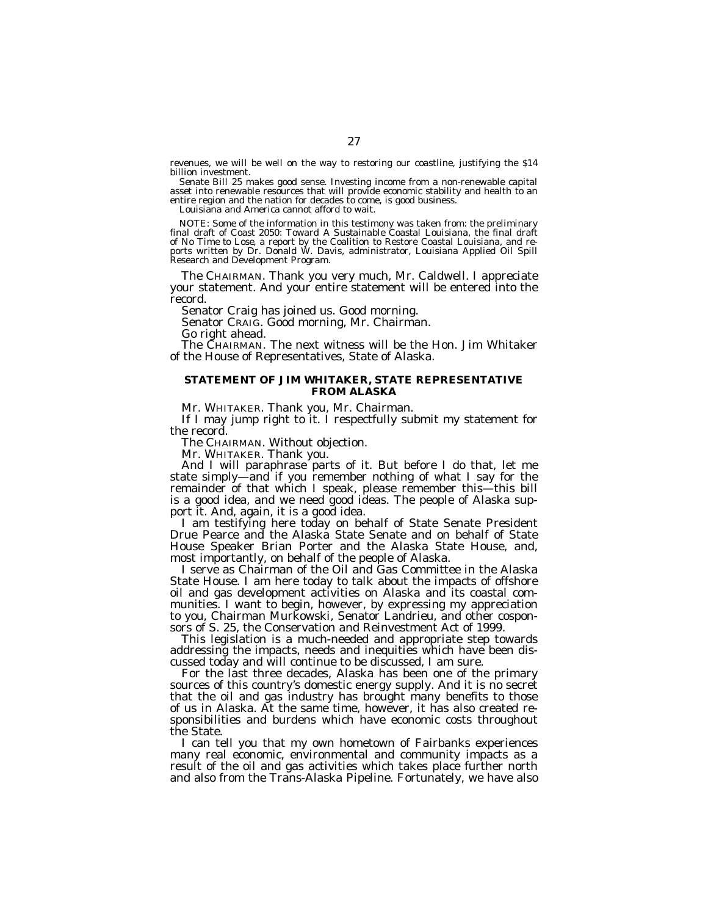revenues, we will be well on the way to restoring our coastline, justifying the $14 billion investment.

Senate Bill 25 makes good sense. Investing income from a non-renewable capital asset into renewable resources that will provide economic stability and health to an entire region and the nation for decades to come, is good business.

Louisiana and America cannot afford to wait.

NOTE: Some of the information in this testimony was taken from: the preliminary final draft of Coast 2050: Toward A Sustainable Coastal Louisiana, the final draft of No Time to Lose, a report by the Coalition to Restore Coastal Louisiana, and reports written by Dr. Donald W. Davis, administrator, Louisiana Applied Oil Spill Research and Development Program.

The CHAIRMAN. Thank you very much, Mr. Caldwell. I appreciate your statement. And your entire statement will be entered into the record.

Senator Craig has joined us. Good morning.

Senator CRAIG. Good morning, Mr. Chairman.

Go right ahead.

The CHAIRMAN. The next witness will be the Hon. Jim Whitaker of the House of Representatives, State of Alaska.

## STATEMENT OF JIM WHITAKER, STATE REPRESENTATIVE FROM ALASKA

Mr. WHITAKER. Thank you, Mr. Chairman.

If I may jump right to it. I respectfully submit my statement for the record.

The CHAIRMAN. Without objection.

Mr. WHITAKER. Thank you.

And I will paraphrase parts of it. But before I do that, let me state simply—and if you remember nothing of what I say for the remainder of that which I speak, please remember this—this bill is a good idea, and we need good ideas. The people of Alaska support it. And, again, it is a good idea.

I am testifying here today on behalf of State Senate President Drue Pearce and the Alaska State Senate and on behalf of State House Speaker Brian Porter and the Alaska State House, and, most importantly, on behalf of the people of Alaska.

I serve as Chairman of the Oil and Gas Committee in the Alaska State House. I am here today to talk about the impacts of offshore oil and gas development activities on Alaska and its coastal communities. I want to begin, however, by expressing my appreciation to you, Chairman Murkowski, Senator Landrieu, and other cosponsors of S. 25, the Conservation and Reinvestment Act of 1999.

This legislation is a much-needed and appropriate step towards addressing the impacts, needs and inequities which have been discussed today and will continue to be discussed, I am sure.

For the last three decades, Alaska has been one of the primary sources of this country's domestic energy supply. And it is no secret that the oil and gas industry has brought many benefits to those of us in Alaska. At the same time, however, it has also created responsibilities and burdens which have economic costs throughout the State.

I can tell you that my own hometown of Fairbanks experiences many real economic, environmental and community impacts as a result of the oil and gas activities which takes place further north and also from the Trans-Alaska Pipeline. Fortunately, we have also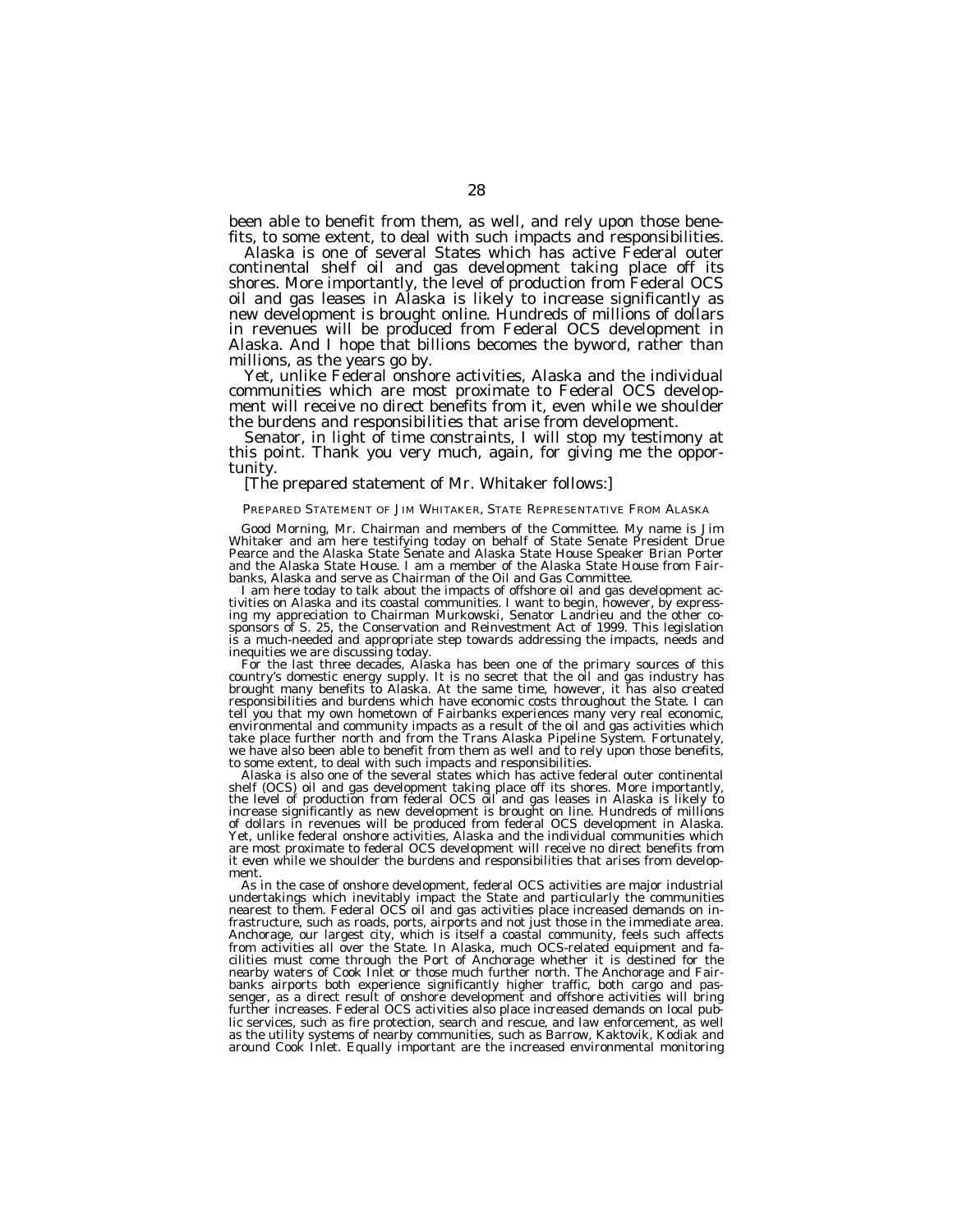been able to benefit from them, as well, and rely upon those benefits, to some extent, to deal with such impacts and responsibilities.

Alaska is one of several States which has active Federal outer continental shelf oil and gas development taking place off its shores. More importantly, the level of production from Federal OCS oil and gas leases in Alaska is likely to increase significantly as new development is brought online. Hundreds of millions of dollars in revenues will be produced from Federal OCS development in Alaska. And I hope that billions becomes the byword, rather than millions, as the years go by.

Yet, unlike Federal onshore activities, Alaska and the individual communities which are most proximate to Federal OCS development will receive no direct benefits from it, even while we shoulder the burdens and responsibilities that arise from development.

Senator, in light of time constraints, I will stop my testimony at this point. Thank you very much, again, for giving me the opportunity.

[The prepared statement of Mr. Whitaker follows:]

PREPARED STATEMENT OF JIM WHITAKER, STATE REPRESENTATIVE FROM ALASKA

Good Morning, Mr. Chairman and members of the Committee. My name is Jim Whitaker and am here testifying today on behalf of State Senate President Drue Pearce and the Alaska State Senate and Alaska State House Speaker Brian Porter and the Alaska State House. I am a member of the Alaska State House from Fairbanks, Alaska and serve as Chairman of the Oil and Gas Committee.

I am here today to talk about the impacts of offshore oil and gas development activities on Alaska and its coastal communities. I want to begin, however, by expressing my appreciation to Chairman Murkowski, Senator Landrieu and the other cosponsors of S. 25, the Conservation and Reinvestment Act of 1999. This legislation is a much-needed and appropriate step towards addressing the impacts, needs and inequities we are discussing today.

For the last three decades, Alaska has been one of the primary sources of this country's domestic energy supply. It is no secret that the oil and gas industry has brought many benefits to Alaska. At the same time, however, it has also created responsibilities and burdens which have economic costs throughout the State. I can tell you that my own hometown of Fairbanks experiences many very real economic, environmental and community impacts as a result of the oil and gas activities which take place further north and from the Trans Alaska Pipeline System. Fortunately, we have also been able to benefit from them as well and to rely upon those benefits, to some extent, to deal with such impacts and responsibilities.

Alaska is also one of the several states which has active federal outer continental shelf (OCS) oil and gas development taking place off its shores. More importantly, the level of production from federal OCS oil and gas leases in Alaska is likely to increase significantly as new development is brought on line. Hundreds of millions of dollars in revenues will be produced from federal OCS development in Alaska. Yet, unlike federal onshore activities, Alaska and the individual communities which are most proximate to federal OCS development will receive no direct benefits from it even while we shoulder the burdens and responsibilities that arises from development.

As in the case of onshore development, federal OCS activities are major industrial undertakings which inevitably impact the State and particularly the communities nearest to them. Federal OCS oil and gas activities place increased demands on infrastructure, such as roads, ports, airports and not just those in the immediate area. Anchorage, our largest city, which is itself a coastal community, feels such affects from activities all over the State. In Alaska, much OCS-related equipment and facilities must come through the Port of Anchorage whether it is destined for the nearby waters of Cook Inlet or those much further north. The Anchorage and Fairbanks airports both experience significantly higher traffic, both cargo and passenger, as a direct result of onshore development and offshore activities will bring further increases. Federal OCS activities also place increased demands on local public services, such as fire protection, search and rescue, and law enforcement, as well as the utility systems of nearby communities, such as Barrow, Kaktovik, Kodiak and around Cook Inlet. Equally important are the increased environmental monitoring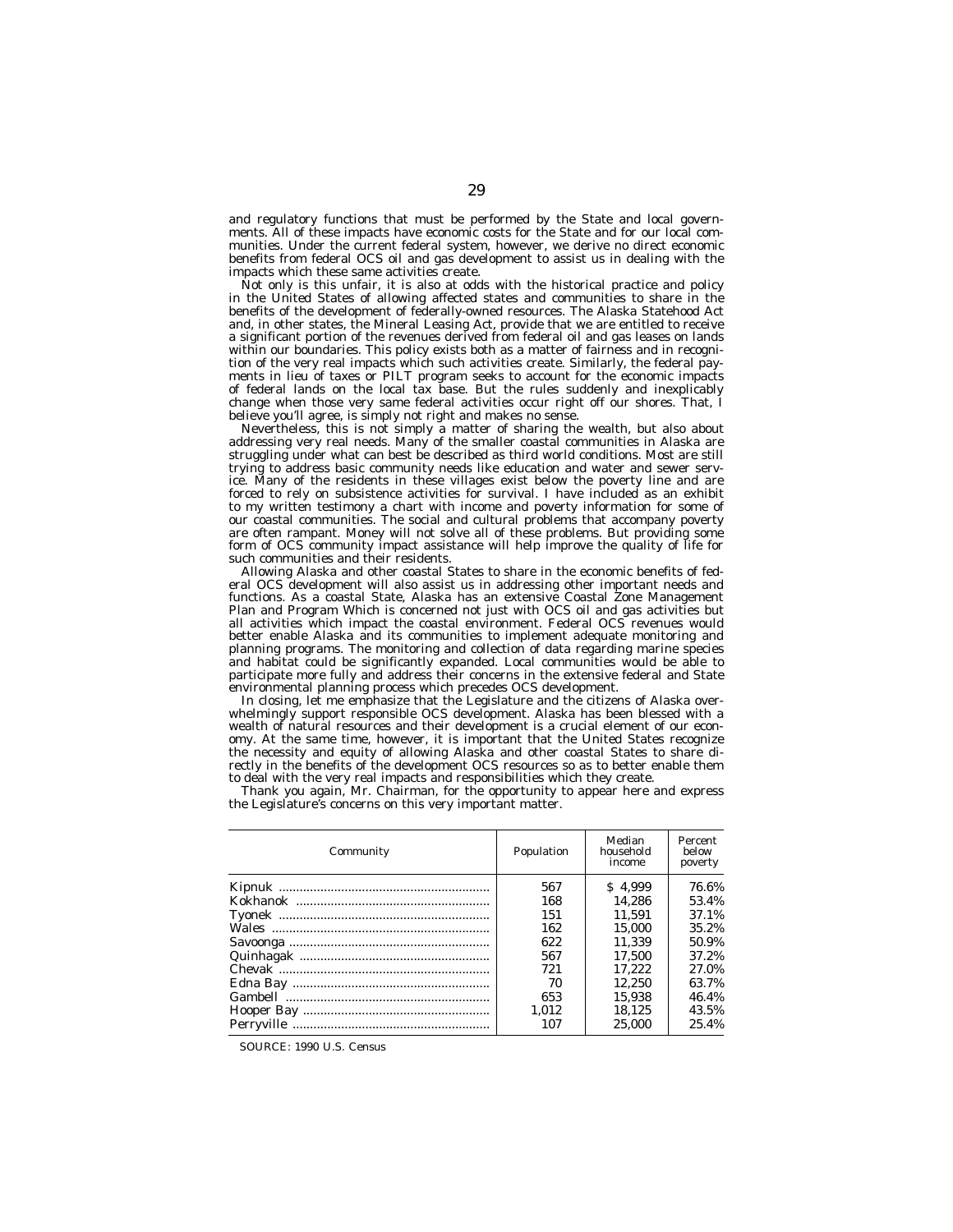and regulatory functions that must be performed by the State and local governments. All of these impacts have economic costs for the State and for our local communities. Under the current federal system, however, we derive no direct economic benefits from federal OCS oil and gas development to assist us in dealing with the impacts which these same activities create.

Not only is this unfair, it is also at odds with the historical practice and policy in the United States of allowing affected states and communities to share in the benefits of the development of federally-owned resources. The Alaska Statehood Act and, in other states, the Mineral Leasing Act, provide that we are entitled to receive a significant portion of the revenues derived from federal oil and gas leases on lands within our boundaries. This policy exists both as a matter of fairness and in recognition of the very real impacts which such activities create. Similarly, the federal payments in lieu of taxes or PILT program seeks to account for the economic impacts of federal lands on the local tax base. But the rules suddenly and inexplicably change when those very same federal activities occur right off our shores. That, I believe you'll agree, is simply not right and makes no sense.

Nevertheless, this is not simply a matter of sharing the wealth, but also about addressing very real needs. Many of the smaller coastal communities in Alaska are struggling under what can best be described as third world conditions. Most are still trying to address basic community needs like education and water and sewer service. Many of the residents in these villages exist below the poverty line and are forced to rely on subsistence activities for survival. I have included as an exhibit to my written testimony a chart with income and poverty information for some of our coastal communities. The social and cultural problems that accompany poverty are often rampant. Money will not solve all of these problems. But providing some form of OCS community impact assistance will help improve the quality of life for such communities and their residents.

Allowing Alaska and other coastal States to share in the economic benefits of federal OCS development will also assist us in addressing other important needs and functions. As a coastal State, Alaska has an extensive Coastal Zone Management Plan and Program Which is concerned not just with OCS oil and gas activities but all activities which impact the coastal environment. Federal OCS revenues would better enable Alaska and its communities to implement adequate monitoring and planning programs. The monitoring and collection of data regarding marine species and habitat could be significantly expanded. Local communities would be able to participate more fully and address their concerns in the extensive federal and State environmental planning process which precedes OCS development.

In closing, let me emphasize that the Legislature and the citizens of Alaska overwhelmingly support responsible OCS development. Alaska has been blessed with a wealth of natural resources and their development is a crucial element of our economy. At the same time, however, it is important that the United States recognize the necessity and equity of allowing Alaska and other coastal States to share directly in the benefits of the development OCS resources so as to better enable them to deal with the very real impacts and responsibilities which they create.

Thank you again, Mr. Chairman, for the opportunity to appear here and express the Legislature's concerns on this very important matter.

| Community | Population | Median household income | Percent below poverty |
|---|---|---|---|
| Kipnuk | 567 | $ 4,999 | 76.6% |
| Kokhanok | 168 | 14,286 | 53.4% |
| Tyonek | 151 | 11,591 | 37.1% |
| Wales | 162 | 15,000 | 35.2% |
| Savoonga | 622 | 11,339 | 50.9% |
| Quinhagak | 567 | 17,500 | 37.2% |
| Chevak | 721 | 17,222 | 27.0% |
| Edna Bay | 70 | 12,250 | 63.7% |
| Gambell | 653 | 15,938 | 46.4% |
| Hooper Bay | 1,012 | 18,125 | 43.5% |
| Perryville | 107 | 25,000 | 25.4% |

SOURCE: 1990 U.S. Census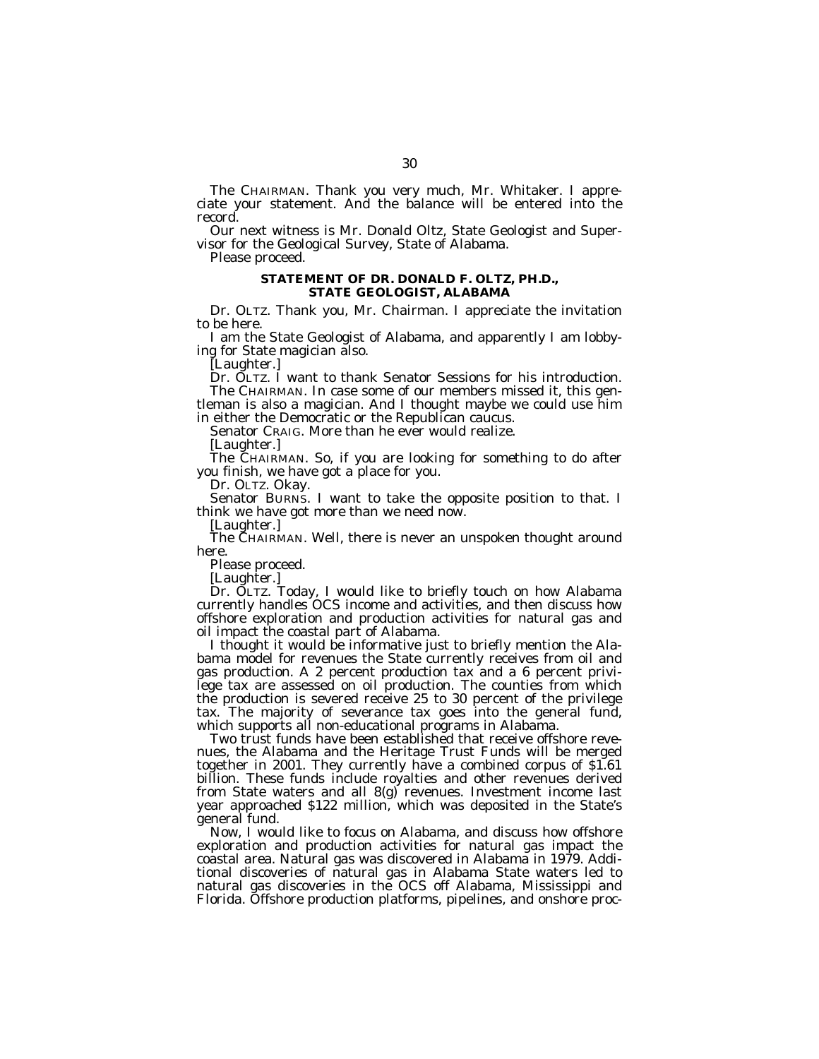The CHAIRMAN. Thank you very much, Mr. Whitaker. I appreciate your statement. And the balance will be entered into the record.

Our next witness is Mr. Donald Oltz, State Geologist and Supervisor for the Geological Survey, State of Alabama.

Please proceed.

### STATEMENT OF DR. DONALD F. OLTZ, PH.D., STATE GEOLOGIST, ALABAMA

Dr. OLTZ. Thank you, Mr. Chairman. I appreciate the invitation to be here.

I am the State Geologist of Alabama, and apparently I am lobbying for State magician also.

[Laughter.]

Dr. OLTZ. I want to thank Senator Sessions for his introduction.

The CHAIRMAN. In case some of our members missed it, this gentleman is also a magician. And I thought maybe we could use him in either the Democratic or the Republican caucus.

Senator CRAIG. More than he ever would realize.

[Laughter.]

The CHAIRMAN. So, if you are looking for something to do after you finish, we have got a place for you.

Dr. OLTZ. Okay.

Senator BURNS. I want to take the opposite position to that. I think we have got more than we need now.

[Laughter.]

The CHAIRMAN. Well, there is never an unspoken thought around here.

Please proceed.

[Laughter.]

Dr. OLTZ. Today, I would like to briefly touch on how Alabama currently handles OCS income and activities, and then discuss how offshore exploration and production activities for natural gas and oil impact the coastal part of Alabama.

I thought it would be informative just to briefly mention the Alabama model for revenues the State currently receives from oil and gas production. A 2 percent production tax and a 6 percent privilege tax are assessed on oil production. The counties from which the production is severed receive 25 to 30 percent of the privilege tax. The majority of severance tax goes into the general fund, which supports all non-educational programs in Alabama.

Two trust funds have been established that receive offshore revenues, the Alabama and the Heritage Trust Funds will be merged together in 2001. They currently have a combined corpus of $1.61 billion. These funds include royalties and other revenues derived from State waters and all 8(g) revenues. Investment income last year approached $122 million, which was deposited in the State's general fund.

Now, I would like to focus on Alabama, and discuss how offshore exploration and production activities for natural gas impact the coastal area. Natural gas was discovered in Alabama in 1979. Additional discoveries of natural gas in Alabama State waters led to natural gas discoveries in the OCS off Alabama, Mississippi and Florida. Offshore production platforms, pipelines, and onshore proc-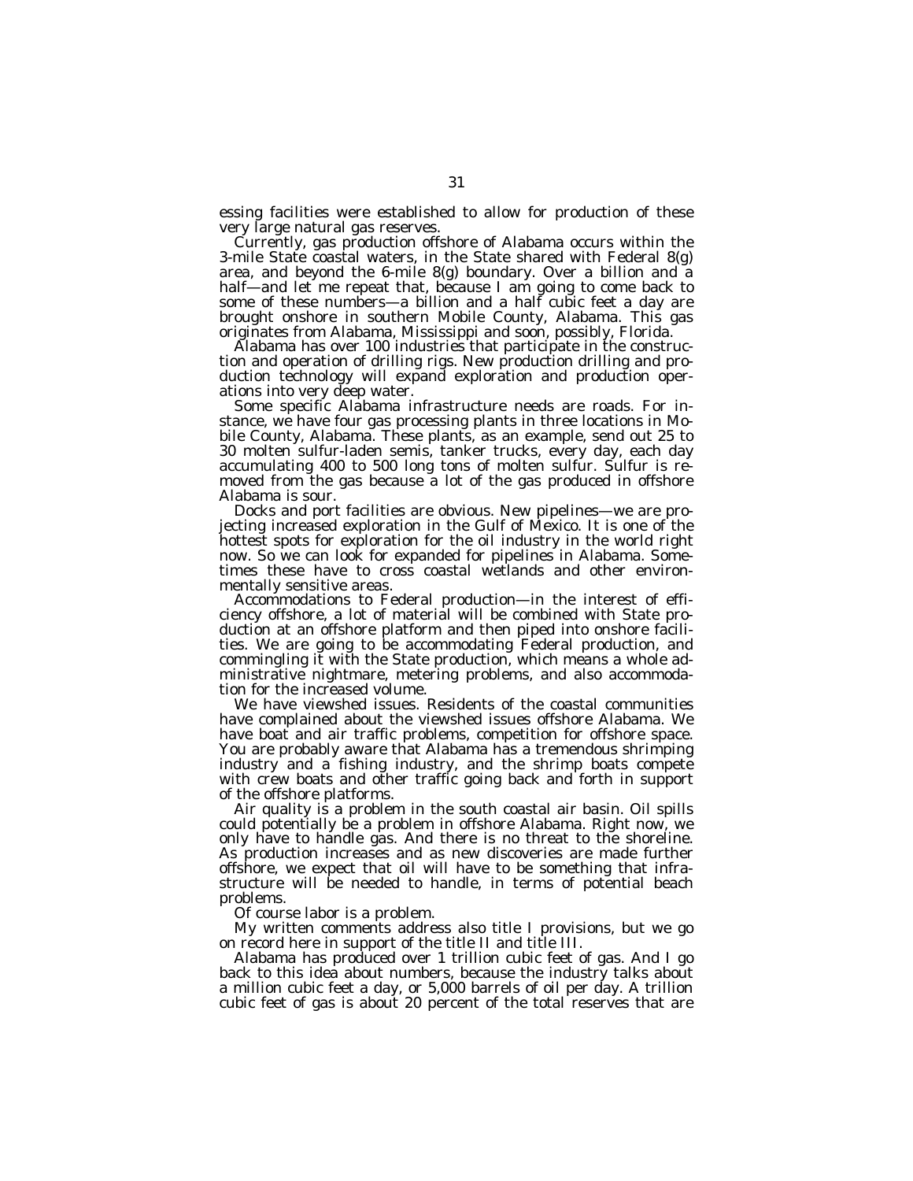essing facilities were established to allow for production of these very large natural gas reserves.

Currently, gas production offshore of Alabama occurs within the 3-mile State coastal waters, in the State shared with Federal 8(g) area, and beyond the 6-mile 8(g) boundary. Over a billion and a half—and let me repeat that, because I am going to come back to some of these numbers—a billion and a half cubic feet a day are brought onshore in southern Mobile County, Alabama. This gas originates from Alabama, Mississippi and soon, possibly, Florida.

Alabama has over 100 industries that participate in the construction and operation of drilling rigs. New production drilling and production technology will expand exploration and production operations into very deep water.

Some specific Alabama infrastructure needs are roads. For instance, we have four gas processing plants in three locations in Mobile County, Alabama. These plants, as an example, send out 25 to 30 molten sulfur-laden semis, tanker trucks, every day, each day accumulating 400 to 500 long tons of molten sulfur. Sulfur is removed from the gas because a lot of the gas produced in offshore Alabama is sour.

Docks and port facilities are obvious. New pipelines—we are projecting increased exploration in the Gulf of Mexico. It is one of the hottest spots for exploration for the oil industry in the world right now. So we can look for expanded for pipelines in Alabama. Sometimes these have to cross coastal wetlands and other environmentally sensitive areas.

Accommodations to Federal production—in the interest of efficiency offshore, a lot of material will be combined with State production at an offshore platform and then piped into onshore facilities. We are going to be accommodating Federal production, and commingling it with the State production, which means a whole administrative nightmare, metering problems, and also accommodation for the increased volume.

We have viewshed issues. Residents of the coastal communities have complained about the viewshed issues offshore Alabama. We have boat and air traffic problems, competition for offshore space. You are probably aware that Alabama has a tremendous shrimping industry and a fishing industry, and the shrimp boats compete with crew boats and other traffic going back and forth in support of the offshore platforms.

Air quality is a problem in the south coastal air basin. Oil spills could potentially be a problem in offshore Alabama. Right now, we only have to handle gas. And there is no threat to the shoreline. As production increases and as new discoveries are made further offshore, we expect that oil will have to be something that infrastructure will be needed to handle, in terms of potential beach problems.

Of course labor is a problem.

My written comments address also title I provisions, but we go on record here in support of the title II and title III.

Alabama has produced over 1 trillion cubic feet of gas. And I go back to this idea about numbers, because the industry talks about a million cubic feet a day, or 5,000 barrels of oil per day. A trillion cubic feet of gas is about 20 percent of the total reserves that are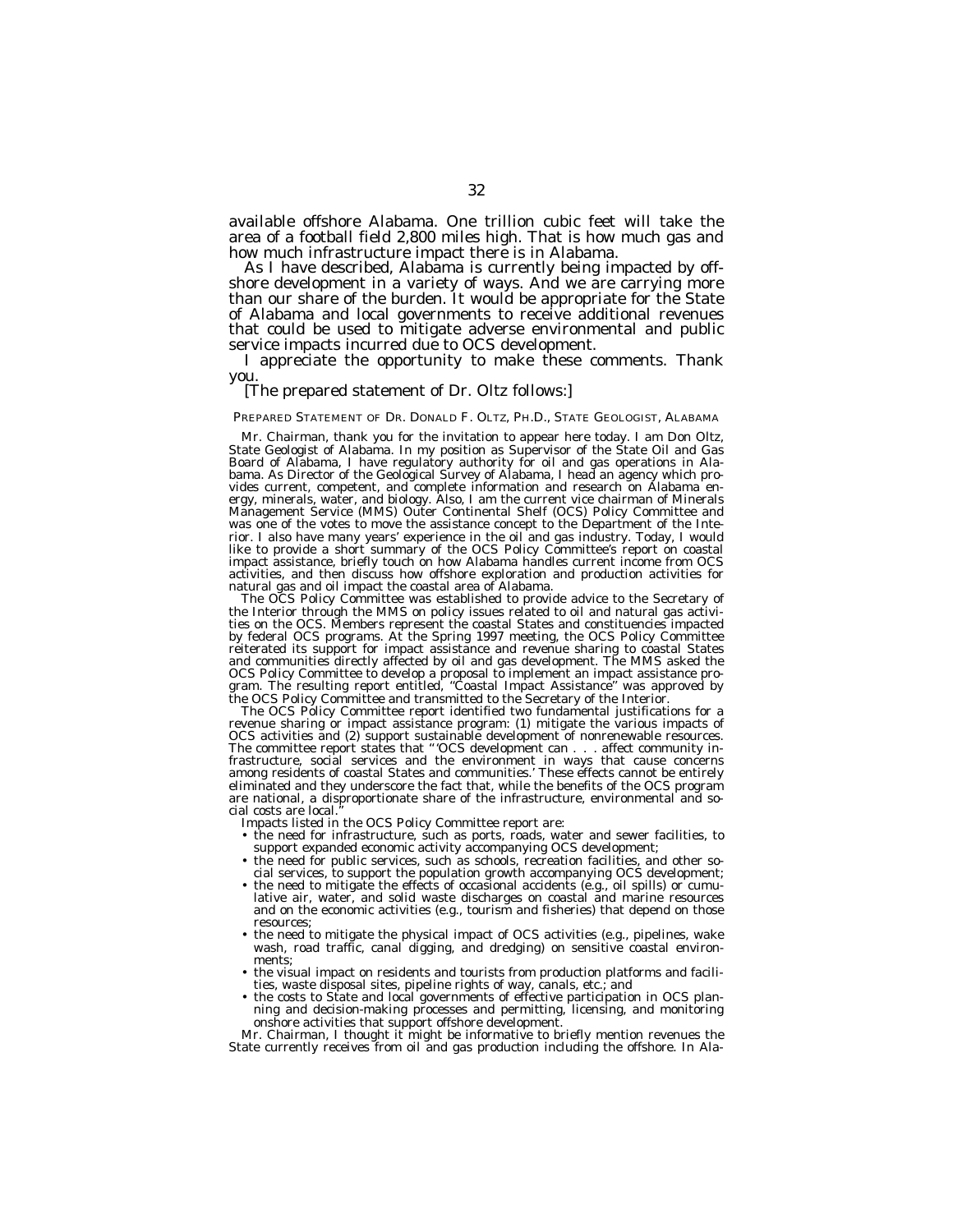available offshore Alabama. One trillion cubic feet will take the area of a football field 2,800 miles high. That is how much gas and how much infrastructure impact there is in Alabama.

As I have described, Alabama is currently being impacted by offshore development in a variety of ways. And we are carrying more than our share of the burden. It would be appropriate for the State of Alabama and local governments to receive additional revenues that could be used to mitigate adverse environmental and public service impacts incurred due to OCS development.

I appreciate the opportunity to make these comments. Thank you.

[The prepared statement of Dr. Oltz follows:]

PREPARED STATEMENT OF DR. DONALD F. OLTZ, PH.D., STATE GEOLOGIST, ALABAMA

Mr. Chairman, thank you for the invitation to appear here today. I am Don Oltz, State Geologist of Alabama. In my position as Supervisor of the State Oil and Gas Board of Alabama, I have regulatory authority for oil and gas operations in Alabama. As Director of the Geological Survey of Alabama, I head an agency which provides current, competent, and complete information and research on Alabama energy, minerals, water, and biology. Also, I am the current vice chairman of Minerals Management Service (MMS) Outer Continental Shelf (OCS) Policy Committee and was one of the votes to move the assistance concept to the Department of the Interior. I also have many years' experience in the oil and gas industry. Today, I would like to provide a short summary of the OCS Policy Committee's report on coastal impact assistance, briefly touch on how Alabama handles current income from OCS activities, and then discuss how offshore exploration and production activities for natural gas and oil impact the coastal area of Alabama.

The OCS Policy Committee was established to provide advice to the Secretary of the Interior through the MMS on policy issues related to oil and natural gas activities on the OCS. Members represent the coastal States and constituencies impacted by federal OCS programs. At the Spring 1997 meeting, the OCS Policy Committee reiterated its support for impact assistance and revenue sharing to coastal States and communities directly affected by oil and gas development. The MMS asked the OCS Policy Committee to develop a proposal to implement an impact assistance program. The resulting report entitled, "Coastal Impact Assistance" was approved by the OCS Policy Committee and transmitted to the Secretary of the Interior.

The OCS Policy Committee report identified two fundamental justifications for a revenue sharing or impact assistance program: (1) mitigate the various impacts of OCS activities and (2) support sustainable development of nonrenewable resources. The committee report states that "'OCS development can . . . affect community infrastructure, social services and the environment in ways that cause concerns among residents of coastal States and communities.' These effects cannot be entirely eliminated and they underscore the fact that, while the benefits of the OCS program are national, a disproportionate share of the infrastructure, environmental and social costs are local."

Impacts listed in the OCS Policy Committee report are:

- the need for infrastructure, such as ports, roads, water and sewer facilities, to support expanded economic activity accompanying OCS development;
- the need for public services, such as schools, recreation facilities, and other social services, to support the population growth accompanying OCS development;
- the need to mitigate the effects of occasional accidents (e.g., oil spills) or cumulative air, water, and solid waste discharges on coastal and marine resources and on the economic activities (e.g., tourism and fisheries) that depend on those resources;
- the need to mitigate the physical impact of OCS activities (e.g., pipelines, wake wash, road traffic, canal digging, and dredging) on sensitive coastal environments;
- the visual impact on residents and tourists from production platforms and facilities, waste disposal sites, pipeline rights of way, canals, etc.; and
- the costs to State and local governments of effective participation in OCS planning and decision-making processes and permitting, licensing, and monitoring onshore activities that support offshore development.

Mr. Chairman, I thought it might be informative to briefly mention revenues the State currently receives from oil and gas production including the offshore. In Ala-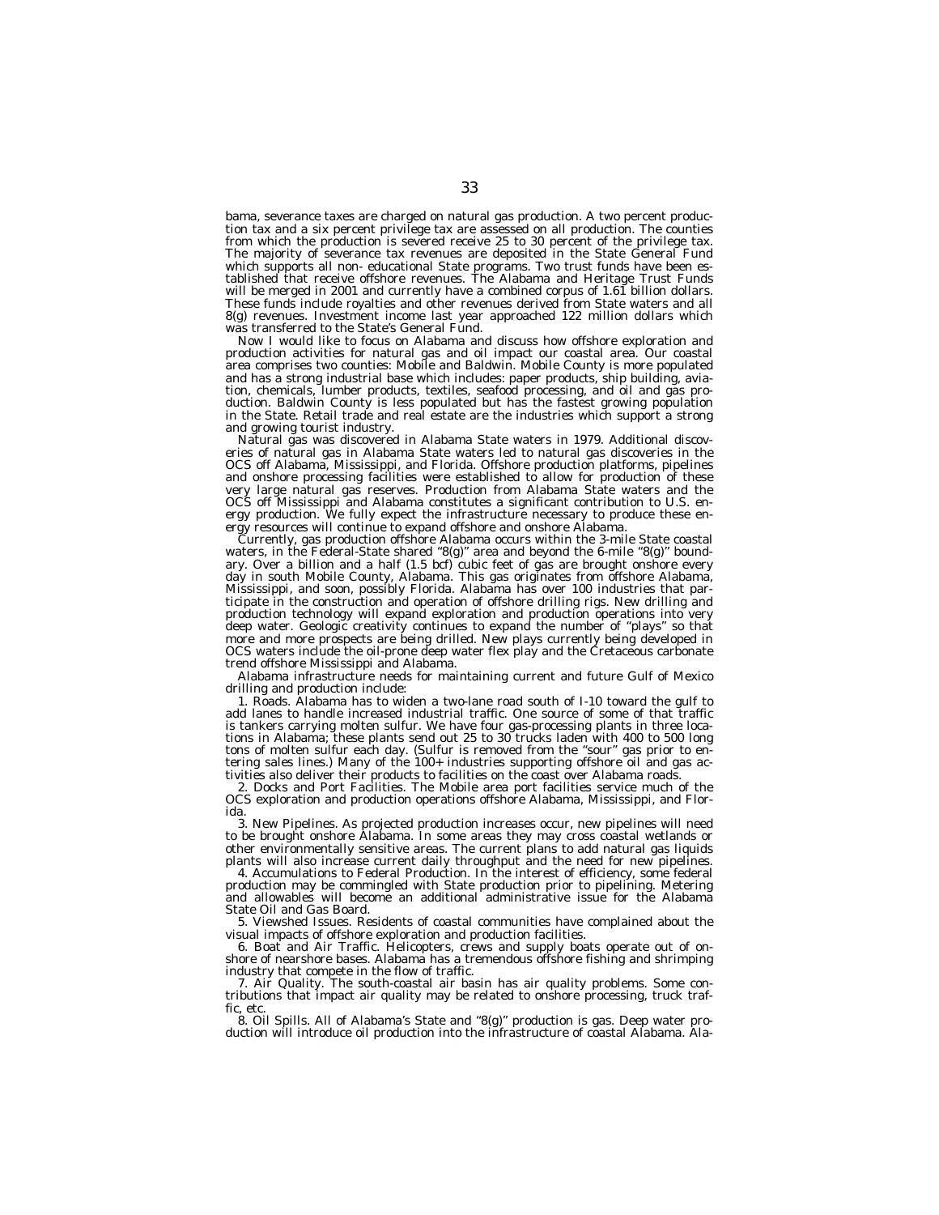bama, severance taxes are charged on natural gas production. A two percent production tax and a six percent privilege tax are assessed on all production. The counties from which the production is severed receive 25 to 30 percent of the privilege tax. The majority of severance tax revenues are deposited in the State General Fund which supports all non- educational State programs. Two trust funds have been established that receive offshore revenues. The Alabama and Heritage Trust Funds will be merged in 2001 and currently have a combined corpus of 1.61 billion dollars. These funds include royalties and other revenues derived from State waters and all 8(g) revenues. Investment income last year approached 122 million dollars which was transferred to the State's General Fund.

Now I would like to focus on Alabama and discuss how offshore exploration and production activities for natural gas and oil impact our coastal area. Our coastal area comprises two counties: Mobile and Baldwin. Mobile County is more populated and has a strong industrial base which includes: paper products, ship building, aviation, chemicals, lumber products, textiles, seafood processing, and oil and gas production. Baldwin County is less populated but has the fastest growing population in the State. Retail trade and real estate are the industries which support a strong and growing tourist industry.

Natural gas was discovered in Alabama State waters in 1979. Additional discoveries of natural gas in Alabama State waters led to natural gas discoveries in the OCS off Alabama, Mississippi, and Florida. Offshore production platforms, pipelines and onshore processing facilities were established to allow for production of these very large natural gas reserves. Production from Alabama State waters and the OCS off Mississippi and Alabama constitutes a significant contribution to U.S. energy production. We fully expect the infrastructure necessary to produce these energy resources will continue to expand offshore and onshore Alabama.

Currently, gas production offshore Alabama occurs within the 3-mile State coastal waters, in the Federal-State shared "8(g)" area and beyond the 6-mile "8(g)" boundary. Over a billion and a half (1.5 bcf) cubic feet of gas are brought onshore every day in south Mobile County, Alabama. This gas originates from offshore Alabama, Mississippi, and soon, possibly Florida. Alabama has over 100 industries that participate in the construction and operation of offshore drilling rigs. New drilling and production technology will expand exploration and production operations into very deep water. Geologic creativity continues to expand the number of "plays" so that more and more prospects are being drilled. New plays currently being developed in OCS waters include the oil-prone deep water flex play and the Cretaceous carbonate trend offshore Mississippi and Alabama.

Alabama infrastructure needs for maintaining current and future Gulf of Mexico drilling and production include:

1. Roads. Alabama has to widen a two-lane road south of I-10 toward the gulf to add lanes to handle increased industrial traffic. One source of some of that traffic is tankers carrying molten sulfur. We have four gas-processing plants in three locations in Alabama; these plants send out 25 to 30 trucks laden with 400 to 500 long tons of molten sulfur each day. (Sulfur is removed from the "sour" gas prior to entering sales lines.) Many of the 100+ industries supporting offshore oil and gas activities also deliver their products to facilities on the coast over Alabama roads.

2. Docks and Port Facilities. The Mobile area port facilities service much of the OCS exploration and production operations offshore Alabama, Mississippi, and Florida.

3. New Pipelines. As projected production increases occur, new pipelines will need to be brought onshore Alabama. In some areas they may cross coastal wetlands or other environmentally sensitive areas. The current plans to add natural gas liquids plants will also increase current daily throughput and the need for new pipelines.

4. Accumulations to Federal Production. In the interest of efficiency, some federal production may be commingled with State production prior to pipelining. Metering and allowables will become an additional administrative issue for the Alabama State Oil and Gas Board.

5. Viewshed Issues. Residents of coastal communities have complained about the visual impacts of offshore exploration and production facilities.

6. Boat and Air Traffic. Helicopters, crews and supply boats operate out of onshore of nearshore bases. Alabama has a tremendous offshore fishing and shrimping industry that compete in the flow of traffic.

7. Air Quality. The south-coastal air basin has air quality problems. Some contributions that impact air quality may be related to onshore processing, truck traffic, etc.

8. Oil Spills. All of Alabama's State and "8(g)" production is gas. Deep water production will introduce oil production into the infrastructure of coastal Alabama. Ala-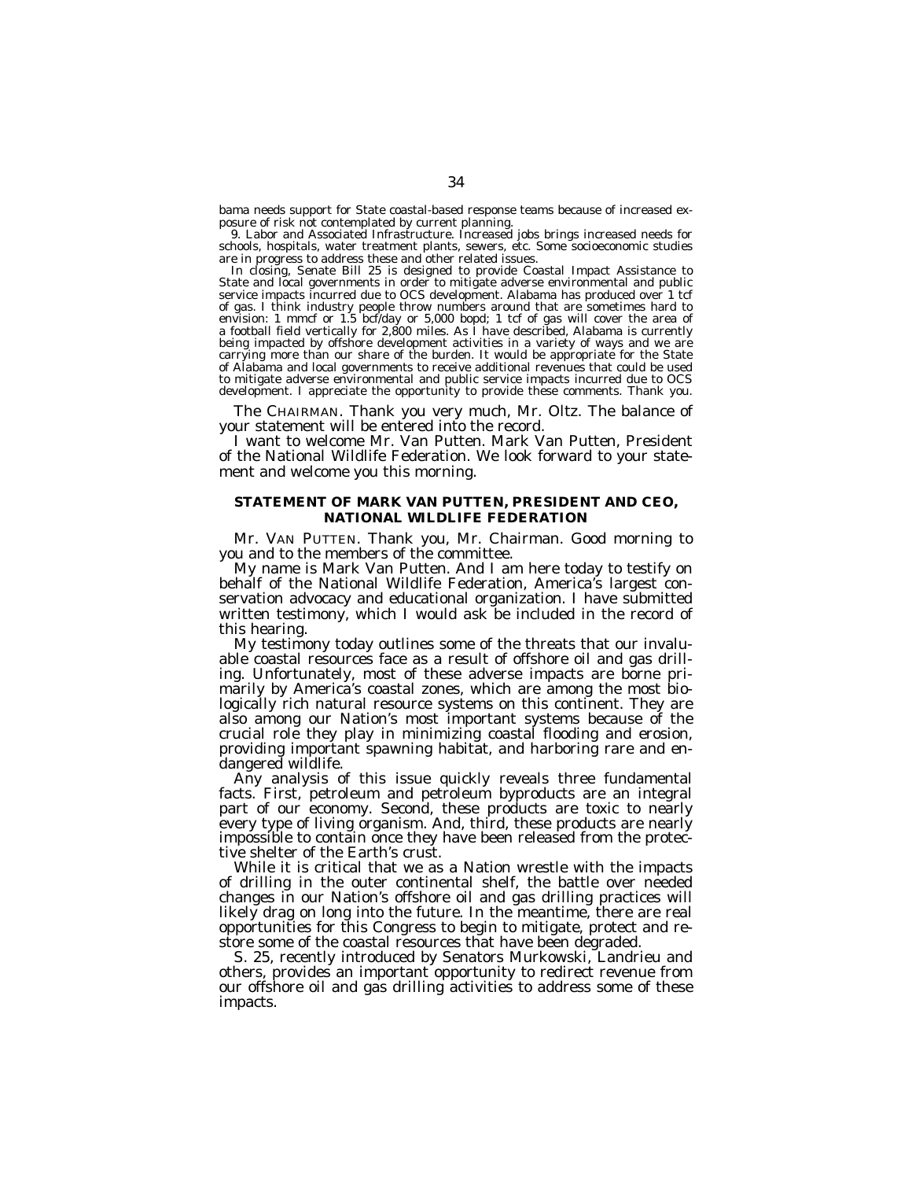bama needs support for State coastal-based response teams because of increased exposure of risk not contemplated by current planning.

9. Labor and Associated Infrastructure. Increased jobs brings increased needs for schools, hospitals, water treatment plants, sewers, etc. Some socioeconomic studies are in progress to address these and other related issues.

In closing, Senate Bill 25 is designed to provide Coastal Impact Assistance to State and local governments in order to mitigate adverse environmental and public service impacts incurred due to OCS development. Alabama has produced over 1 tcf of gas. I think industry people throw numbers around that are sometimes hard to envision: 1 mmcf or 1.5 bcf/day or 5,000 bopd; 1 tcf of gas will cover the area of a football field vertically for 2,800 miles. As I have described, Alabama is currently being impacted by offshore development activities in a variety of ways and we are carrying more than our share of the burden. It would be appropriate for the State of Alabama and local governments to receive additional revenues that could be used to mitigate adverse environmental and public service impacts incurred due to OCS development. I appreciate the opportunity to provide these comments. Thank you.

The CHAIRMAN. Thank you very much, Mr. Oltz. The balance of your statement will be entered into the record.

I want to welcome Mr. Van Putten. Mark Van Putten, President of the National Wildlife Federation. We look forward to your statement and welcome you this morning.

## STATEMENT OF MARK VAN PUTTEN, PRESIDENT AND CEO, NATIONAL WILDLIFE FEDERATION

Mr. VAN PUTTEN. Thank you, Mr. Chairman. Good morning to you and to the members of the committee.

My name is Mark Van Putten. And I am here today to testify on behalf of the National Wildlife Federation, America's largest conservation advocacy and educational organization. I have submitted written testimony, which I would ask be included in the record of this hearing.

My testimony today outlines some of the threats that our invaluable coastal resources face as a result of offshore oil and gas drilling. Unfortunately, most of these adverse impacts are borne primarily by America's coastal zones, which are among the most biologically rich natural resource systems on this continent. They are also among our Nation's most important systems because of the crucial role they play in minimizing coastal flooding and erosion, providing important spawning habitat, and harboring rare and endangered wildlife.

Any analysis of this issue quickly reveals three fundamental facts. First, petroleum and petroleum byproducts are an integral part of our economy. Second, these products are toxic to nearly every type of living organism. And, third, these products are nearly impossible to contain once they have been released from the protective shelter of the Earth's crust.

While it is critical that we as a Nation wrestle with the impacts of drilling in the outer continental shelf, the battle over needed changes in our Nation's offshore oil and gas drilling practices will likely drag on long into the future. In the meantime, there are real opportunities for this Congress to begin to mitigate, protect and restore some of the coastal resources that have been degraded.

S. 25, recently introduced by Senators Murkowski, Landrieu and others, provides an important opportunity to redirect revenue from our offshore oil and gas drilling activities to address some of these impacts.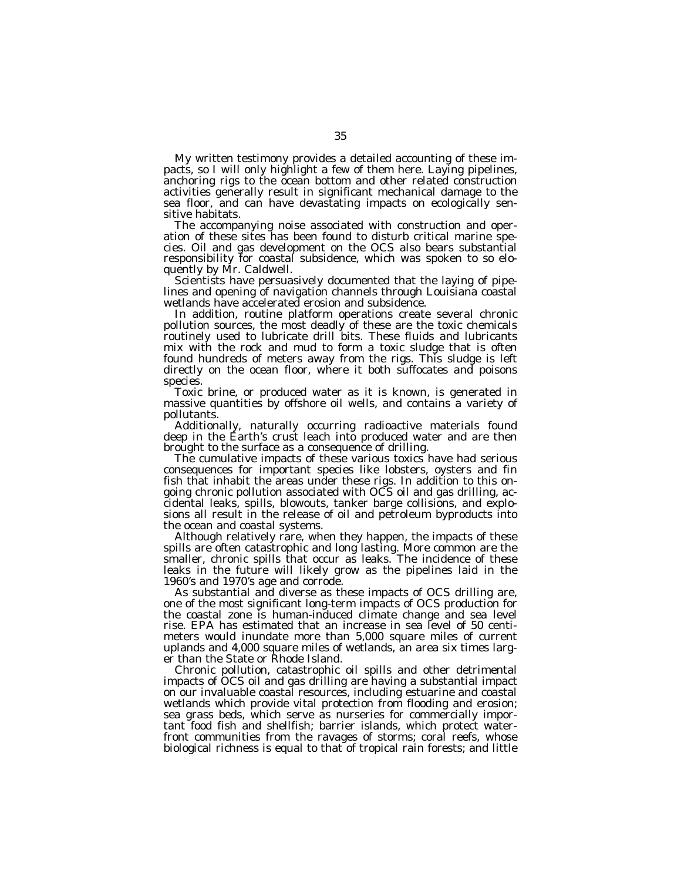My written testimony provides a detailed accounting of these impacts, so I will only highlight a few of them here. Laying pipelines, anchoring rigs to the ocean bottom and other related construction activities generally result in significant mechanical damage to the sea floor, and can have devastating impacts on ecologically sensitive habitats.

The accompanying noise associated with construction and operation of these sites has been found to disturb critical marine species. Oil and gas development on the OCS also bears substantial responsibility for coastal subsidence, which was spoken to so eloquently by Mr. Caldwell.

Scientists have persuasively documented that the laying of pipelines and opening of navigation channels through Louisiana coastal wetlands have accelerated erosion and subsidence.

In addition, routine platform operations create several chronic pollution sources, the most deadly of these are the toxic chemicals routinely used to lubricate drill bits. These fluids and lubricants mix with the rock and mud to form a toxic sludge that is often found hundreds of meters away from the rigs. This sludge is left directly on the ocean floor, where it both suffocates and poisons species.

Toxic brine, or produced water as it is known, is generated in massive quantities by offshore oil wells, and contains a variety of pollutants.

Additionally, naturally occurring radioactive materials found deep in the Earth's crust leach into produced water and are then brought to the surface as a consequence of drilling.

The cumulative impacts of these various toxics have had serious consequences for important species like lobsters, oysters and fin fish that inhabit the areas under these rigs. In addition to this ongoing chronic pollution associated with OCS oil and gas drilling, accidental leaks, spills, blowouts, tanker barge collisions, and explosions all result in the release of oil and petroleum byproducts into the ocean and coastal systems.

Although relatively rare, when they happen, the impacts of these spills are often catastrophic and long lasting. More common are the smaller, chronic spills that occur as leaks. The incidence of these leaks in the future will likely grow as the pipelines laid in the 1960's and 1970's age and corrode.

As substantial and diverse as these impacts of OCS drilling are, one of the most significant long-term impacts of OCS production for the coastal zone is human-induced climate change and sea level rise. EPA has estimated that an increase in sea level of 50 centimeters would inundate more than 5,000 square miles of current uplands and 4,000 square miles of wetlands, an area six times larger than the State or Rhode Island.

Chronic pollution, catastrophic oil spills and other detrimental impacts of OCS oil and gas drilling are having a substantial impact on our invaluable coastal resources, including estuarine and coastal wetlands which provide vital protection from flooding and erosion; sea grass beds, which serve as nurseries for commercially important food fish and shellfish; barrier islands, which protect waterfront communities from the ravages of storms; coral reefs, whose biological richness is equal to that of tropical rain forests; and little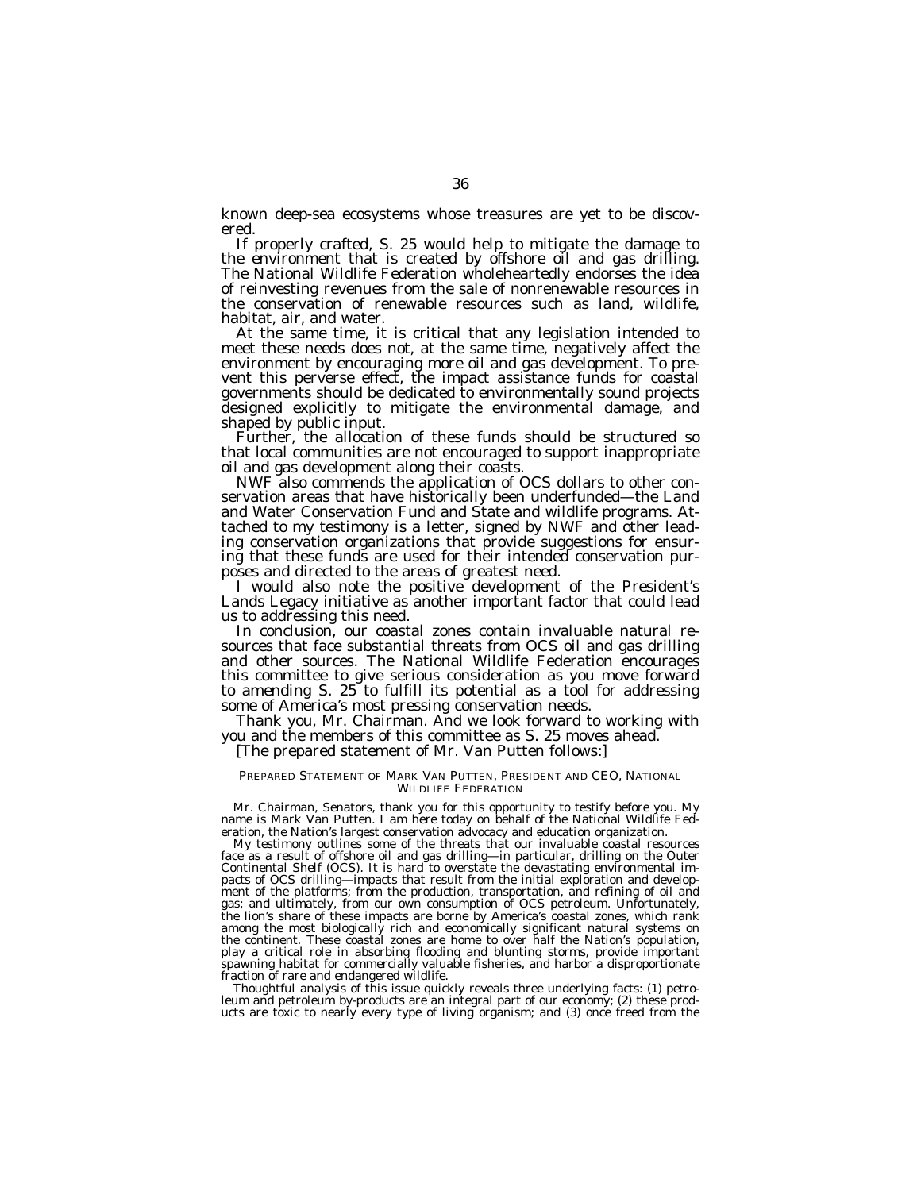known deep-sea ecosystems whose treasures are yet to be discovered.

If properly crafted, S. 25 would help to mitigate the damage to the environment that is created by offshore oil and gas drilling. The National Wildlife Federation wholeheartedly endorses the idea of reinvesting revenues from the sale of nonrenewable resources in the conservation of renewable resources such as land, wildlife, habitat, air, and water.

At the same time, it is critical that any legislation intended to meet these needs does not, at the same time, negatively affect the environment by encouraging more oil and gas development. To prevent this perverse effect, the impact assistance funds for coastal governments should be dedicated to environmentally sound projects designed explicitly to mitigate the environmental damage, and shaped by public input.

Further, the allocation of these funds should be structured so that local communities are not encouraged to support inappropriate oil and gas development along their coasts.

NWF also commends the application of OCS dollars to other conservation areas that have historically been underfunded—the Land and Water Conservation Fund and State and wildlife programs. Attached to my testimony is a letter, signed by NWF and other leading conservation organizations that provide suggestions for ensuring that these funds are used for their intended conservation purposes and directed to the areas of greatest need.

I would also note the positive development of the President's Lands Legacy initiative as another important factor that could lead us to addressing this need.

In conclusion, our coastal zones contain invaluable natural resources that face substantial threats from OCS oil and gas drilling and other sources. The National Wildlife Federation encourages this committee to give serious consideration as you move forward to amending S. 25 to fulfill its potential as a tool for addressing some of America's most pressing conservation needs.

Thank you, Mr. Chairman. And we look forward to working with you and the members of this committee as S. 25 moves ahead.

[The prepared statement of Mr. Van Putten follows:]

PREPARED STATEMENT OF MARK VAN PUTTEN, PRESIDENT AND CEO, NATIONAL WILDLIFE FEDERATION

Mr. Chairman, Senators, thank you for this opportunity to testify before you. My name is Mark Van Putten. I am here today on behalf of the National Wildlife Federation, the Nation's largest conservation advocacy and education organization.

My testimony outlines some of the threats that our invaluable coastal resources face as a result of offshore oil and gas drilling—in particular, drilling on the Outer Continental Shelf (OCS). It is hard to overstate the devastating environmental impacts of OCS drilling—impacts that result from the initial exploration and development of the platforms; from the production, transportation, and refining of oil and gas; and ultimately, from our own consumption of OCS petroleum. Unfortunately, the lion's share of these impacts are borne by America's coastal zones, which rank among the most biologically rich and economically significant natural systems on the continent. These coastal zones are home to over half the Nation's population, play a critical role in absorbing flooding and blunting storms, provide important spawning habitat for commercially valuable fisheries, and harbor a disproportionate fraction of rare and endangered wildlife.

Thoughtful analysis of this issue quickly reveals three underlying facts: (1) petroleum and petroleum by-products are an integral part of our economy; (2) these products are toxic to nearly every type of living organism; and (3) once freed from the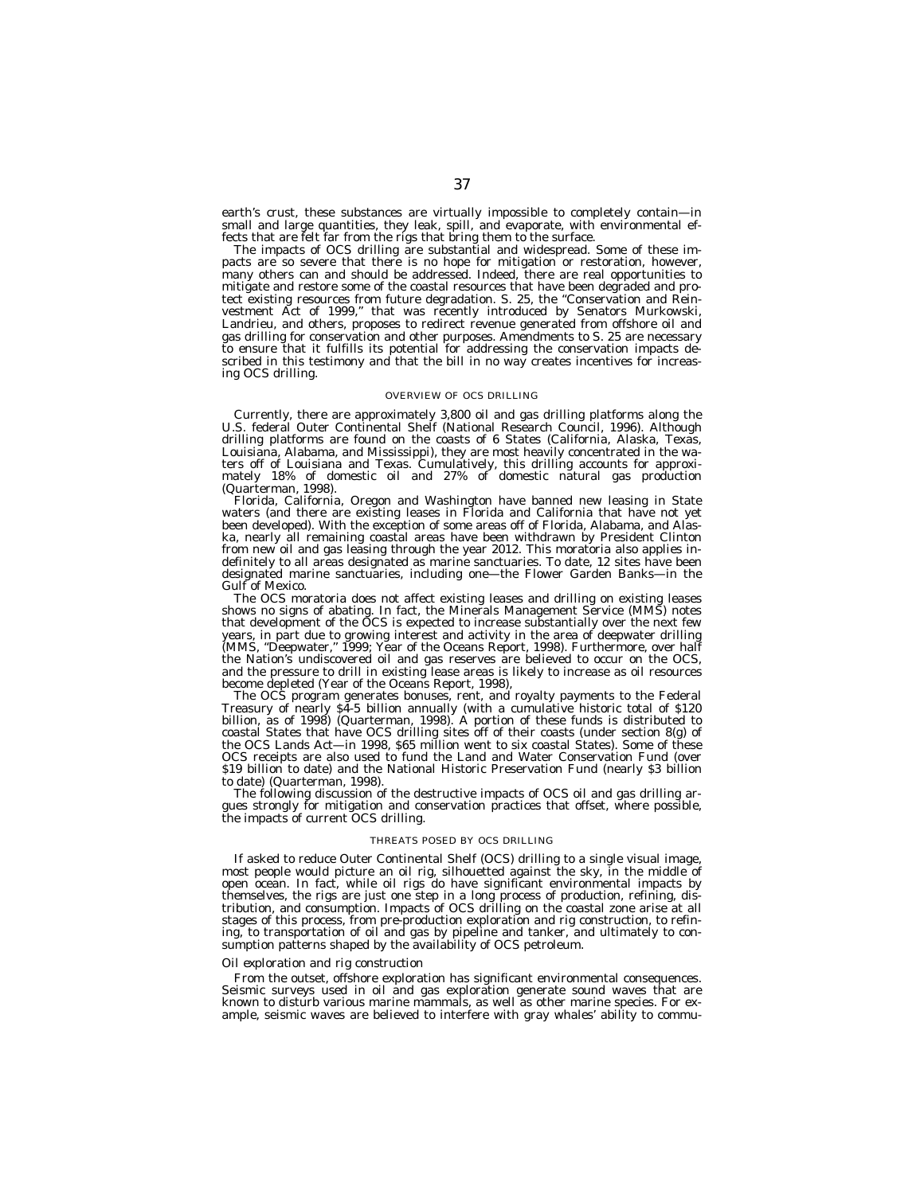earth's crust, these substances are virtually impossible to completely contain—in small and large quantities, they leak, spill, and evaporate, with environmental effects that are felt far from the rigs that bring them to the surface.

The impacts of OCS drilling are substantial and widespread. Some of these impacts are so severe that there is no hope for mitigation or restoration, however, many others can and should be addressed. Indeed, there are real opportunities to mitigate and restore some of the coastal resources that have been degraded and protect existing resources from future degradation. S. 25, the "Conservation and Reinvestment Act of 1999," that was recently introduced by Senators Murkowski, Landrieu, and others, proposes to redirect revenue generated from offshore oil and gas drilling for conservation and other purposes. Amendments to S. 25 are necessary to ensure that it fulfills its potential for addressing the conservation impacts described in this testimony and that the bill in no way creates incentives for increasing OCS drilling.

## OVERVIEW OF OCS DRILLING

Currently, there are approximately 3,800 oil and gas drilling platforms along the U.S. federal Outer Continental Shelf (National Research Council, 1996). Although drilling platforms are found on the coasts of 6 States (California, Alaska, Texas, Louisiana, Alabama, and Mississippi), they are most heavily concentrated in the waters off of Louisiana and Texas. Cumulatively, this drilling accounts for approximately 18% of domestic oil and 27% of domestic natural gas production (Quarterman, 1998).

Florida, California, Oregon and Washington have banned new leasing in State waters (and there are existing leases in Florida and California that have not yet been developed). With the exception of some areas off of Florida, Alabama, and Alaska, nearly all remaining coastal areas have been withdrawn by President Clinton from new oil and gas leasing through the year 2012. This moratoria also applies indefinitely to all areas designated as marine sanctuaries. To date, 12 sites have been designated marine sanctuaries, including one—the Flower Garden Banks—in the Gulf of Mexico.

The OCS moratoria does not affect existing leases and drilling on existing leases shows no signs of abating. In fact, the Minerals Management Service (MMS) notes that development of the OCS is expected to increase substantially over the next few years, in part due to growing interest and activity in the area of deepwater drilling (MMS, "Deepwater," 1999; Year of the Oceans Report, 1998). Furthermore, over half the Nation's undiscovered oil and gas reserves are believed to occur on the OCS, and the pressure to drill in existing lease areas is likely to increase as oil resources become depleted (Year of the Oceans Report, 1998),

The OCS program generates bonuses, rent, and royalty payments to the Federal Treasury of nearly $4-5 billion annually (with a cumulative historic total of $120 billion, as of 1998) (Quarterman, 1998). A portion of these funds is distributed to coastal States that have OCS drilling sites off of their coasts (under section 8(g) of the OCS Lands Act—in 1998, $65 million went to six coastal States). Some of these OCS receipts are also used to fund the Land and Water Conservation Fund (over $19 billion to date) and the National Historic Preservation Fund (nearly $3 billion to date) (Quarterman, 1998).

The following discussion of the destructive impacts of OCS oil and gas drilling argues strongly for mitigation and conservation practices that offset, where possible, the impacts of current OCS drilling.

## THREATS POSED BY OCS DRILLING

If asked to reduce Outer Continental Shelf (OCS) drilling to a single visual image, most people would picture an oil rig, silhouetted against the sky, in the middle of open ocean. In fact, while oil rigs do have significant environmental impacts by themselves, the rigs are just one step in a long process of production, refining, distribution, and consumption. Impacts of OCS drilling on the coastal zone arise at all stages of this process, from pre-production exploration and rig construction, to refining, to transportation of oil and gas by pipeline and tanker, and ultimately to consumption patterns shaped by the availability of OCS petroleum.

### *Oil exploration and rig construction*

From the outset, offshore exploration has significant environmental consequences. Seismic surveys used in oil and gas exploration generate sound waves that are known to disturb various marine mammals, as well as other marine species. For example, seismic waves are believed to interfere with gray whales' ability to commu-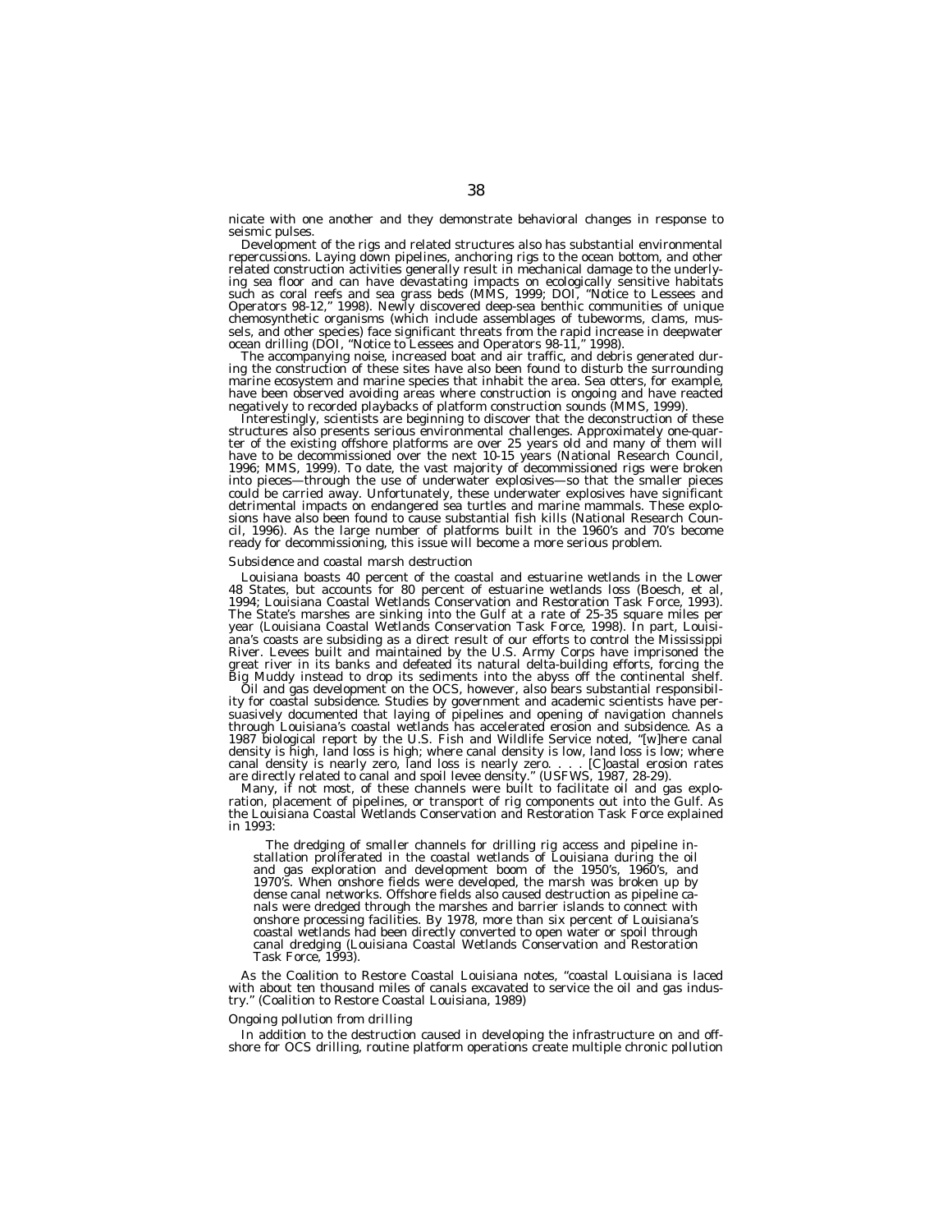nicate with one another and they demonstrate behavioral changes in response to seismic pulses.

Development of the rigs and related structures also has substantial environmental repercussions. Laying down pipelines, anchoring rigs to the ocean bottom, and other related construction activities generally result in mechanical damage to the underlying sea floor and can have devastating impacts on ecologically sensitive habitats such as coral reefs and sea grass beds (MMS, 1999; DOI, "Notice to Lessees and Operators 98-12," 1998). Newly discovered deep-sea benthic communities of unique chemosynthetic organisms (which include assemblages of tubeworms, clams, mussels, and other species) face significant threats from the rapid increase in deepwater ocean drilling (DOI, "Notice to Lessees and Operators 98-11," 1998).

The accompanying noise, increased boat and air traffic, and debris generated during the construction of these sites have also been found to disturb the surrounding marine ecosystem and marine species that inhabit the area. Sea otters, for example, have been observed avoiding areas where construction is ongoing and have reacted negatively to recorded playbacks of platform construction sounds (MMS, 1999).

Interestingly, scientists are beginning to discover that the deconstruction of these structures also presents serious environmental challenges. Approximately one-quarter of the existing offshore platforms are over 25 years old and many of them will have to be decommissioned over the next 10-15 years (National Research Council, 1996; MMS, 1999). To date, the vast majority of decommissioned rigs were broken into pieces—through the use of underwater explosives—so that the smaller pieces could be carried away. Unfortunately, these underwater explosives have significant detrimental impacts on endangered sea turtles and marine mammals. These explosions have also been found to cause substantial fish kills (National Research Council, 1996). As the large number of platforms built in the 1960's and 70's become ready for decommissioning, this issue will become a more serious problem.

*Subsidence and coastal marsh destruction*

Louisiana boasts 40 percent of the coastal and estuarine wetlands in the Lower 48 States, but accounts for 80 percent of estuarine wetlands loss (Boesch, et al, 1994; Louisiana Coastal Wetlands Conservation and Restoration Task Force, 1993). The State's marshes are sinking into the Gulf at a rate of 25-35 square miles per year (Louisiana Coastal Wetlands Conservation Task Force, 1998). In part, Louisiana's coasts are subsiding as a direct result of our efforts to control the Mississippi River. Levees built and maintained by the U.S. Army Corps have imprisoned the great river in its banks and defeated its natural delta-building efforts, forcing the Big Muddy instead to drop its sediments into the abyss off the continental shelf.

Oil and gas development on the OCS, however, also bears substantial responsibility for coastal subsidence. Studies by government and academic scientists have persuasively documented that laying of pipelines and opening of navigation channels through Louisiana's coastal wetlands has accelerated erosion and subsidence. As a 1987 biological report by the U.S. Fish and Wildlife Service noted, "[w]here canal density is high, land loss is high; where canal density is low, land loss is low; where canal density is nearly zero, land loss is nearly zero. . . . [C]oastal erosion rates are directly related to canal and spoil levee density." (USFWS, 1987, 28-29).

Many, if not most, of these channels were built to facilitate oil and gas exploration, placement of pipelines, or transport of rig components out into the Gulf. As the Louisiana Coastal Wetlands Conservation and Restoration Task Force explained in 1993:

> The dredging of smaller channels for drilling rig access and pipeline installation proliferated in the coastal wetlands of Louisiana during the oil and gas exploration and development boom of the 1950's, 1960's, and 1970's. When onshore fields were developed, the marsh was broken up by dense canal networks. Offshore fields also caused destruction as pipeline canals were dredged through the marshes and barrier islands to connect with onshore processing facilities. By 1978, more than six percent of Louisiana's coastal wetlands had been directly converted to open water or spoil through canal dredging (Louisiana Coastal Wetlands Conservation and Restoration Task Force, 1993).

As the Coalition to Restore Coastal Louisiana notes, "coastal Louisiana is laced with about ten thousand miles of canals excavated to service the oil and gas industry." (Coalition to Restore Coastal Louisiana, 1989)

*Ongoing pollution from drilling*

In addition to the destruction caused in developing the infrastructure on and offshore for OCS drilling, routine platform operations create multiple chronic pollution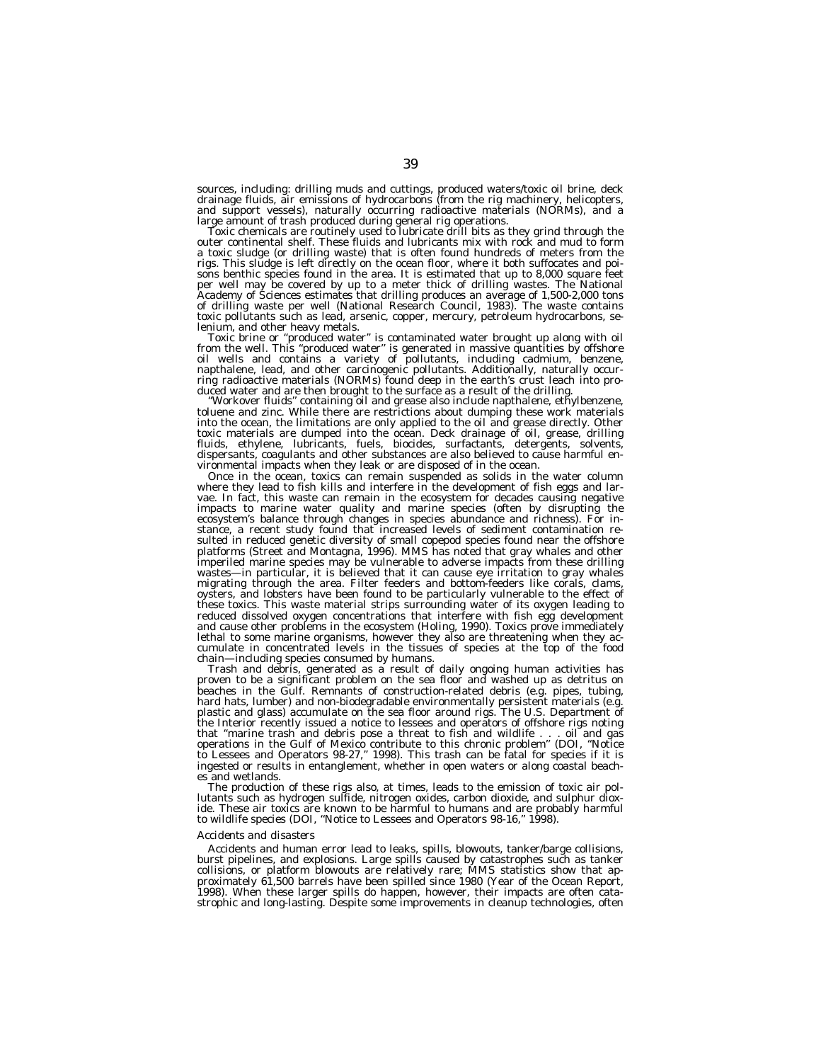sources, including: drilling muds and cuttings, produced waters/toxic oil brine, deck drainage fluids, air emissions of hydrocarbons (from the rig machinery, helicopters, and support vessels), naturally occurring radioactive materials (NORMs), and a large amount of trash produced during general rig operations.

Toxic chemicals are routinely used to lubricate drill bits as they grind through the outer continental shelf. These fluids and lubricants mix with rock and mud to form a toxic sludge (or drilling waste) that is often found hundreds of meters from the rigs. This sludge is left directly on the ocean floor, where it both suffocates and poisons benthic species found in the area. It is estimated that up to 8,000 square feet per well may be covered by up to a meter thick of drilling wastes. The National Academy of Sciences estimates that drilling produces an average of 1,500-2,000 tons of drilling waste per well (National Research Council, 1983). The waste contains toxic pollutants such as lead, arsenic, copper, mercury, petroleum hydrocarbons, selenium, and other heavy metals.

Toxic brine or "produced water" is contaminated water brought up along with oil from the well. This "produced water" is generated in massive quantities by offshore oil wells and contains a variety of pollutants, including cadmium, benzene, napthalene, lead, and other carcinogenic pollutants. Additionally, naturally occurring radioactive materials (NORMs) found deep in the earth's crust leach into produced water and are then brought to the surface as a result of the drilling.

"Workover fluids" containing oil and grease also include napthalene, ethylbenzene, toluene and zinc. While there are restrictions about dumping these work materials into the ocean, the limitations are only applied to the oil and grease directly. Other toxic materials are dumped into the ocean. Deck drainage of oil, grease, drilling fluids, ethylene, lubricants, fuels, biocides, surfactants, detergents, solvents, dispersants, coagulants and other substances are also believed to cause harmful environmental impacts when they leak or are disposed of in the ocean.

Once in the ocean, toxics can remain suspended as solids in the water column where they lead to fish kills and interfere in the development of fish eggs and larvae. In fact, this waste can remain in the ecosystem for decades causing negative impacts to marine water quality and marine species (often by disrupting the ecosystem's balance through changes in species abundance and richness). For instance, a recent study found that increased levels of sediment contamination resulted in reduced genetic diversity of small copepod species found near the offshore platforms (Street and Montagna, 1996). MMS has noted that gray whales and other imperiled marine species may be vulnerable to adverse impacts from these drilling wastes—in particular, it is believed that it can cause eye irritation to gray whales migrating through the area. Filter feeders and bottom-feeders like corals, clams, oysters, and lobsters have been found to be particularly vulnerable to the effect of these toxics. This waste material strips surrounding water of its oxygen leading to reduced dissolved oxygen concentrations that interfere with fish egg development and cause other problems in the ecosystem (Holing, 1990). Toxics prove immediately lethal to some marine organisms, however they also are threatening when they accumulate in concentrated levels in the tissues of species at the top of the food chain—including species consumed by humans.

Trash and debris, generated as a result of daily ongoing human activities has proven to be a significant problem on the sea floor and washed up as detritus on beaches in the Gulf. Remnants of construction-related debris (e.g. pipes, tubing, hard hats, lumber) and non-biodegradable environmentally persistent materials (e.g. plastic and glass) accumulate on the sea floor around rigs. The U.S. Department of the Interior recently issued a notice to lessees and operators of offshore rigs noting that "marine trash and debris pose a threat to fish and wildlife . . . oil and gas operations in the Gulf of Mexico contribute to this chronic problem" (DOI, "Notice to Lessees and Operators 98-27," 1998). This trash can be fatal for species if it is ingested or results in entanglement, whether in open waters or along coastal beaches and wetlands.

The production of these rigs also, at times, leads to the emission of toxic air pollutants such as hydrogen sulfide, nitrogen oxides, carbon dioxide, and sulphur dioxide. These air toxics are known to be harmful to humans and are probably harmful to wildlife species (DOI, "Notice to Lessees and Operators 98-16," 1998).

*Accidents and disasters*

Accidents and human error lead to leaks, spills, blowouts, tanker/barge collisions, burst pipelines, and explosions. Large spills caused by catastrophes such as tanker collisions, or platform blowouts are relatively rare; MMS statistics show that approximately 61,500 barrels have been spilled since 1980 (Year of the Ocean Report, 1998). When these larger spills do happen, however, their impacts are often catastrophic and long-lasting. Despite some improvements in cleanup technologies, often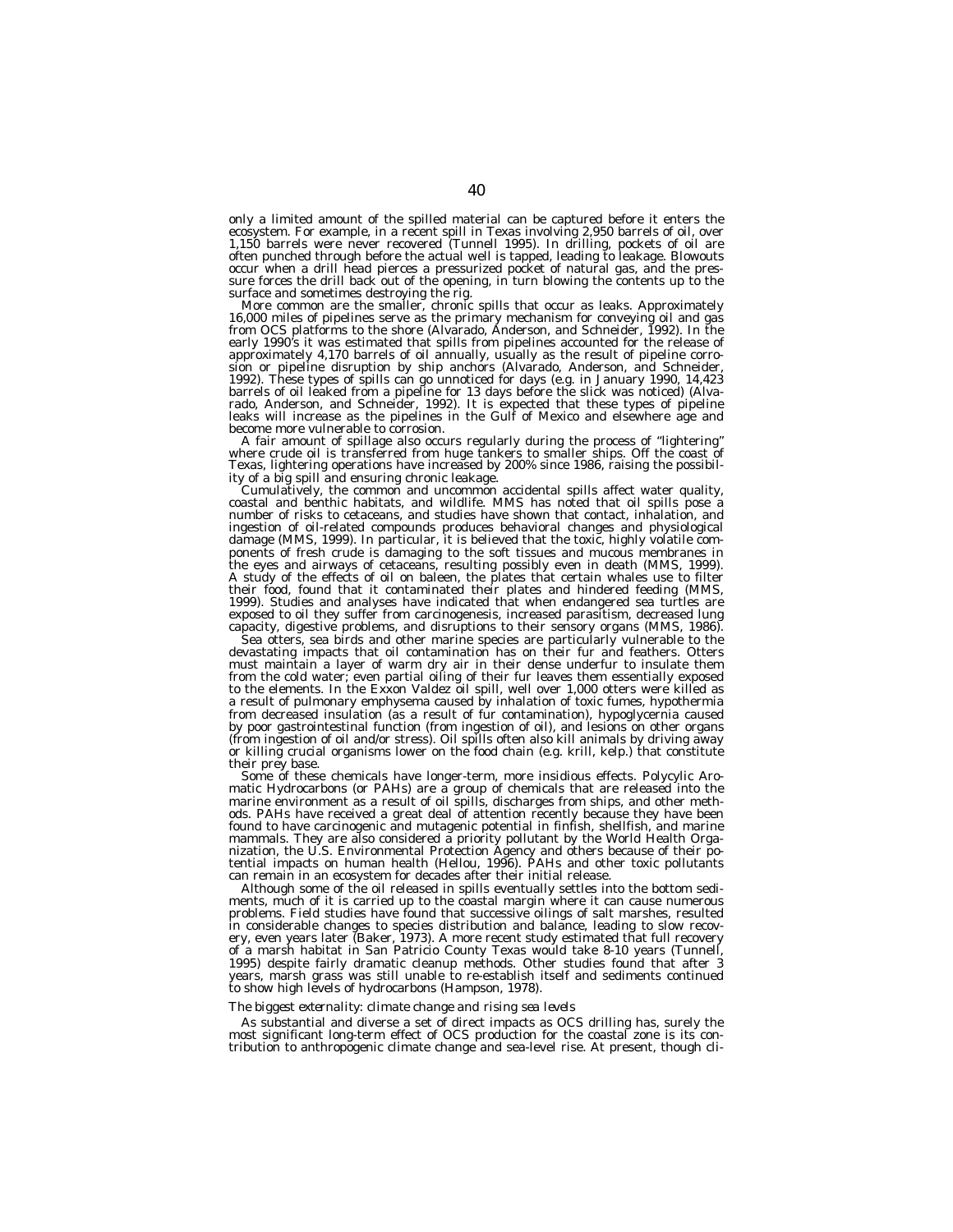only a limited amount of the spilled material can be captured before it enters the ecosystem. For example, in a recent spill in Texas involving 2,950 barrels of oil, over 1,150 barrels were never recovered (Tunnell 1995). In drilling, pockets of oil are often punched through before the actual well is tapped, leading to leakage. Blowouts occur when a drill head pierces a pressurized pocket of natural gas, and the pressure forces the drill back out of the opening, in turn blowing the contents up to the surface and sometimes destroying the rig.

More common are the smaller, chronic spills that occur as leaks. Approximately 16,000 miles of pipelines serve as the primary mechanism for conveying oil and gas from OCS platforms to the shore (Alvarado, Anderson, and Schneider, 1992). In the early 1990's it was estimated that spills from pipelines accounted for the release of approximately 4,170 barrels of oil annually, usually as the result of pipeline corrosion or pipeline disruption by ship anchors (Alvarado, Anderson, and Schneider, 1992). These types of spills can go unnoticed for days (e.g. in January 1990, 14,423 barrels of oil leaked from a pipeline for 13 days before the slick was noticed) (Alvarado, Anderson, and Schneider, 1992). It is expected that these types of pipeline leaks will increase as the pipelines in the Gulf of Mexico and elsewhere age and become more vulnerable to corrosion.

A fair amount of spillage also occurs regularly during the process of "lightering" where crude oil is transferred from huge tankers to smaller ships. Off the coast of Texas, lightering operations have increased by 200% since 1986, raising the possibility of a big spill and ensuring chronic leakage.

Cumulatively, the common and uncommon accidental spills affect water quality, coastal and benthic habitats, and wildlife. MMS has noted that oil spills pose a number of risks to cetaceans, and studies have shown that contact, inhalation, and ingestion of oil-related compounds produces behavioral changes and physiological damage (MMS, 1999). In particular, it is believed that the toxic, highly volatile components of fresh crude is damaging to the soft tissues and mucous membranes in the eyes and airways of cetaceans, resulting possibly even in death (MMS, 1999). A study of the effects of oil on baleen, the plates that certain whales use to filter their food, found that it contaminated their plates and hindered feeding (MMS, 1999). Studies and analyses have indicated that when endangered sea turtles are exposed to oil they suffer from carcinogenesis, increased parasitism, decreased lung capacity, digestive problems, and disruptions to their sensory organs (MMS, 1986).

Sea otters, sea birds and other marine species are particularly vulnerable to the devastating impacts that oil contamination has on their fur and feathers. Otters must maintain a layer of warm dry air in their dense underfur to insulate them from the cold water; even partial oiling of their fur leaves them essentially exposed to the elements. In the Exxon Valdez oil spill, well over 1,000 otters were killed as a result of pulmonary emphysema caused by inhalation of toxic fumes, hypothermia from decreased insulation (as a result of fur contamination), hypoglycernia caused by poor gastrointestinal function (from ingestion of oil), and lesions on other organs (from ingestion of oil and/or stress). Oil spills often also kill animals by driving away or killing crucial organisms lower on the food chain (e.g. krill, kelp.) that constitute their prey base.

Some of these chemicals have longer-term, more insidious effects. Polycylic Aromatic Hydrocarbons (or PAHs) are a group of chemicals that are released into the marine environment as a result of oil spills, discharges from ships, and other methods. PAHs have received a great deal of attention recently because they have been found to have carcinogenic and mutagenic potential in finfish, shellfish, and marine mammals. They are also considered a priority pollutant by the World Health Organization, the U.S. Environmental Protection Agency and others because of their potential impacts on human health (Hellou, 1996). PAHs and other toxic pollutants can remain in an ecosystem for decades after their initial release.

Although some of the oil released in spills eventually settles into the bottom sediments, much of it is carried up to the coastal margin where it can cause numerous problems. Field studies have found that successive oilings of salt marshes, resulted in considerable changes to species distribution and balance, leading to slow recovery, even years later (Baker, 1973). A more recent study estimated that full recovery of a marsh habitat in San Patricio County Texas would take 8-10 years (Tunnell, 1995) despite fairly dramatic cleanup methods. Other studies found that after 3 years, marsh grass was still unable to re-establish itself and sediments continued to show high levels of hydrocarbons (Hampson, 1978).

*The biggest externality: climate change and rising sea levels*

As substantial and diverse a set of direct impacts as OCS drilling has, surely the most significant long-term effect of OCS production for the coastal zone is its contribution to anthropogenic climate change and sea-level rise. At present, though cli-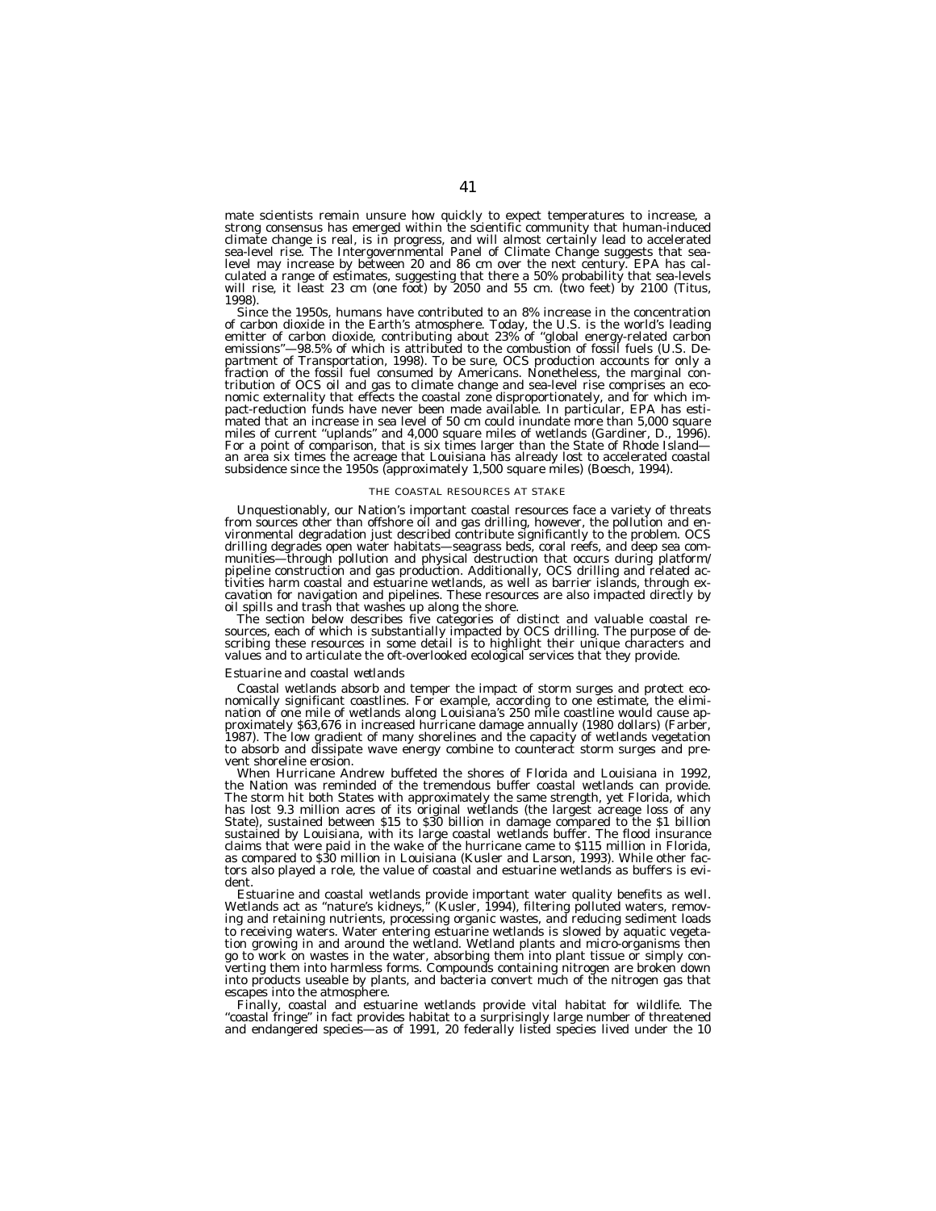mate scientists remain unsure how quickly to expect temperatures to increase, a strong consensus has emerged within the scientific community that human-induced climate change is real, is in progress, and will almost certainly lead to accelerated sea-level rise. The Intergovernmental Panel of Climate Change suggests that sea-level may increase by between 20 and 86 cm over the next century. EPA has calculated a range of estimates, suggesting that there a 50% probability that sea-levels will rise, it least 23 cm (one foot) by 2050 and 55 cm. (two feet) by 2100 (Titus, 1998).

Since the 1950s, humans have contributed to an 8% increase in the concentration of carbon dioxide in the Earth's atmosphere. Today, the U.S. is the world's leading emitter of carbon dioxide, contributing about 23% of "global energy-related carbon emissions"—98.5% of which is attributed to the combustion of fossil fuels (U.S. Department of Transportation, 1998). To be sure, OCS production accounts for only a fraction of the fossil fuel consumed by Americans. Nonetheless, the marginal contribution of OCS oil and gas to climate change and sea-level rise comprises an economic externality that effects the coastal zone disproportionately, and for which impact-reduction funds have never been made available. In particular, EPA has estimated that an increase in sea level of 50 cm could inundate more than 5,000 square miles of current "uplands" and 4,000 square miles of wetlands (Gardiner, D., 1996). For a point of comparison, that is six times larger than the State of Rhode Island—an area six times the acreage that Louisiana has already lost to accelerated coastal subsidence since the 1950s (approximately 1,500 square miles) (Boesch, 1994).

## THE COASTAL RESOURCES AT STAKE

Unquestionably, our Nation's important coastal resources face a variety of threats from sources other than offshore oil and gas drilling, however, the pollution and environmental degradation just described contribute significantly to the problem. OCS drilling degrades open water habitats—seagrass beds, coral reefs, and deep sea communities—through pollution and physical destruction that occurs during platform/pipeline construction and gas production. Additionally, OCS drilling and related activities harm coastal and estuarine wetlands, as well as barrier islands, through excavation for navigation and pipelines. These resources are also impacted directly by oil spills and trash that washes up along the shore.

The section below describes five categories of distinct and valuable coastal resources, each of which is substantially impacted by OCS drilling. The purpose of describing these resources in some detail is to highlight their unique characters and values and to articulate the oft-overlooked ecological services that they provide.

### *Estuarine and coastal wetlands*

Coastal wetlands absorb and temper the impact of storm surges and protect economically significant coastlines. For example, according to one estimate, the elimination of one mile of wetlands along Louisiana's 250 mile coastline would cause approximately $63,676 in increased hurricane damage annually (1980 dollars) (Farber, 1987). The low gradient of many shorelines and the capacity of wetlands vegetation to absorb and dissipate wave energy combine to counteract storm surges and prevent shoreline erosion.

When Hurricane Andrew buffeted the shores of Florida and Louisiana in 1992, the Nation was reminded of the tremendous buffer coastal wetlands can provide. The storm hit both States with approximately the same strength, yet Florida, which has lost 9.3 million acres of its original wetlands (the largest acreage loss of any State), sustained between $15 to $30 billion in damage compared to the $1 billion sustained by Louisiana, with its large coastal wetlands buffer. The flood insurance claims that were paid in the wake of the hurricane came to $115 million in Florida, as compared to $30 million in Louisiana (Kusler and Larson, 1993). While other factors also played a role, the value of coastal and estuarine wetlands as buffers is evident.

Estuarine and coastal wetlands provide important water quality benefits as well. Wetlands act as "nature's kidneys," (Kusler, 1994), filtering polluted waters, removing and retaining nutrients, processing organic wastes, and reducing sediment loads to receiving waters. Water entering estuarine wetlands is slowed by aquatic vegetation growing in and around the wetland. Wetland plants and micro-organisms then go to work on wastes in the water, absorbing them into plant tissue or simply converting them into harmless forms. Compounds containing nitrogen are broken down into products useable by plants, and bacteria convert much of the nitrogen gas that escapes into the atmosphere.

Finally, coastal and estuarine wetlands provide vital habitat for wildlife. The "coastal fringe" in fact provides habitat to a surprisingly large number of threatened and endangered species—as of 1991, 20 federally listed species lived under the 10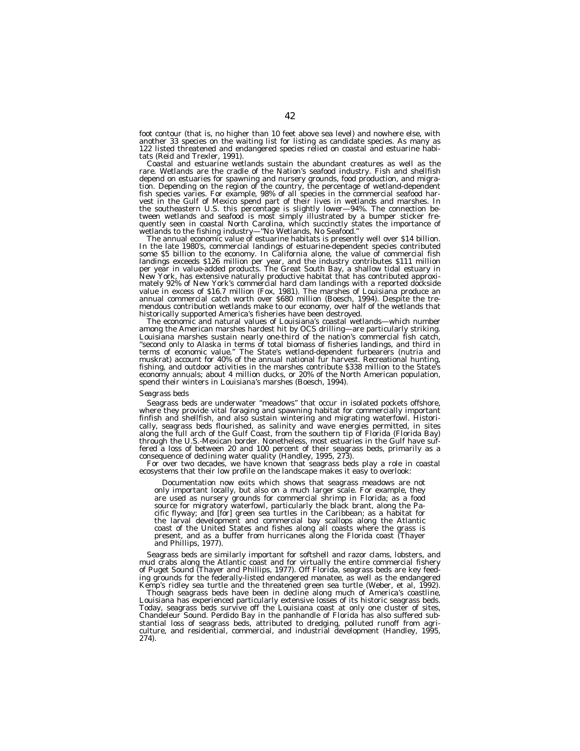foot contour (that is, no higher than 10 feet above sea level) and nowhere else, with another 33 species on the waiting list for listing as candidate species. As many as 122 listed threatened and endangered species relied on coastal and estuarine habitats (Reid and Trexler, 1991).

Coastal and estuarine wetlands sustain the abundant creatures as well as the rare. Wetlands are the cradle of the Nation's seafood industry. Fish and shellfish depend on estuaries for spawning and nursery grounds, food production, and migration. Depending on the region of the country, the percentage of wetland-dependent fish species varies. For example, 98% of all species in the commercial seafood harvest in the Gulf of Mexico spend part of their lives in wetlands and marshes. In the southeastern U.S. this percentage is slightly lower—94%. The connection between wetlands and seafood is most simply illustrated by a bumper sticker frequently seen in coastal North Carolina, which succinctly states the importance of wetlands to the fishing industry—"No Wetlands, No Seafood."

The annual economic value of estuarine habitats is presently well over $14 billion. In the late 1980's, commercial landings of estuarine-dependent species contributed some $5 billion to the economy. In California alone, the value of commercial fish landings exceeds $126 million per year, and the industry contributes $111 million per year in value-added products. The Great South Bay, a shallow tidal estuary in New York, has extensive naturally productive habitat that has contributed approximately 92% of New York's commercial hard clam landings with a reported dockside value in excess of $16.7 million (Fox, 1981). The marshes of Louisiana produce an annual commercial catch worth over $680 million (Boesch, 1994). Despite the tremendous contribution wetlands make to our economy, over half of the wetlands that historically supported America's fisheries have been destroyed.

The economic and natural values of Louisiana's coastal wetlands—which number among the American marshes hardest hit by OCS drilling—are particularly striking. Louisiana marshes sustain nearly one-third of the nation's commercial fish catch, "second only to Alaska in terms of total biomass of fisheries landings, and third in terms of economic value." The State's wetland-dependent furbearers (nutria and muskrat) account for 40% of the annual national fur harvest. Recreational hunting, fishing, and outdoor activities in the marshes contribute $338 million to the State's economy annuals; about 4 million ducks, or 20% of the North American population, spend their winters in Louisiana's marshes (Boesch, 1994).

*Seagrass beds*

Seagrass beds are underwater "meadows" that occur in isolated pockets offshore, where they provide vital foraging and spawning habitat for commercially important finfish and shellfish, and also sustain wintering and migrating waterfowl. Historically, seagrass beds flourished, as salinity and wave energies permitted, in sites along the full arch of the Gulf Coast, from the southern tip of Florida (Florida Bay) through the U.S.-Mexican border. Nonetheless, most estuaries in the Gulf have suffered a loss of between 20 and 100 percent of their seagrass beds, primarily as a consequence of declining water quality (Handley, 1995, 273).

For over two decades, we have known that seagrass beds play a role in coastal ecosystems that their low profile on the landscape makes it easy to overlook:

> Documentation now exits which shows that seagrass meadows are not only important locally, but also on a much larger scale. For example, they are used as nursery grounds for commercial shrimp in Florida; as a food source for migratory waterfowl, particularly the black brant, along the Pacific flyway; and [for] green sea turtles in the Caribbean; as a habitat for the larval development and commercial bay scallops along the Atlantic coast of the United States and fishes along all coasts where the grass is present, and as a buffer from hurricanes along the Florida coast (Thayer and Phillips, 1977).

Seagrass beds are similarly important for softshell and razor clams, lobsters, and mud crabs along the Atlantic coast and for virtually the entire commercial fishery of Puget Sound (Thayer and Phillips, 1977). Off Florida, seagrass beds are key feeding grounds for the federally-listed endangered manatee, as well as the endangered Kemp's ridley sea turtle and the threatened green sea turtle (Weber, et al, 1992).

Though seagrass beds have been in decline along much of America's coastline, Louisiana has experienced particularly extensive losses of its historic seagrass beds. Today, seagrass beds survive off the Louisiana coast at only one cluster of sites, Chandeleur Sound. Perdido Bay in the panhandle of Florida has also suffered substantial loss of seagrass beds, attributed to dredging, polluted runoff from agriculture, and residential, commercial, and industrial development (Handley, 1995, 274).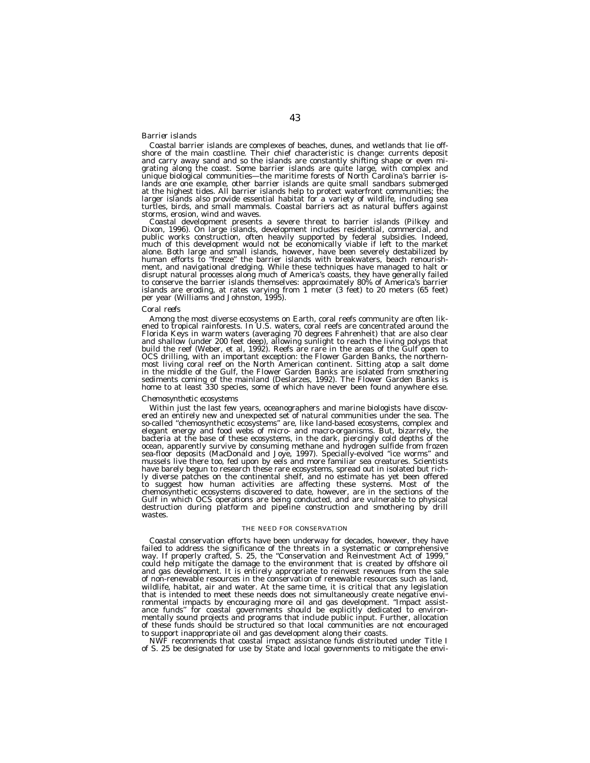*Barrier islands*

Coastal barrier islands are complexes of beaches, dunes, and wetlands that lie offshore of the main coastline. Their chief characteristic is change: currents deposit and carry away sand and so the islands are constantly shifting shape or even migrating along the coast. Some barrier islands are quite large, with complex and unique biological communities—the maritime forests of North Carolina's barrier islands are one example, other barrier islands are quite small sandbars submerged at the highest tides. All barrier islands help to protect waterfront communities; the larger islands also provide essential habitat for a variety of wildlife, including sea turtles, birds, and small mammals. Coastal barriers act as natural buffers against storms, erosion, wind and waves.

Coastal development presents a severe threat to barrier islands (Pilkey and Dixon, 1996). On large islands, development includes residential, commercial, and public works construction, often heavily supported by federal subsidies. Indeed, much of this development would not be economically viable if left to the market alone. Both large and small islands, however, have been severely destabilized by human efforts to "freeze" the barrier islands with breakwaters, beach renourishment, and navigational dredging. While these techniques have managed to halt or disrupt natural processes along much of America's coasts, they have generally failed to conserve the barrier islands themselves: approximately 80% of America's barrier islands are eroding, at rates varying from 1 meter (3 feet) to 20 meters (65 feet) per year (Williams and Johnston, 1995).

*Coral reefs*

Among the most diverse ecosystems on Earth, coral reefs community are often likened to tropical rainforests. In U.S. waters, coral reefs are concentrated around the Florida Keys in warm waters (averaging 70 degrees Fahrenheit) that are also clear and shallow (under 200 feet deep), allowing sunlight to reach the living polyps that build the reef (Weber, et al, 1992). Reefs are rare in the areas of the Gulf open to OCS drilling, with an important exception: the Flower Garden Banks, the northernmost living coral reef on the North American continent. Sitting atop a salt dome in the middle of the Gulf, the Flower Garden Banks are isolated from smothering sediments coming of the mainland (Deslarzes, 1992). The Flower Garden Banks is home to at least 330 species, some of which have never been found anywhere else.

*Chemosynthetic ecosystems*

Within just the last few years, oceanographers and marine biologists have discovered an entirely new and unexpected set of natural communities under the sea. The so-called "chemosynthetic ecosystems" are, like land-based ecosystems, complex and elegant energy and food webs of micro- and macro-organisms. But, bizarrely, the bacteria at the base of these ecosystems, in the dark, piercingly cold depths of the ocean, apparently survive by consuming methane and hydrogen sulfide from frozen sea-floor deposits (MacDonald and Joye, 1997). Specially-evolved "ice worms" and mussels live there too, fed upon by eels and more familiar sea creatures. Scientists have barely begun to research these rare ecosystems, spread out in isolated but richly diverse patches on the continental shelf, and no estimate has yet been offered to suggest how human activities are affecting these systems. Most of the chemosynthetic ecosystems discovered to date, however, are in the sections of the Gulf in which OCS operations are being conducted, and are vulnerable to physical destruction during platform and pipeline construction and smothering by drill wastes.

THE NEED FOR CONSERVATION

Coastal conservation efforts have been underway for decades, however, they have failed to address the significance of the threats in a systematic or comprehensive way. If properly crafted, S. 25, the "Conservation and Reinvestment Act of 1999," could help mitigate the damage to the environment that is created by offshore oil and gas development. It is entirely appropriate to reinvest revenues from the sale of non-renewable resources in the conservation of renewable resources such as land, wildlife, habitat, air and water. At the same time, it is critical that any legislation that is intended to meet these needs does not simultaneously create negative environmental impacts by encouraging more oil and gas development. "Impact assistance funds" for coastal governments should be explicitly dedicated to environmentally sound projects and programs that include public input. Further, allocation of these funds should be structured so that local communities are not encouraged to support inappropriate oil and gas development along their coasts.

NWF recommends that coastal impact assistance funds distributed under Title I of S. 25 be designated for use by State and local governments to mitigate the envi-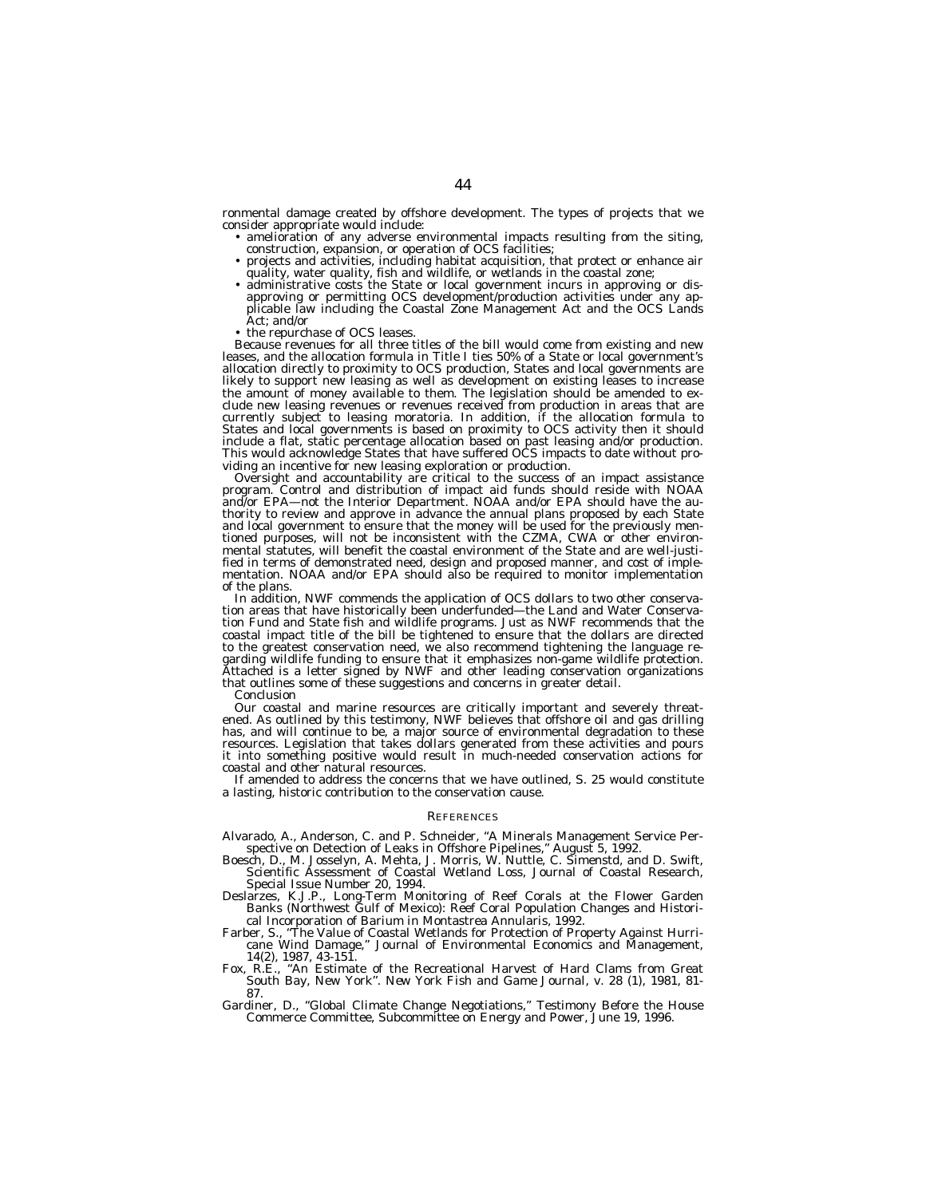ronmental damage created by offshore development. The types of projects that we consider appropriate would include:

- amelioration of any adverse environmental impacts resulting from the siting, construction, expansion, or operation of OCS facilities;
- projects and activities, including habitat acquisition, that protect or enhance air quality, water quality, fish and wildlife, or wetlands in the coastal zone;
- administrative costs the State or local government incurs in approving or disapproving or permitting OCS development/production activities under any applicable law including the Coastal Zone Management Act and the OCS Lands Act; and/or
- the repurchase of OCS leases.

Because revenues for all three titles of the bill would come from existing and new leases, and the allocation formula in Title I ties 50% of a State or local government's allocation directly to proximity to OCS production, States and local governments are likely to support new leasing as well as development on existing leases to increase the amount of money available to them. The legislation should be amended to exclude new leasing revenues or revenues received from production in areas that are currently subject to leasing moratoria. In addition, if the allocation formula to States and local governments is based on proximity to OCS activity then it should include a flat, static percentage allocation based on past leasing and/or production. This would acknowledge States that have suffered OCS impacts to date without providing an incentive for new leasing exploration or production.

Oversight and accountability are critical to the success of an impact assistance program. Control and distribution of impact aid funds should reside with NOAA and/or EPA—not the Interior Department. NOAA and/or EPA should have the authority to review and approve in advance the annual plans proposed by each State and local government to ensure that the money will be used for the previously mentioned purposes, will not be inconsistent with the CZMA, CWA or other environmental statutes, will benefit the coastal environment of the State and are well-justified in terms of demonstrated need, design and proposed manner, and cost of implementation. NOAA and/or EPA should also be required to monitor implementation of the plans.

In addition, NWF commends the application of OCS dollars to two other conservation areas that have historically been underfunded—the Land and Water Conservation Fund and State fish and wildlife programs. Just as NWF recommends that the coastal impact title of the bill be tightened to ensure that the dollars are directed to the greatest conservation need, we also recommend tightening the language regarding wildlife funding to ensure that it emphasizes non-game wildlife protection. Attached is a letter signed by NWF and other leading conservation organizations that outlines some of these suggestions and concerns in greater detail.

*Conclusion*

Our coastal and marine resources are critically important and severely threatened. As outlined by this testimony, NWF believes that offshore oil and gas drilling has, and will continue to be, a major source of environmental degradation to these resources. Legislation that takes dollars generated from these activities and pours it into something positive would result in much-needed conservation actions for coastal and other natural resources.

If amended to address the concerns that we have outlined, S. 25 would constitute a lasting, historic contribution to the conservation cause.

## REFERENCES

Alvarado, A., Anderson, C. and P. Schneider, "A Minerals Management Service Perspective on Detection of Leaks in Offshore Pipelines," August 5, 1992.

Boesch, D., M. Josselyn, A. Mehta, J. Morris, W. Nuttle, C. Simenstd, and D. Swift, Scientific Assessment of Coastal Wetland Loss, Journal of Coastal Research, Special Issue Number 20, 1994.

Deslarzes, K.J.P., Long-Term Monitoring of Reef Corals at the Flower Garden Banks (Northwest Gulf of Mexico): Reef Coral Population Changes and Historical Incorporation of Barium in Montastrea Annularis, 1992.

Farber, S., "The Value of Coastal Wetlands for Protection of Property Against Hurricane Wind Damage," Journal of Environmental Economics and Management, 14(2), 1987, 43-151.

Fox, R.E., "An Estimate of the Recreational Harvest of Hard Clams from Great South Bay, New York". New York Fish and Game Journal, v. 28 (1), 1981, 81-87.

Gardiner, D., "Global Climate Change Negotiations," Testimony Before the House Commerce Committee, Subcommittee on Energy and Power, June 19, 1996.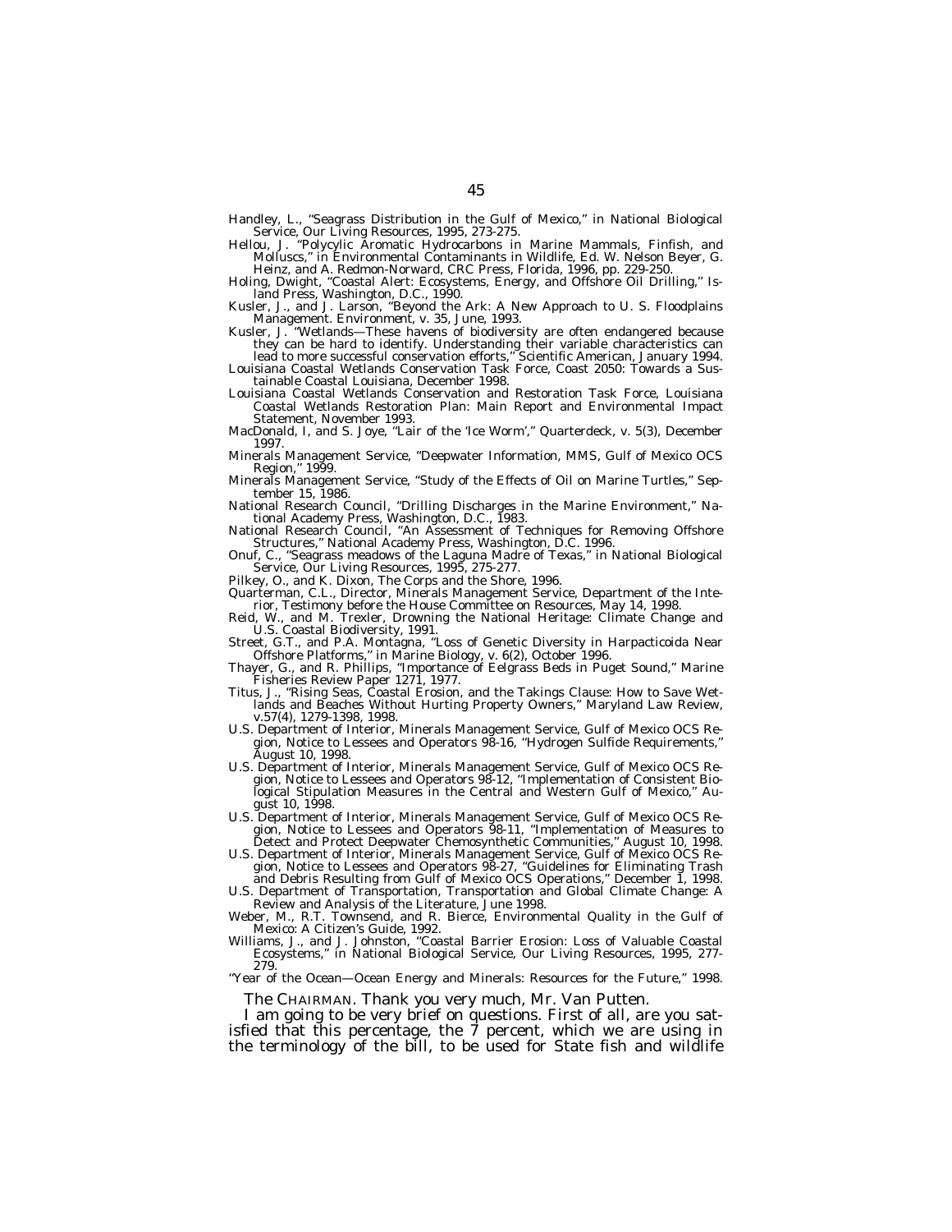Handley, L., "Seagrass Distribution in the Gulf of Mexico," in National Biological Service, Our Living Resources, 1995, 273-275.

Hellou, J. "Polycylic Aromatic Hydrocarbons in Marine Mammals, Finfish, and Molluscs," in Environmental Contaminants in Wildlife, Ed. W. Nelson Beyer, G. Heinz, and A. Redmon-Norward, CRC Press, Florida, 1996, pp. 229-250.

Holing, Dwight, "Coastal Alert: Ecosystems, Energy, and Offshore Oil Drilling," Island Press, Washington, D.C., 1990.

Kusler, J., and J. Larson, "Beyond the Ark: A New Approach to U. S. Floodplains Management. Environment, v. 35, June, 1993.

Kusler, J. "Wetlands—These havens of biodiversity are often endangered because they can be hard to identify. Understanding their variable characteristics can lead to more successful conservation efforts," Scientific American, January 1994.

Louisiana Coastal Wetlands Conservation Task Force, Coast 2050: Towards a Sustainable Coastal Louisiana, December 1998.

Louisiana Coastal Wetlands Conservation and Restoration Task Force, Louisiana Coastal Wetlands Restoration Plan: Main Report and Environmental Impact Statement, November 1993.

MacDonald, I, and S. Joye, "Lair of the 'Ice Worm'," Quarterdeck, v. 5(3), December 1997.

Minerals Management Service, "Deepwater Information, MMS, Gulf of Mexico OCS Region," 1999.

Minerals Management Service, "Study of the Effects of Oil on Marine Turtles," September 15, 1986.

National Research Council, "Drilling Discharges in the Marine Environment," National Academy Press, Washington, D.C., 1983.

National Research Council, "An Assessment of Techniques for Removing Offshore Structures," National Academy Press, Washington, D.C. 1996.

Onuf, C., "Seagrass meadows of the Laguna Madre of Texas," in National Biological Service, Our Living Resources, 1995, 275-277.

Pilkey, O., and K. Dixon, The Corps and the Shore, 1996.

Quarterman, C.L., Director, Minerals Management Service, Department of the Interior, Testimony before the House Committee on Resources, May 14, 1998.

Reid, W., and M. Trexler, Drowning the National Heritage: Climate Change and U.S. Coastal Biodiversity, 1991.

Street, G.T., and P.A. Montagna, "Loss of Genetic Diversity in Harpacticoida Near Offshore Platforms," in Marine Biology, v. 6(2), October 1996.

Thayer, G., and R. Phillips, "Importance of Eelgrass Beds in Puget Sound," Marine Fisheries Review Paper 1271, 1977.

Titus, J., "Rising Seas, Coastal Erosion, and the Takings Clause: How to Save Wetlands and Beaches Without Hurting Property Owners," Maryland Law Review, v.57(4), 1279-1398, 1998.

U.S. Department of Interior, Minerals Management Service, Gulf of Mexico OCS Region, Notice to Lessees and Operators 98-16, "Hydrogen Sulfide Requirements," August 10, 1998.

U.S. Department of Interior, Minerals Management Service, Gulf of Mexico OCS Region, Notice to Lessees and Operators 98-12, "Implementation of Consistent Biological Stipulation Measures in the Central and Western Gulf of Mexico," August 10, 1998.

U.S. Department of Interior, Minerals Management Service, Gulf of Mexico OCS Region, Notice to Lessees and Operators 98-11, "Implementation of Measures to Detect and Protect Deepwater Chemosynthetic Communities," August 10, 1998.

U.S. Department of Interior, Minerals Management Service, Gulf of Mexico OCS Region, Notice to Lessees and Operators 98-27, "Guidelines for Eliminating Trash and Debris Resulting from Gulf of Mexico OCS Operations," December 1, 1998.

U.S. Department of Transportation, Transportation and Global Climate Change: A Review and Analysis of the Literature, June 1998.

Weber, M., R.T. Townsend, and R. Bierce, Environmental Quality in the Gulf of Mexico: A Citizen's Guide, 1992.

Williams, J., and J. Johnston, "Coastal Barrier Erosion: Loss of Valuable Coastal Ecosystems," in National Biological Service, Our Living Resources, 1995, 277-279.

"Year of the Ocean—Ocean Energy and Minerals: Resources for the Future," 1998.

The CHAIRMAN. Thank you very much, Mr. Van Putten.

I am going to be very brief on questions. First of all, are you satisfied that this percentage, the 7 percent, which we are using in the terminology of the bill, to be used for State fish and wildlife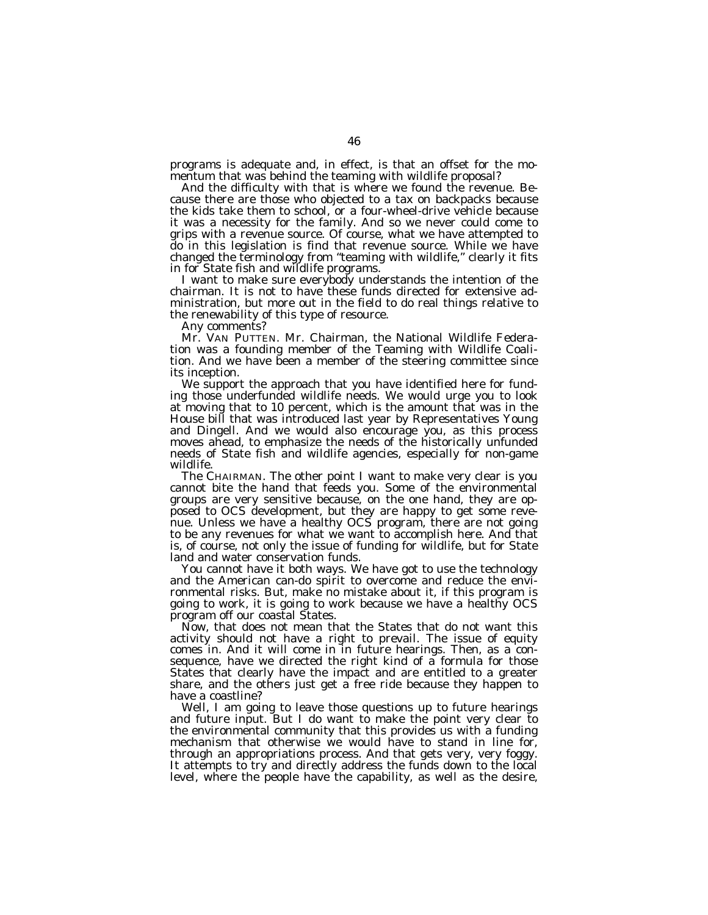programs is adequate and, in effect, is that an offset for the momentum that was behind the teaming with wildlife proposal?

And the difficulty with that is where we found the revenue. Because there are those who objected to a tax on backpacks because the kids take them to school, or a four-wheel-drive vehicle because it was a necessity for the family. And so we never could come to grips with a revenue source. Of course, what we have attempted to do in this legislation is find that revenue source. While we have changed the terminology from "teaming with wildlife," clearly it fits in for State fish and wildlife programs.

I want to make sure everybody understands the intention of the chairman. It is not to have these funds directed for extensive administration, but more out in the field to do real things relative to the renewability of this type of resource.

Any comments?

Mr. VAN PUTTEN. Mr. Chairman, the National Wildlife Federation was a founding member of the Teaming with Wildlife Coalition. And we have been a member of the steering committee since its inception.

We support the approach that you have identified here for funding those underfunded wildlife needs. We would urge you to look at moving that to 10 percent, which is the amount that was in the House bill that was introduced last year by Representatives Young and Dingell. And we would also encourage you, as this process moves ahead, to emphasize the needs of the historically unfunded needs of State fish and wildlife agencies, especially for non-game wildlife.

The CHAIRMAN. The other point I want to make very clear is you cannot bite the hand that feeds you. Some of the environmental groups are very sensitive because, on the one hand, they are opposed to OCS development, but they are happy to get some revenue. Unless we have a healthy OCS program, there are not going to be any revenues for what we want to accomplish here. And that is, of course, not only the issue of funding for wildlife, but for State land and water conservation funds.

You cannot have it both ways. We have got to use the technology and the American can-do spirit to overcome and reduce the environmental risks. But, make no mistake about it, if this program is going to work, it is going to work because we have a healthy OCS program off our coastal States.

Now, that does not mean that the States that do not want this activity should not have a right to prevail. The issue of equity comes in. And it will come in in future hearings. Then, as a consequence, have we directed the right kind of a formula for those States that clearly have the impact and are entitled to a greater share, and the others just get a free ride because they happen to have a coastline?

Well, I am going to leave those questions up to future hearings and future input. But I do want to make the point very clear to the environmental community that this provides us with a funding mechanism that otherwise we would have to stand in line for, through an appropriations process. And that gets very, very foggy. It attempts to try and directly address the funds down to the local level, where the people have the capability, as well as the desire,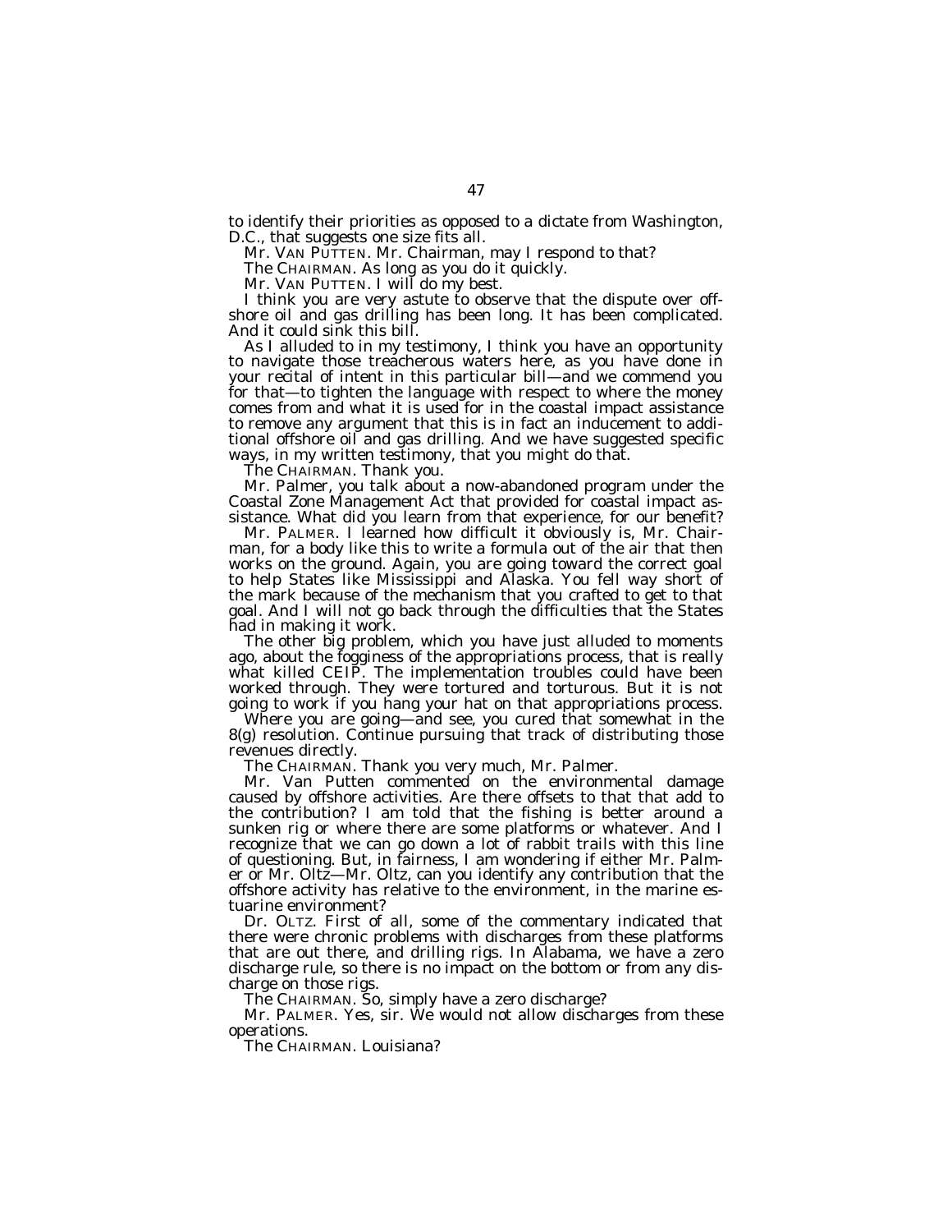to identify their priorities as opposed to a dictate from Washington, D.C., that suggests one size fits all.

Mr. VAN PUTTEN. Mr. Chairman, may I respond to that?

The CHAIRMAN. As long as you do it quickly.

Mr. VAN PUTTEN. I will do my best.

I think you are very astute to observe that the dispute over offshore oil and gas drilling has been long. It has been complicated. And it could sink this bill.

As I alluded to in my testimony, I think you have an opportunity to navigate those treacherous waters here, as you have done in your recital of intent in this particular bill—and we commend you for that—to tighten the language with respect to where the money comes from and what it is used for in the coastal impact assistance to remove any argument that this is in fact an inducement to additional offshore oil and gas drilling. And we have suggested specific ways, in my written testimony, that you might do that.

The CHAIRMAN. Thank you.

Mr. Palmer, you talk about a now-abandoned program under the Coastal Zone Management Act that provided for coastal impact assistance. What did you learn from that experience, for our benefit?

Mr. PALMER. I learned how difficult it obviously is, Mr. Chairman, for a body like this to write a formula out of the air that then works on the ground. Again, you are going toward the correct goal to help States like Mississippi and Alaska. You fell way short of the mark because of the mechanism that you crafted to get to that goal. And I will not go back through the difficulties that the States had in making it work.

The other big problem, which you have just alluded to moments ago, about the fogginess of the appropriations process, that is really what killed CEIP. The implementation troubles could have been worked through. They were tortured and torturous. But it is not going to work if you hang your hat on that appropriations process.

Where you are going—and see, you cured that somewhat in the 8(g) resolution. Continue pursuing that track of distributing those revenues directly.

The CHAIRMAN. Thank you very much, Mr. Palmer.

Mr. Van Putten commented on the environmental damage caused by offshore activities. Are there offsets to that that add to the contribution? I am told that the fishing is better around a sunken rig or where there are some platforms or whatever. And I recognize that we can go down a lot of rabbit trails with this line of questioning. But, in fairness, I am wondering if either Mr. Palmer or Mr. Oltz—Mr. Oltz, can you identify any contribution that the offshore activity has relative to the environment, in the marine estuarine environment?

Dr. OLTZ. First of all, some of the commentary indicated that there were chronic problems with discharges from these platforms that are out there, and drilling rigs. In Alabama, we have a zero discharge rule, so there is no impact on the bottom or from any discharge on those rigs.

The CHAIRMAN. So, simply have a zero discharge?

Mr. PALMER. Yes, sir. We would not allow discharges from these operations.

The CHAIRMAN. Louisiana?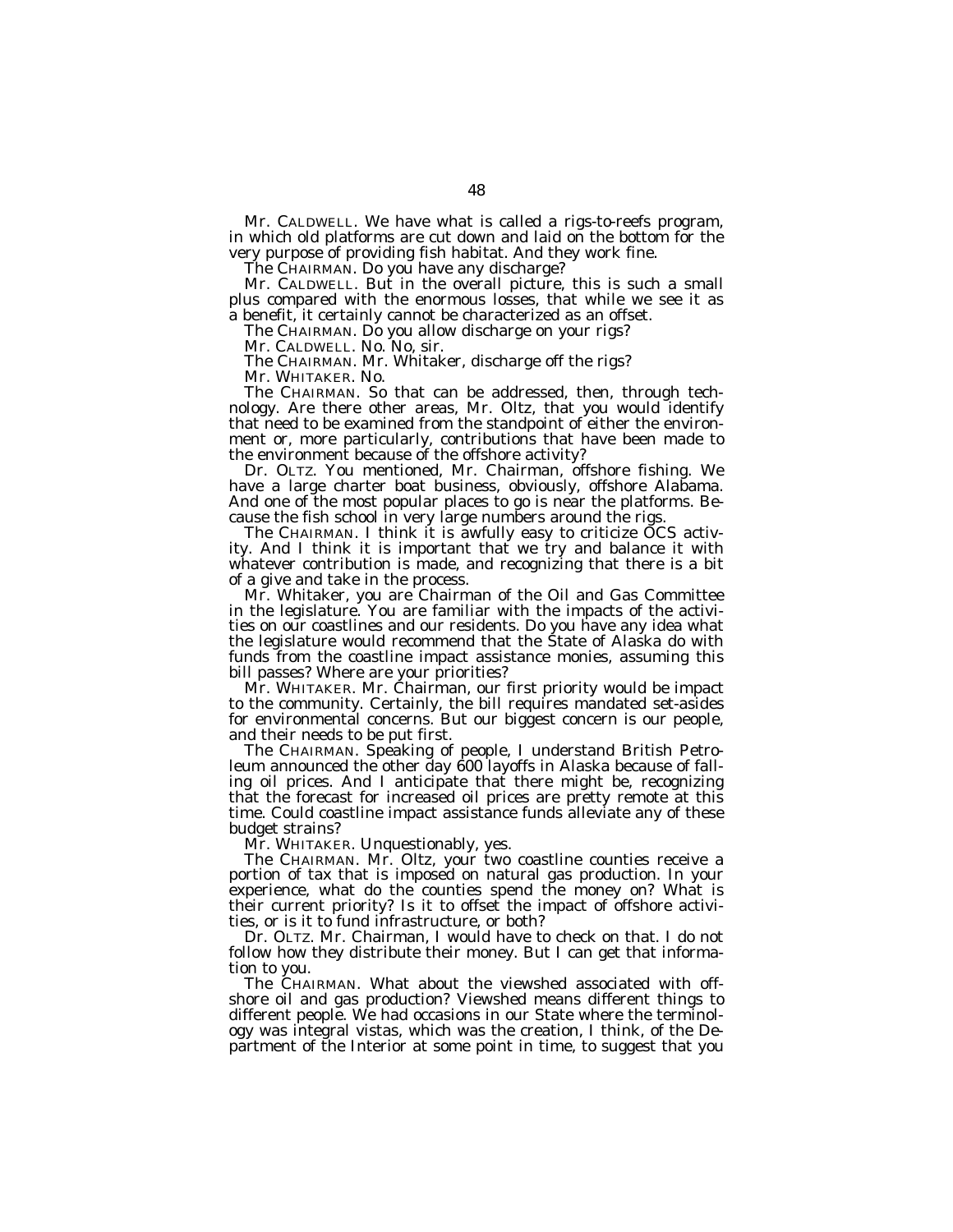Mr. CALDWELL. We have what is called a rigs-to-reefs program, in which old platforms are cut down and laid on the bottom for the very purpose of providing fish habitat. And they work fine.

The CHAIRMAN. Do you have any discharge?

Mr. CALDWELL. But in the overall picture, this is such a small plus compared with the enormous losses, that while we see it as a benefit, it certainly cannot be characterized as an offset.

The CHAIRMAN. Do you allow discharge on your rigs?

Mr. CALDWELL. No. No, sir.

The CHAIRMAN. Mr. Whitaker, discharge off the rigs?

Mr. WHITAKER. No.

The CHAIRMAN. So that can be addressed, then, through technology. Are there other areas, Mr. Oltz, that you would identify that need to be examined from the standpoint of either the environment or, more particularly, contributions that have been made to the environment because of the offshore activity?

Dr. OLTZ. You mentioned, Mr. Chairman, offshore fishing. We have a large charter boat business, obviously, offshore Alabama. And one of the most popular places to go is near the platforms. Because the fish school in very large numbers around the rigs.

The CHAIRMAN. I think it is awfully easy to criticize OCS activity. And I think it is important that we try and balance it with whatever contribution is made, and recognizing that there is a bit of a give and take in the process.

Mr. Whitaker, you are Chairman of the Oil and Gas Committee in the legislature. You are familiar with the impacts of the activities on our coastlines and our residents. Do you have any idea what the legislature would recommend that the State of Alaska do with funds from the coastline impact assistance monies, assuming this bill passes? Where are your priorities?

Mr. WHITAKER. Mr. Chairman, our first priority would be impact to the community. Certainly, the bill requires mandated set-asides for environmental concerns. But our biggest concern is our people, and their needs to be put first.

The CHAIRMAN. Speaking of people, I understand British Petroleum announced the other day 600 layoffs in Alaska because of falling oil prices. And I anticipate that there might be, recognizing that the forecast for increased oil prices are pretty remote at this time. Could coastline impact assistance funds alleviate any of these budget strains?

Mr. WHITAKER. Unquestionably, yes.

The CHAIRMAN. Mr. Oltz, your two coastline counties receive a portion of tax that is imposed on natural gas production. In your experience, what do the counties spend the money on? What is their current priority? Is it to offset the impact of offshore activities, or is it to fund infrastructure, or both?

Dr. OLTZ. Mr. Chairman, I would have to check on that. I do not follow how they distribute their money. But I can get that information to you.

The CHAIRMAN. What about the viewshed associated with offshore oil and gas production? Viewshed means different things to different people. We had occasions in our State where the terminology was integral vistas, which was the creation, I think, of the Department of the Interior at some point in time, to suggest that you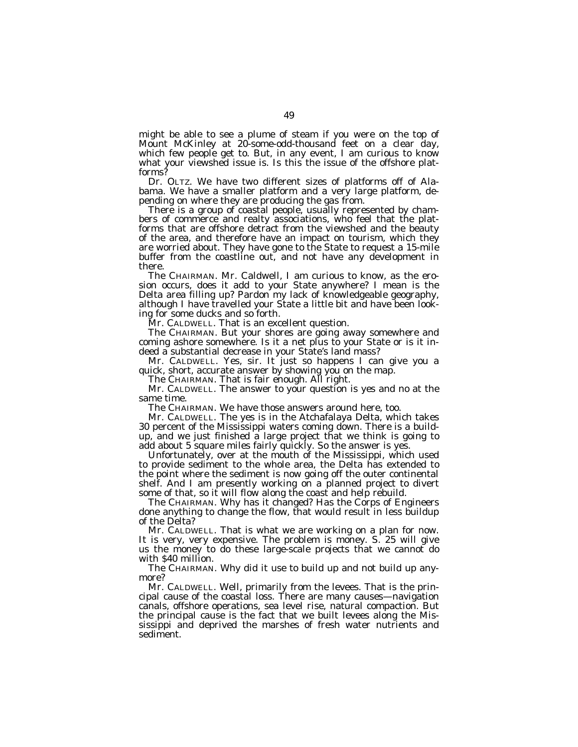might be able to see a plume of steam if you were on the top of Mount McKinley at 20-some-odd-thousand feet on a clear day, which few people get to. But, in any event, I am curious to know what your viewshed issue is. Is this the issue of the offshore platforms?

Dr. OLTZ. We have two different sizes of platforms off of Alabama. We have a smaller platform and a very large platform, depending on where they are producing the gas from.

There is a group of coastal people, usually represented by chambers of commerce and realty associations, who feel that the platforms that are offshore detract from the viewshed and the beauty of the area, and therefore have an impact on tourism, which they are worried about. They have gone to the State to request a 15-mile buffer from the coastline out, and not have any development in there.

The CHAIRMAN. Mr. Caldwell, I am curious to know, as the erosion occurs, does it add to your State anywhere? I mean is the Delta area filling up? Pardon my lack of knowledgeable geography, although I have travelled your State a little bit and have been looking for some ducks and so forth.

Mr. CALDWELL. That is an excellent question.

The CHAIRMAN. But your shores are going away somewhere and coming ashore somewhere. Is it a net plus to your State or is it indeed a substantial decrease in your State's land mass?

Mr. CALDWELL. Yes, sir. It just so happens I can give you a quick, short, accurate answer by showing you on the map.

The CHAIRMAN. That is fair enough. All right.

Mr. CALDWELL. The answer to your question is yes and no at the same time.

The CHAIRMAN. We have those answers around here, too.

Mr. CALDWELL. The yes is in the Atchafalaya Delta, which takes 30 percent of the Mississippi waters coming down. There is a buildup, and we just finished a large project that we think is going to add about 5 square miles fairly quickly. So the answer is yes.

Unfortunately, over at the mouth of the Mississippi, which used to provide sediment to the whole area, the Delta has extended to the point where the sediment is now going off the outer continental shelf. And I am presently working on a planned project to divert some of that, so it will flow along the coast and help rebuild.

The CHAIRMAN. Why has it changed? Has the Corps of Engineers done anything to change the flow, that would result in less buildup of the Delta?

Mr. CALDWELL. That is what we are working on a plan for now. It is very, very expensive. The problem is money. S. 25 will give us the money to do these large-scale projects that we cannot do with $40 million.

The CHAIRMAN. Why did it use to build up and not build up anymore?

Mr. CALDWELL. Well, primarily from the levees. That is the principal cause of the coastal loss. There are many causes—navigation canals, offshore operations, sea level rise, natural compaction. But the principal cause is the fact that we built levees along the Mississippi and deprived the marshes of fresh water nutrients and sediment.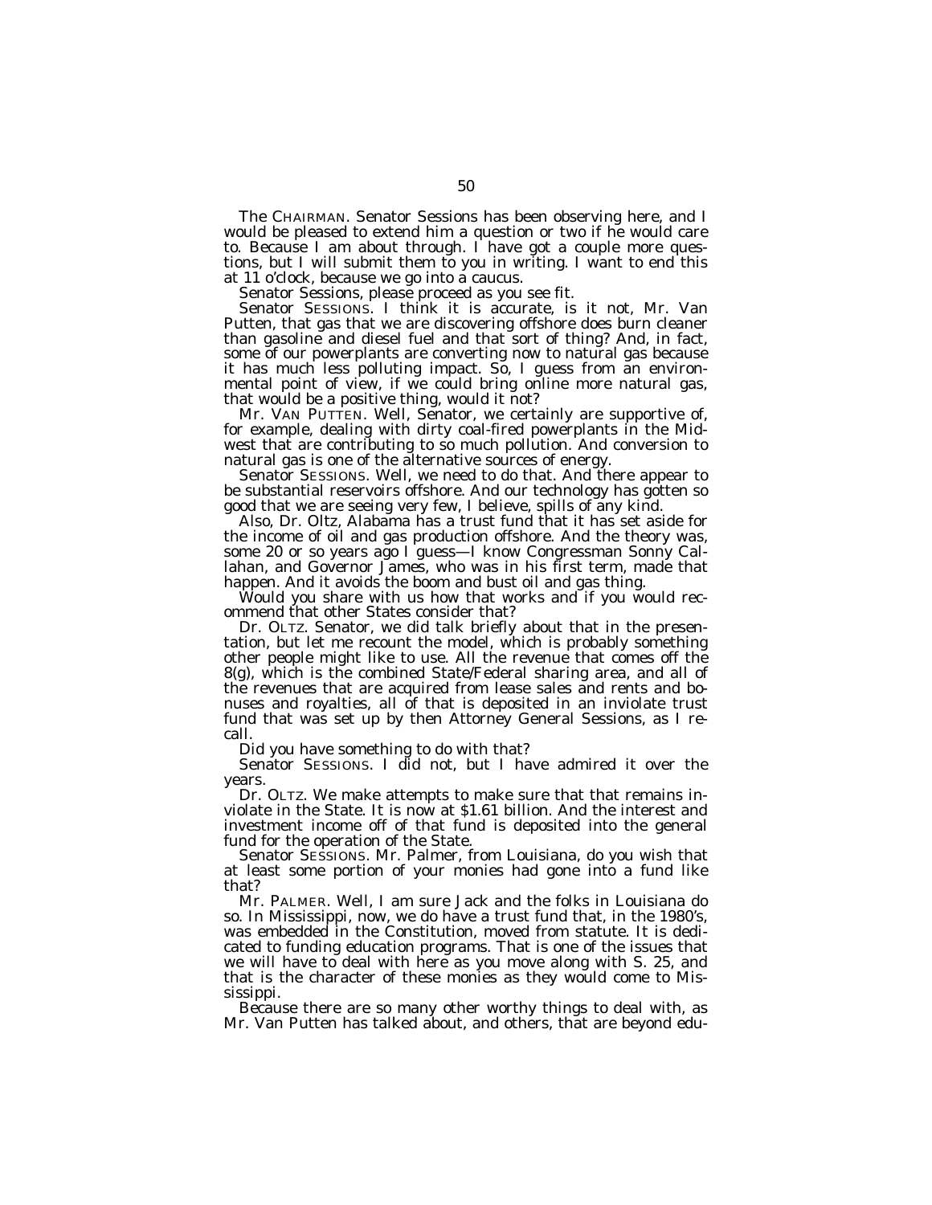The CHAIRMAN. Senator Sessions has been observing here, and I would be pleased to extend him a question or two if he would care to. Because I am about through. I have got a couple more questions, but I will submit them to you in writing. I want to end this at 11 o'clock, because we go into a caucus.

Senator Sessions, please proceed as you see fit.

Senator SESSIONS. I think it is accurate, is it not, Mr. Van Putten, that gas that we are discovering offshore does burn cleaner than gasoline and diesel fuel and that sort of thing? And, in fact, some of our powerplants are converting now to natural gas because it has much less polluting impact. So, I guess from an environmental point of view, if we could bring online more natural gas, that would be a positive thing, would it not?

Mr. VAN PUTTEN. Well, Senator, we certainly are supportive of, for example, dealing with dirty coal-fired powerplants in the Midwest that are contributing to so much pollution. And conversion to natural gas is one of the alternative sources of energy.

Senator SESSIONS. Well, we need to do that. And there appear to be substantial reservoirs offshore. And our technology has gotten so good that we are seeing very few, I believe, spills of any kind.

Also, Dr. Oltz, Alabama has a trust fund that it has set aside for the income of oil and gas production offshore. And the theory was, some 20 or so years ago I guess—I know Congressman Sonny Callahan, and Governor James, who was in his first term, made that happen. And it avoids the boom and bust oil and gas thing.

Would you share with us how that works and if you would recommend that other States consider that?

Dr. OLTZ. Senator, we did talk briefly about that in the presentation, but let me recount the model, which is probably something other people might like to use. All the revenue that comes off the 8(g), which is the combined State/Federal sharing area, and all of the revenues that are acquired from lease sales and rents and bonuses and royalties, all of that is deposited in an inviolate trust fund that was set up by then Attorney General Sessions, as I recall.

Did you have something to do with that?

Senator SESSIONS. I did not, but I have admired it over the years.

Dr. OLTZ. We make attempts to make sure that that remains inviolate in the State. It is now at $1.61 billion. And the interest and investment income off of that fund is deposited into the general fund for the operation of the State.

Senator SESSIONS. Mr. Palmer, from Louisiana, do you wish that at least some portion of your monies had gone into a fund like that?

Mr. PALMER. Well, I am sure Jack and the folks in Louisiana do so. In Mississippi, now, we do have a trust fund that, in the 1980's, was embedded in the Constitution, moved from statute. It is dedicated to funding education programs. That is one of the issues that we will have to deal with here as you move along with S. 25, and that is the character of these monies as they would come to Mississippi.

Because there are so many other worthy things to deal with, as Mr. Van Putten has talked about, and others, that are beyond edu-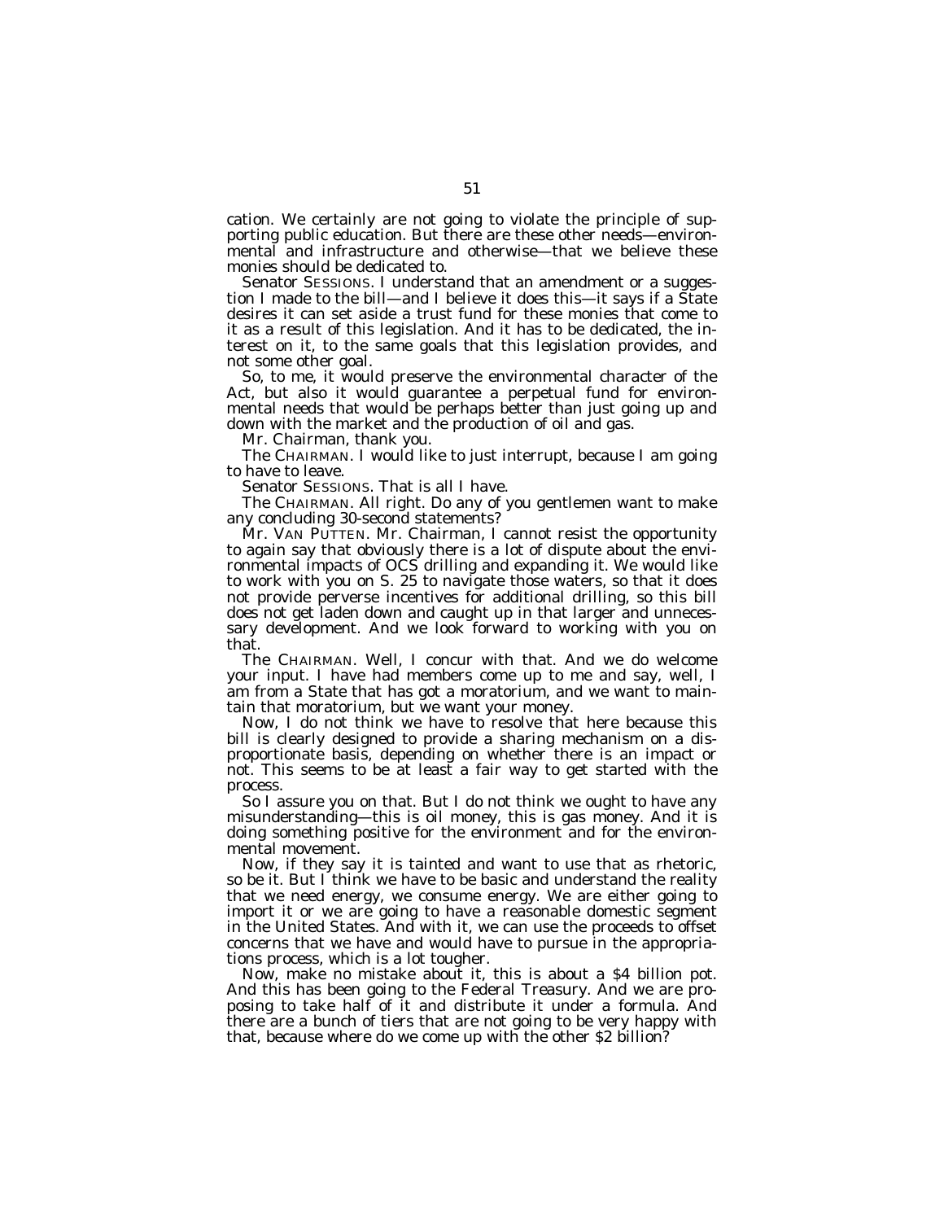cation. We certainly are not going to violate the principle of supporting public education. But there are these other needs—environmental and infrastructure and otherwise—that we believe these monies should be dedicated to.

Senator SESSIONS. I understand that an amendment or a suggestion I made to the bill—and I believe it does this—it says if a State desires it can set aside a trust fund for these monies that come to it as a result of this legislation. And it has to be dedicated, the interest on it, to the same goals that this legislation provides, and not some other goal.

So, to me, it would preserve the environmental character of the Act, but also it would guarantee a perpetual fund for environmental needs that would be perhaps better than just going up and down with the market and the production of oil and gas.

Mr. Chairman, thank you.

The CHAIRMAN. I would like to just interrupt, because I am going to have to leave.

Senator SESSIONS. That is all I have.

The CHAIRMAN. All right. Do any of you gentlemen want to make any concluding 30-second statements?

Mr. VAN PUTTEN. Mr. Chairman, I cannot resist the opportunity to again say that obviously there is a lot of dispute about the environmental impacts of OCS drilling and expanding it. We would like to work with you on S. 25 to navigate those waters, so that it does not provide perverse incentives for additional drilling, so this bill does not get laden down and caught up in that larger and unnecessary development. And we look forward to working with you on that.

The CHAIRMAN. Well, I concur with that. And we do welcome your input. I have had members come up to me and say, well, I am from a State that has got a moratorium, and we want to maintain that moratorium, but we want your money.

Now, I do not think we have to resolve that here because this bill is clearly designed to provide a sharing mechanism on a disproportionate basis, depending on whether there is an impact or not. This seems to be at least a fair way to get started with the process.

So I assure you on that. But I do not think we ought to have any misunderstanding—this is oil money, this is gas money. And it is doing something positive for the environment and for the environmental movement.

Now, if they say it is tainted and want to use that as rhetoric, so be it. But I think we have to be basic and understand the reality that we need energy, we consume energy. We are either going to import it or we are going to have a reasonable domestic segment in the United States. And with it, we can use the proceeds to offset concerns that we have and would have to pursue in the appropriations process, which is a lot tougher.

Now, make no mistake about it, this is about a $4 billion pot. And this has been going to the Federal Treasury. And we are proposing to take half of it and distribute it under a formula. And there are a bunch of tiers that are not going to be very happy with that, because where do we come up with the other $2 billion?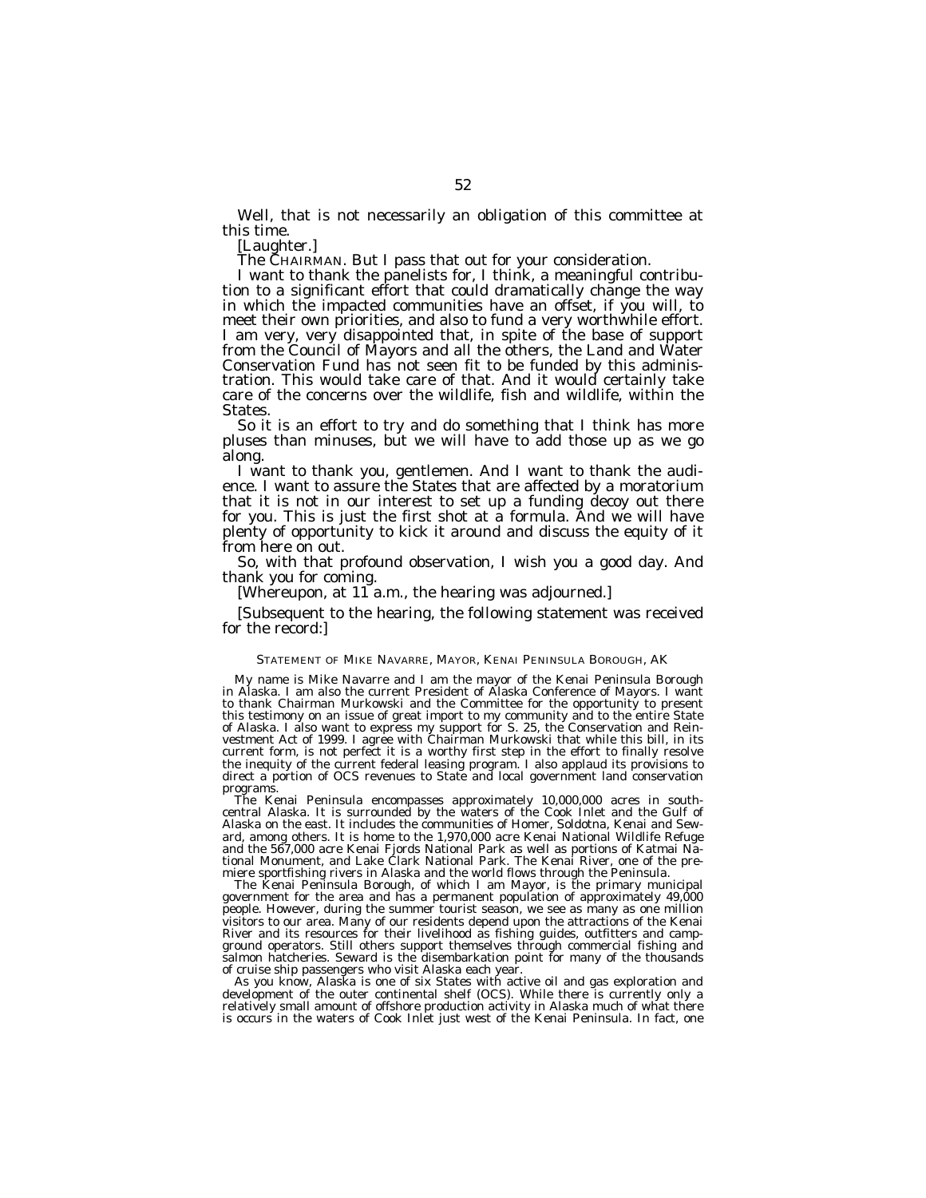Well, that is not necessarily an obligation of this committee at this time.

[Laughter.]

The CHAIRMAN. But I pass that out for your consideration.

I want to thank the panelists for, I think, a meaningful contribution to a significant effort that could dramatically change the way in which the impacted communities have an offset, if you will, to meet their own priorities, and also to fund a very worthwhile effort. I am very, very disappointed that, in spite of the base of support from the Council of Mayors and all the others, the Land and Water Conservation Fund has not seen fit to be funded by this administration. This would take care of that. And it would certainly take care of the concerns over the wildlife, fish and wildlife, within the States.

So it is an effort to try and do something that I think has more pluses than minuses, but we will have to add those up as we go along.

I want to thank you, gentlemen. And I want to thank the audience. I want to assure the States that are affected by a moratorium that it is not in our interest to set up a funding decoy out there for you. This is just the first shot at a formula. And we will have plenty of opportunity to kick it around and discuss the equity of it from here on out.

So, with that profound observation, I wish you a good day. And thank you for coming.

[Whereupon, at 11 a.m., the hearing was adjourned.]

[Subsequent to the hearing, the following statement was received for the record:]

STATEMENT OF MIKE NAVARRE, MAYOR, KENAI PENINSULA BOROUGH, AK

My name is Mike Navarre and I am the mayor of the Kenai Peninsula Borough in Alaska. I am also the current President of Alaska Conference of Mayors. I want to thank Chairman Murkowski and the Committee for the opportunity to present this testimony on an issue of great import to my community and to the entire State of Alaska. I also want to express my support for S. 25, the Conservation and Reinvestment Act of 1999. I agree with Chairman Murkowski that while this bill, in its current form, is not perfect it is a worthy first step in the effort to finally resolve the inequity of the current federal leasing program. I also applaud its provisions to direct a portion of OCS revenues to State and local government land conservation programs.

The Kenai Peninsula encompasses approximately 10,000,000 acres in south-central Alaska. It is surrounded by the waters of the Cook Inlet and the Gulf of Alaska on the east. It includes the communities of Homer, Soldotna, Kenai and Seward, among others. It is home to the 1,970,000 acre Kenai National Wildlife Refuge and the 567,000 acre Kenai Fjords National Park as well as portions of Katmai National Monument, and Lake Clark National Park. The Kenai River, one of the premiere sportfishing rivers in Alaska and the world flows through the Peninsula.

The Kenai Peninsula Borough, of which I am Mayor, is the primary municipal government for the area and has a permanent population of approximately 49,000 people. However, during the summer tourist season, we see as many as one million visitors to our area. Many of our residents depend upon the attractions of the Kenai River and its resources for their livelihood as fishing guides, outfitters and campground operators. Still others support themselves through commercial fishing and salmon hatcheries. Seward is the disembarkation point for many of the thousands of cruise ship passengers who visit Alaska each year.

As you know, Alaska is one of six States with active oil and gas exploration and development of the outer continental shelf (OCS). While there is currently only a relatively small amount of offshore production activity in Alaska much of what there is occurs in the waters of Cook Inlet just west of the Kenai Peninsula. In fact, one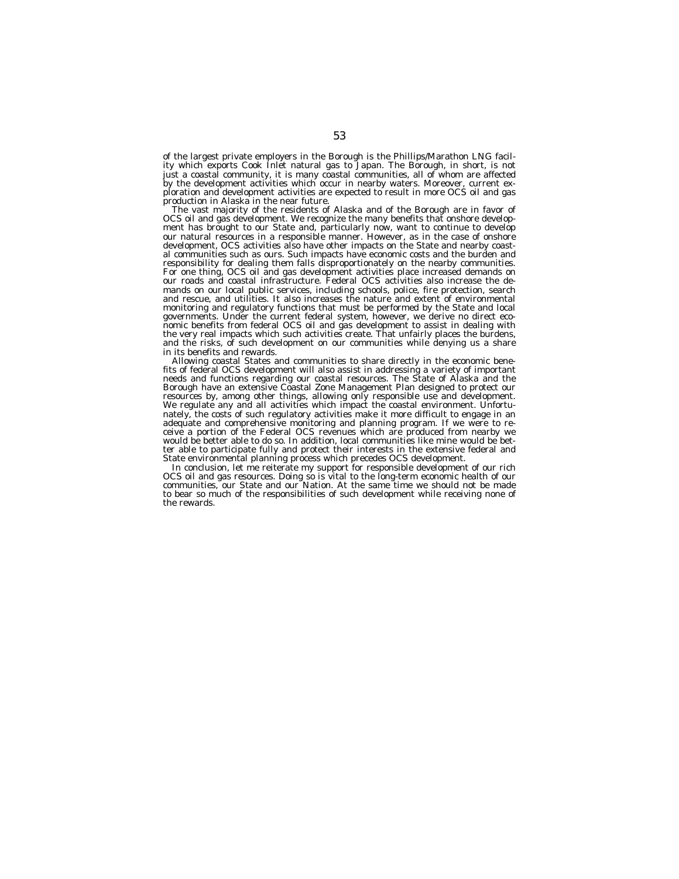of the largest private employers in the Borough is the Phillips/Marathon LNG facility which exports Cook Inlet natural gas to Japan. The Borough, in short, is not just a coastal community, it is many coastal communities, all of whom are affected by the development activities which occur in nearby waters. Moreover, current exploration and development activities are expected to result in more OCS oil and gas production in Alaska in the near future.

The vast majority of the residents of Alaska and of the Borough are in favor of OCS oil and gas development. We recognize the many benefits that onshore development has brought to our State and, particularly now, want to continue to develop our natural resources in a responsible manner. However, as in the case of onshore development, OCS activities also have other impacts on the State and nearby coastal communities such as ours. Such impacts have economic costs and the burden and responsibility for dealing them falls disproportionately on the nearby communities. For one thing, OCS oil and gas development activities place increased demands on our roads and coastal infrastructure. Federal OCS activities also increase the demands on our local public services, including schools, police, fire protection, search and rescue, and utilities. It also increases the nature and extent of environmental monitoring and regulatory functions that must be performed by the State and local governments. Under the current federal system, however, we derive no direct economic benefits from federal OCS oil and gas development to assist in dealing with the very real impacts which such activities create. That unfairly places the burdens, and the risks, of such development on our communities while denying us a share in its benefits and rewards.

Allowing coastal States and communities to share directly in the economic benefits of federal OCS development will also assist in addressing a variety of important needs and functions regarding our coastal resources. The State of Alaska and the Borough have an extensive Coastal Zone Management Plan designed to protect our resources by, among other things, allowing only responsible use and development. We regulate any and all activities which impact the coastal environment. Unfortunately, the costs of such regulatory activities make it more difficult to engage in an adequate and comprehensive monitoring and planning program. If we were to receive a portion of the Federal OCS revenues which are produced from nearby we would be better able to do so. In addition, local communities like mine would be better able to participate fully and protect their interests in the extensive federal and State environmental planning process which precedes OCS development.

In conclusion, let me reiterate my support for responsible development of our rich OCS oil and gas resources. Doing so is vital to the long-term economic health of our communities, our State and our Nation. At the same time we should not be made to bear so much of the responsibilities of such development while receiving none of the rewards.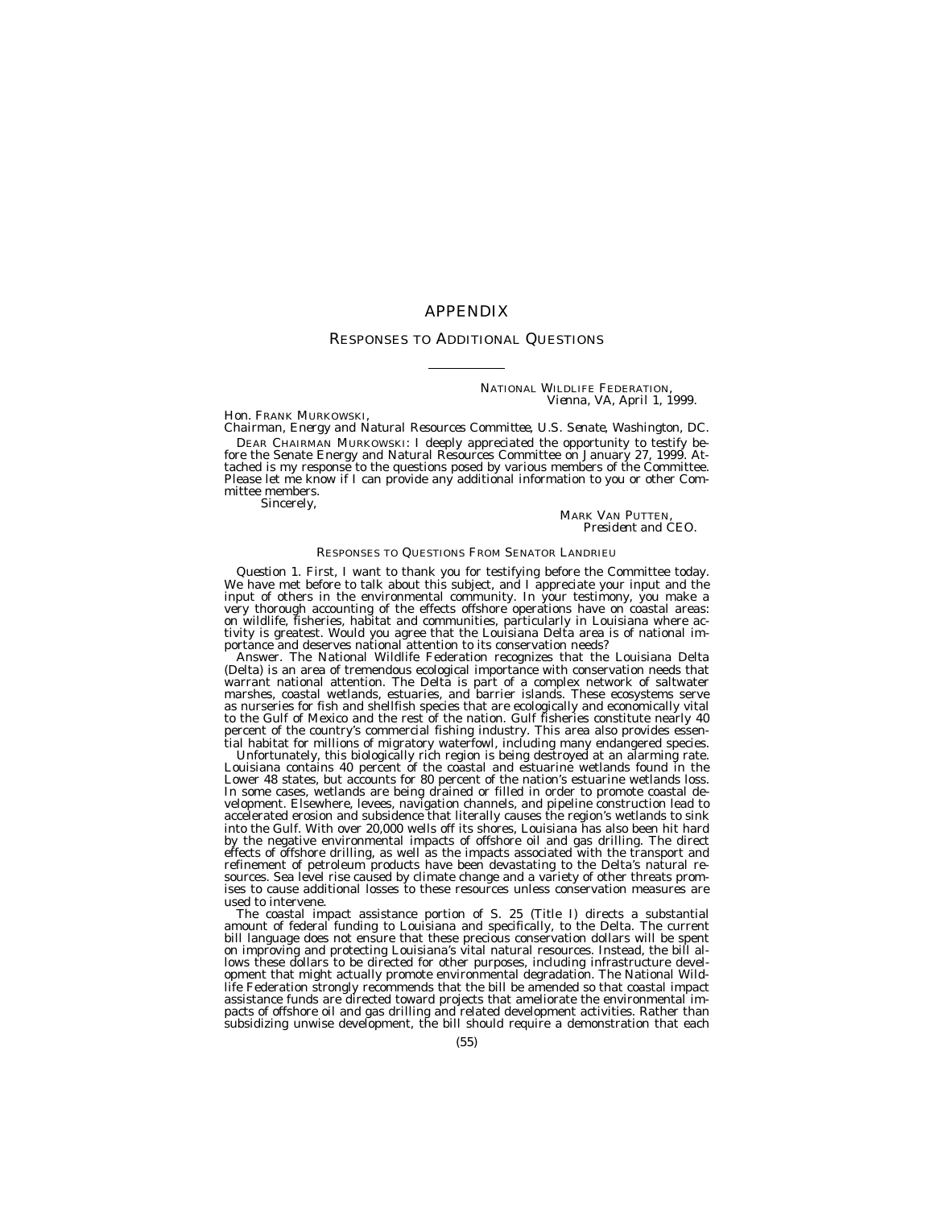# APPENDIX

## RESPONSES TO ADDITIONAL QUESTIONS

NATIONAL WILDLIFE FEDERATION,
*Vienna, VA, April 1, 1999.*

Hon. FRANK MURKOWSKI,
*Chairman, Energy and Natural Resources Committee, U.S. Senate, Washington, DC.*

DEAR CHAIRMAN MURKOWSKI: I deeply appreciated the opportunity to testify before the Senate Energy and Natural Resources Committee on January 27, 1999. Attached is my response to the questions posed by various members of the Committee. Please let me know if I can provide any additional information to you or other Committee members.

Sincerely,

MARK VAN PUTTEN,
*President and CEO.*

### RESPONSES TO QUESTIONS FROM SENATOR LANDRIEU

*Question 1.* First, I want to thank you for testifying before the Committee today. We have met before to talk about this subject, and I appreciate your input and the input of others in the environmental community. In your testimony, you make a very thorough accounting of the effects offshore operations have on coastal areas: on wildlife, fisheries, habitat and communities, particularly in Louisiana where activity is greatest. Would you agree that the Louisiana Delta area is of national importance and deserves national attention to its conservation needs?

Answer. The National Wildlife Federation recognizes that the Louisiana Delta (Delta) is an area of tremendous ecological importance with conservation needs that warrant national attention. The Delta is part of a complex network of saltwater marshes, coastal wetlands, estuaries, and barrier islands. These ecosystems serve as nurseries for fish and shellfish species that are ecologically and economically vital to the Gulf of Mexico and the rest of the nation. Gulf fisheries constitute nearly 40 percent of the country's commercial fishing industry. This area also provides essential habitat for millions of migratory waterfowl, including many endangered species.

Unfortunately, this biologically rich region is being destroyed at an alarming rate. Louisiana contains 40 percent of the coastal and estuarine wetlands found in the Lower 48 states, but accounts for 80 percent of the nation's estuarine wetlands loss. In some cases, wetlands are being drained or filled in order to promote coastal development. Elsewhere, levees, navigation channels, and pipeline construction lead to accelerated erosion and subsidence that literally causes the region's wetlands to sink into the Gulf. With over 20,000 wells off its shores, Louisiana has also been hit hard by the negative environmental impacts of offshore oil and gas drilling. The direct effects of offshore drilling, as well as the impacts associated with the transport and refinement of petroleum products have been devastating to the Delta's natural resources. Sea level rise caused by climate change and a variety of other threats promises to cause additional losses to these resources unless conservation measures are used to intervene.

The coastal impact assistance portion of S. 25 (Title I) directs a substantial amount of federal funding to Louisiana and specifically, to the Delta. The current bill language does not ensure that these precious conservation dollars will be spent on improving and protecting Louisiana's vital natural resources. Instead, the bill allows these dollars to be directed for other purposes, including infrastructure development that might actually promote environmental degradation. The National Wildlife Federation strongly recommends that the bill be amended so that coastal impact assistance funds are directed toward projects that ameliorate the environmental impacts of offshore oil and gas drilling and related development activities. Rather than subsidizing unwise development, the bill should require a demonstration that each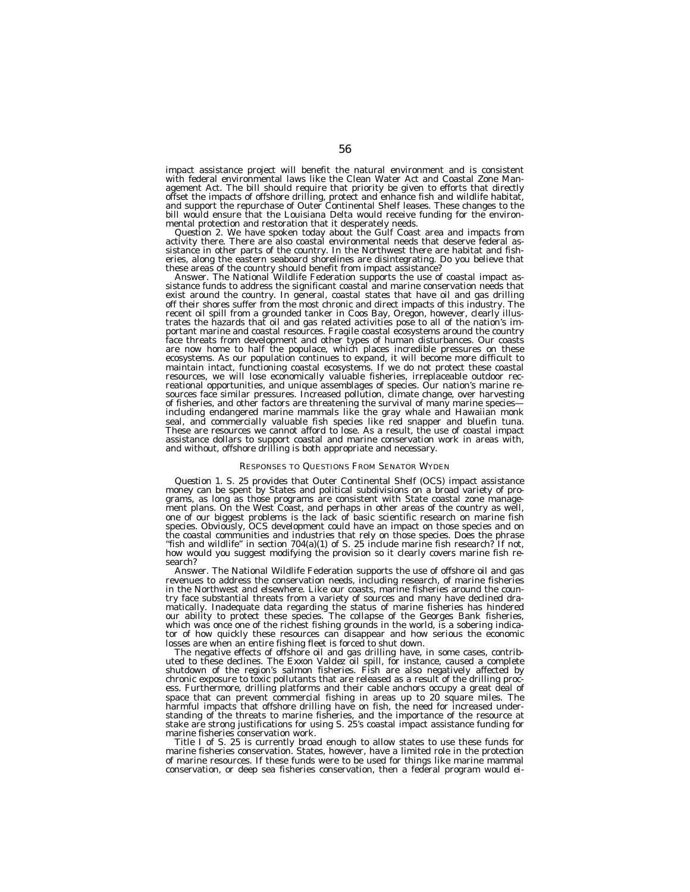impact assistance project will benefit the natural environment and is consistent with federal environmental laws like the Clean Water Act and Coastal Zone Management Act. The bill should require that priority be given to efforts that directly offset the impacts of offshore drilling, protect and enhance fish and wildlife habitat, and support the repurchase of Outer Continental Shelf leases. These changes to the bill would ensure that the Louisiana Delta would receive funding for the environmental protection and restoration that it desperately needs.

Question 2. We have spoken today about the Gulf Coast area and impacts from activity there. There are also coastal environmental needs that deserve federal assistance in other parts of the country. In the Northwest there are habitat and fisheries, along the eastern seaboard shorelines are disintegrating. Do you believe that these areas of the country should benefit from impact assistance?

Answer. The National Wildlife Federation supports the use of coastal impact assistance funds to address the significant coastal and marine conservation needs that exist around the country. In general, coastal states that have oil and gas drilling off their shores suffer from the most chronic and direct impacts of this industry. The recent oil spill from a grounded tanker in Coos Bay, Oregon, however, clearly illustrates the hazards that oil and gas related activities pose to all of the nation's important marine and coastal resources. Fragile coastal ecosystems around the country face threats from development and other types of human disturbances. Our coasts are now home to half the populace, which places incredible pressures on these ecosystems. As our population continues to expand, it will become more difficult to maintain intact, functioning coastal ecosystems. If we do not protect these coastal resources, we will lose economically valuable fisheries, irreplaceable outdoor recreational opportunities, and unique assemblages of species. Our nation's marine resources face similar pressures. Increased pollution, climate change, over harvesting of fisheries, and other factors are threatening the survival of many marine species—including endangered marine mammals like the gray whale and Hawaiian monk seal, and commercially valuable fish species like red snapper and bluefin tuna. These are resources we cannot afford to lose. As a result, the use of coastal impact assistance dollars to support coastal and marine conservation work in areas with, and without, offshore drilling is both appropriate and necessary.

## RESPONSES TO QUESTIONS FROM SENATOR WYDEN

Question 1. S. 25 provides that Outer Continental Shelf (OCS) impact assistance money can be spent by States and political subdivisions on a broad variety of programs, as long as those programs are consistent with State coastal zone management plans. On the West Coast, and perhaps in other areas of the country as well, one of our biggest problems is the lack of basic scientific research on marine fish species. Obviously, OCS development could have an impact on those species and on the coastal communities and industries that rely on those species. Does the phrase "fish and wildlife" in section 704(a)(1) of S. 25 include marine fish research? If not, how would you suggest modifying the provision so it clearly covers marine fish research?

Answer. The National Wildlife Federation supports the use of offshore oil and gas revenues to address the conservation needs, including research, of marine fisheries in the Northwest and elsewhere. Like our coasts, marine fisheries around the country face substantial threats from a variety of sources and many have declined dramatically. Inadequate data regarding the status of marine fisheries has hindered our ability to protect these species. The collapse of the Georges Bank fisheries, which was once one of the richest fishing grounds in the world, is a sobering indicator of how quickly these resources can disappear and how serious the economic losses are when an entire fishing fleet is forced to shut down.

The negative effects of offshore oil and gas drilling have, in some cases, contributed to these declines. The Exxon Valdez oil spill, for instance, caused a complete shutdown of the region's salmon fisheries. Fish are also negatively affected by chronic exposure to toxic pollutants that are released as a result of the drilling process. Furthermore, drilling platforms and their cable anchors occupy a great deal of space that can prevent commercial fishing in areas up to 20 square miles. The harmful impacts that offshore drilling have on fish, the need for increased understanding of the threats to marine fisheries, and the importance of the resource at stake are strong justifications for using S. 25's coastal impact assistance funding for marine fisheries conservation work.

Title I of S. 25 is currently broad enough to allow states to use these funds for marine fisheries conservation. States, however, have a limited role in the protection of marine resources. If these funds were to be used for things like marine mammal conservation, or deep sea fisheries conservation, then a federal program would ei-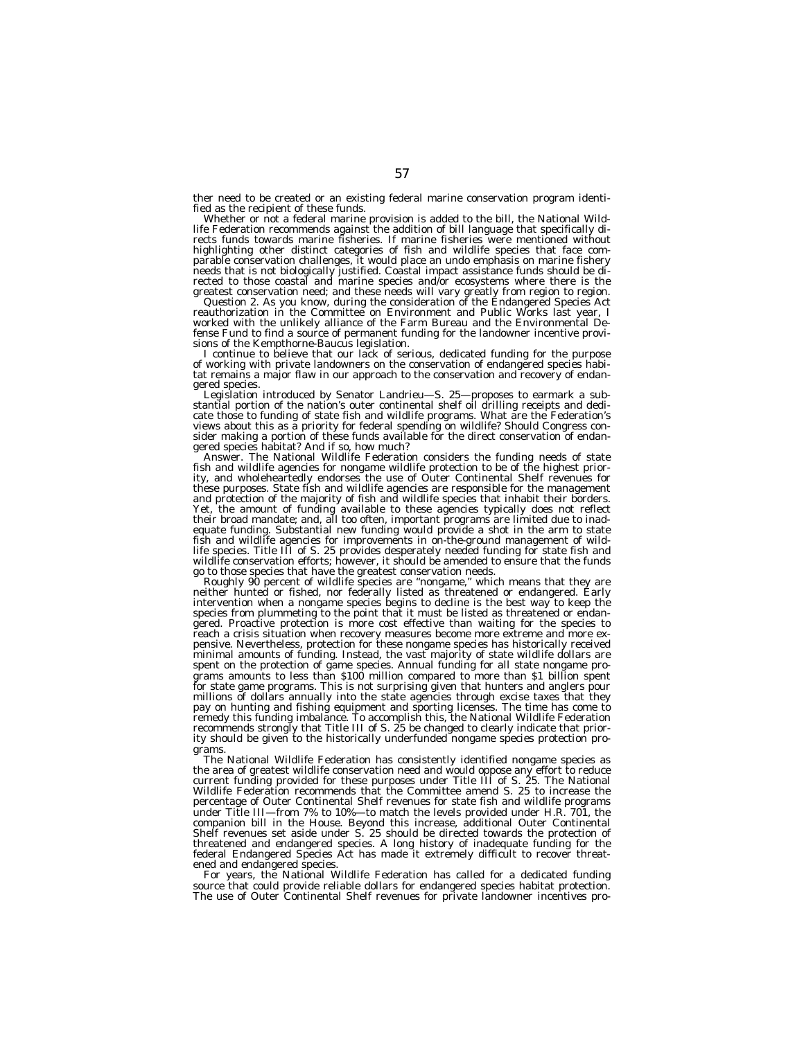ther need to be created or an existing federal marine conservation program identified as the recipient of these funds.

Whether or not a federal marine provision is added to the bill, the National Wildlife Federation recommends against the addition of bill language that specifically directs funds towards marine fisheries. If marine fisheries were mentioned without highlighting other distinct categories of fish and wildlife species that face comparable conservation challenges, it would place an undo emphasis on marine fishery needs that is not biologically justified. Coastal impact assistance funds should be directed to those coastal and marine species and/or ecosystems where there is the greatest conservation need; and these needs will vary greatly from region to region.

Question 2. As you know, during the consideration of the Endangered Species Act reauthorization in the Committee on Environment and Public Works last year, I worked with the unlikely alliance of the Farm Bureau and the Environmental Defense Fund to find a source of permanent funding for the landowner incentive provisions of the Kempthorne-Baucus legislation.

I continue to believe that our lack of serious, dedicated funding for the purpose of working with private landowners on the conservation of endangered species habitat remains a major flaw in our approach to the conservation and recovery of endangered species.

Legislation introduced by Senator Landrieu—S. 25—proposes to earmark a substantial portion of the nation's outer continental shelf oil drilling receipts and dedicate those to funding of state fish and wildlife programs. What are the Federation's views about this as a priority for federal spending on wildlife? Should Congress consider making a portion of these funds available for the direct conservation of endangered species habitat? And if so, how much?

Answer. The National Wildlife Federation considers the funding needs of state fish and wildlife agencies for nongame wildlife protection to be of the highest priority, and wholeheartedly endorses the use of Outer Continental Shelf revenues for these purposes. State fish and wildlife agencies are responsible for the management and protection of the majority of fish and wildlife species that inhabit their borders. Yet, the amount of funding available to these agencies typically does not reflect their broad mandate; and, all too often, important programs are limited due to inadequate funding. Substantial new funding would provide a shot in the arm to state fish and wildlife agencies for improvements in on-the-ground management of wildlife species. Title III of S. 25 provides desperately needed funding for state fish and wildlife conservation efforts; however, it should be amended to ensure that the funds go to those species that have the greatest conservation needs.

Roughly 90 percent of wildlife species are "nongame," which means that they are neither hunted or fished, nor federally listed as threatened or endangered. Early intervention when a nongame species begins to decline is the best way to keep the species from plummeting to the point that it must be listed as threatened or endangered. Proactive protection is more cost effective than waiting for the species to reach a crisis situation when recovery measures become more extreme and more expensive. Nevertheless, protection for these nongame species has historically received minimal amounts of funding. Instead, the vast majority of state wildlife dollars are spent on the protection of game species. Annual funding for all state nongame programs amounts to less than $100 million compared to more than $1 billion spent for state game programs. This is not surprising given that hunters and anglers pour millions of dollars annually into the state agencies through excise taxes that they pay on hunting and fishing equipment and sporting licenses. The time has come to remedy this funding imbalance. To accomplish this, the National Wildlife Federation recommends strongly that Title III of S. 25 be changed to clearly indicate that priority should be given to the historically underfunded nongame species protection programs.

The National Wildlife Federation has consistently identified nongame species as the area of greatest wildlife conservation need and would oppose any effort to reduce current funding provided for these purposes under Title III of S. 25. The National Wildlife Federation recommends that the Committee amend S. 25 to increase the percentage of Outer Continental Shelf revenues for state fish and wildlife programs under Title III—from 7% to 10%—to match the levels provided under H.R. 701, the companion bill in the House. Beyond this increase, additional Outer Continental Shelf revenues set aside under S. 25 should be directed towards the protection of threatened and endangered species. A long history of inadequate funding for the federal Endangered Species Act has made it extremely difficult to recover threatened and endangered species.

For years, the National Wildlife Federation has called for a dedicated funding source that could provide reliable dollars for endangered species habitat protection. The use of Outer Continental Shelf revenues for private landowner incentives pro-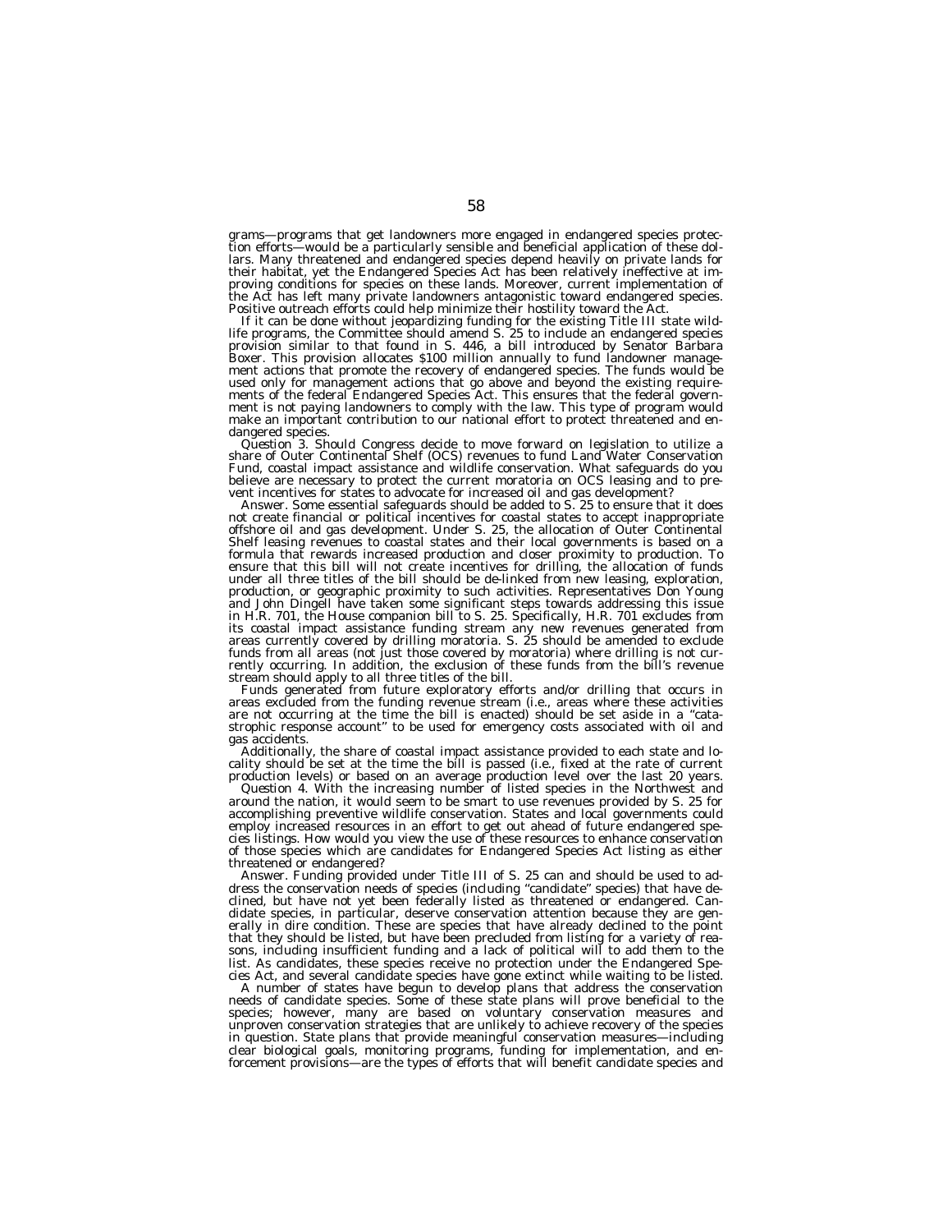grams—programs that get landowners more engaged in endangered species protection efforts—would be a particularly sensible and beneficial application of these dollars. Many threatened and endangered species depend heavily on private lands for their habitat, yet the Endangered Species Act has been relatively ineffective at improving conditions for species on these lands. Moreover, current implementation of the Act has left many private landowners antagonistic toward endangered species. Positive outreach efforts could help minimize their hostility toward the Act.

If it can be done without jeopardizing funding for the existing Title III state wildlife programs, the Committee should amend S. 25 to include an endangered species provision similar to that found in S. 446, a bill introduced by Senator Barbara Boxer. This provision allocates $100 million annually to fund landowner management actions that promote the recovery of endangered species. The funds would be used only for management actions that go above and beyond the existing requirements of the federal Endangered Species Act. This ensures that the federal government is not paying landowners to comply with the law. This type of program would make an important contribution to our national effort to protect threatened and endangered species.

Question 3. Should Congress decide to move forward on legislation to utilize a share of Outer Continental Shelf (OCS) revenues to fund Land Water Conservation Fund, coastal impact assistance and wildlife conservation. What safeguards do you believe are necessary to protect the current moratoria on OCS leasing and to prevent incentives for states to advocate for increased oil and gas development?

Answer. Some essential safeguards should be added to S. 25 to ensure that it does not create financial or political incentives for coastal states to accept inappropriate offshore oil and gas development. Under S. 25, the allocation of Outer Continental Shelf leasing revenues to coastal states and their local governments is based on a formula that rewards increased production and closer proximity to production. To ensure that this bill will not create incentives for drilling, the allocation of funds under all three titles of the bill should be de-linked from new leasing, exploration, production, or geographic proximity to such activities. Representatives Don Young and John Dingell have taken some significant steps towards addressing this issue in H.R. 701, the House companion bill to S. 25. Specifically, H.R. 701 excludes from its coastal impact assistance funding stream any new revenues generated from areas currently covered by drilling moratoria. S. 25 should be amended to exclude funds from all areas (not just those covered by moratoria) where drilling is not currently occurring. In addition, the exclusion of these funds from the bill's revenue stream should apply to all three titles of the bill.

Funds generated from future exploratory efforts and/or drilling that occurs in areas excluded from the funding revenue stream (i.e., areas where these activities are not occurring at the time the bill is enacted) should be set aside in a "catastrophic response account" to be used for emergency costs associated with oil and gas accidents.

Additionally, the share of coastal impact assistance provided to each state and locality should be set at the time the bill is passed (i.e., fixed at the rate of current production levels) or based on an average production level over the last 20 years.

Question 4. With the increasing number of listed species in the Northwest and around the nation, it would seem to be smart to use revenues provided by S. 25 for accomplishing preventive wildlife conservation. States and local governments could employ increased resources in an effort to get out ahead of future endangered species listings. How would you view the use of these resources to enhance conservation of those species which are candidates for Endangered Species Act listing as either threatened or endangered?

Answer. Funding provided under Title III of S. 25 can and should be used to address the conservation needs of species (including "candidate" species) that have declined, but have not yet been federally listed as threatened or endangered. Candidate species, in particular, deserve conservation attention because they are generally in dire condition. These are species that have already declined to the point that they should be listed, but have been precluded from listing for a variety of reasons, including insufficient funding and a lack of political will to add them to the list. As candidates, these species receive no protection under the Endangered Species Act, and several candidate species have gone extinct while waiting to be listed.

A number of states have begun to develop plans that address the conservation needs of candidate species. Some of these state plans will prove beneficial to the species; however, many are based on voluntary conservation measures and unproven conservation strategies that are unlikely to achieve recovery of the species in question. State plans that provide meaningful conservation measures—including clear biological goals, monitoring programs, funding for implementation, and enforcement provisions—are the types of efforts that will benefit candidate species and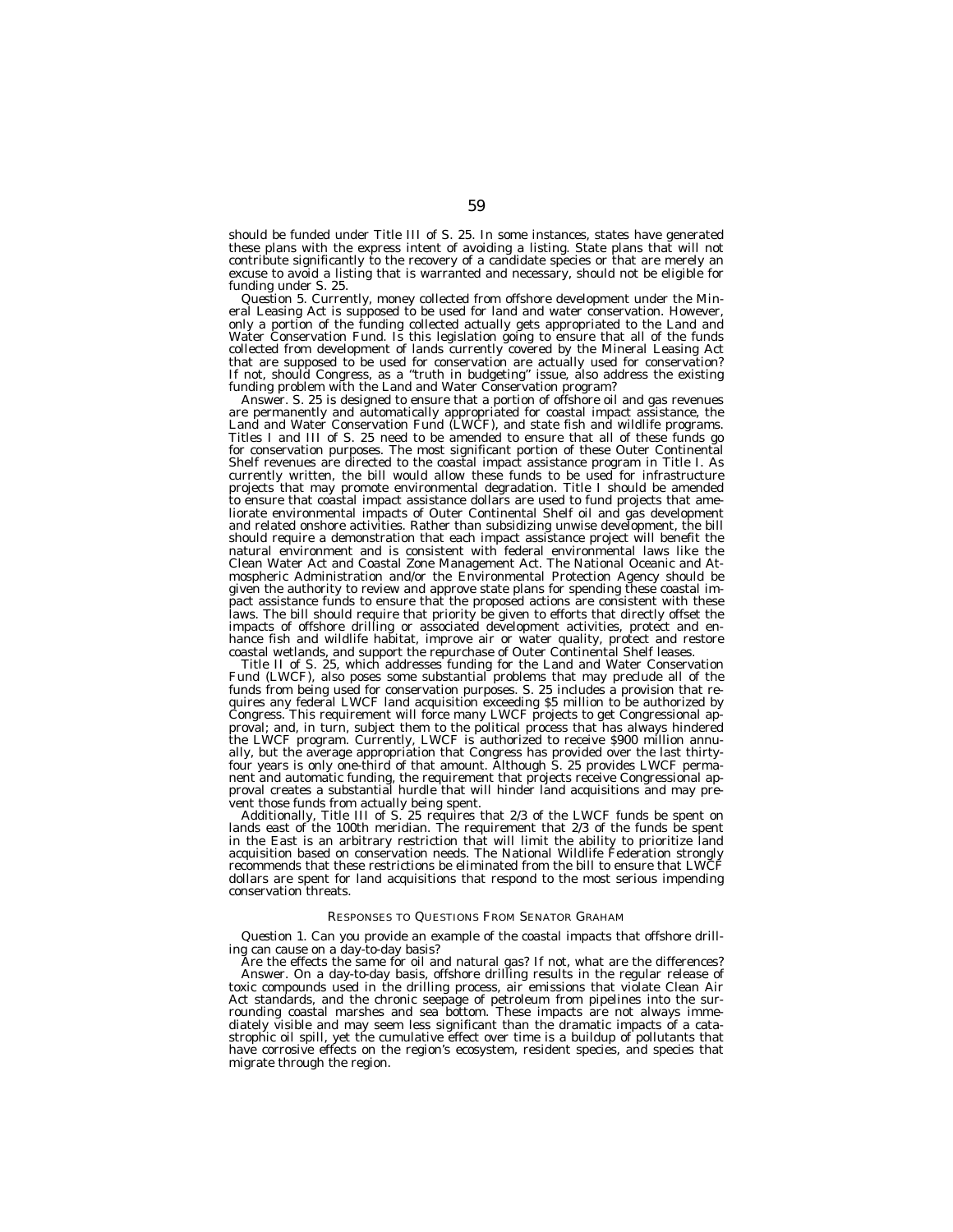should be funded under Title III of S. 25. In some instances, states have generated these plans with the express intent of avoiding a listing. State plans that will not contribute significantly to the recovery of a candidate species or that are merely an excuse to avoid a listing that is warranted and necessary, should not be eligible for funding under S. 25.

*Question 5.* Currently, money collected from offshore development under the Mineral Leasing Act is supposed to be used for land and water conservation. However, only a portion of the funding collected actually gets appropriated to the Land and Water Conservation Fund. Is this legislation going to ensure that all of the funds collected from development of lands currently covered by the Mineral Leasing Act that are supposed to be used for conservation are actually used for conservation? If not, should Congress, as a "truth in budgeting" issue, also address the existing funding problem with the Land and Water Conservation program?

Answer. S. 25 is designed to ensure that a portion of offshore oil and gas revenues are permanently and automatically appropriated for coastal impact assistance, the Land and Water Conservation Fund (LWCF), and state fish and wildlife programs. Titles I and III of S. 25 need to be amended to ensure that all of these funds go for conservation purposes. The most significant portion of these Outer Continental Shelf revenues are directed to the coastal impact assistance program in Title I. As currently written, the bill would allow these funds to be used for infrastructure projects that may promote environmental degradation. Title I should be amended to ensure that coastal impact assistance dollars are used to fund projects that ameliorate environmental impacts of Outer Continental Shelf oil and gas development and related onshore activities. Rather than subsidizing unwise development, the bill should require a demonstration that each impact assistance project will benefit the natural environment and is consistent with federal environmental laws like the Clean Water Act and Coastal Zone Management Act. The National Oceanic and Atmospheric Administration and/or the Environmental Protection Agency should be given the authority to review and approve state plans for spending these coastal impact assistance funds to ensure that the proposed actions are consistent with these laws. The bill should require that priority be given to efforts that directly offset the impacts of offshore drilling or associated development activities, protect and enhance fish and wildlife habitat, improve air or water quality, protect and restore coastal wetlands, and support the repurchase of Outer Continental Shelf leases.

Title II of S. 25, which addresses funding for the Land and Water Conservation Fund (LWCF), also poses some substantial problems that may preclude all of the funds from being used for conservation purposes. S. 25 includes a provision that requires any federal LWCF land acquisition exceeding $5 million to be authorized by Congress. This requirement will force many LWCF projects to get Congressional approval; and, in turn, subject them to the political process that has always hindered the LWCF program. Currently, LWCF is authorized to receive $900 million annually, but the average appropriation that Congress has provided over the last thirty-four years is only one-third of that amount. Although S. 25 provides LWCF permanent and automatic funding, the requirement that projects receive Congressional approval creates a substantial hurdle that will hinder land acquisitions and may prevent those funds from actually being spent.

Additionally, Title III of S. 25 requires that 2/3 of the LWCF funds be spent on lands east of the 100th meridian. The requirement that 2/3 of the funds be spent in the East is an arbitrary restriction that will limit the ability to prioritize land acquisition based on conservation needs. The National Wildlife Federation strongly recommends that these restrictions be eliminated from the bill to ensure that LWCF dollars are spent for land acquisitions that respond to the most serious impending conservation threats.

## RESPONSES TO QUESTIONS FROM SENATOR GRAHAM

*Question 1.* Can you provide an example of the coastal impacts that offshore drilling can cause on a day-to-day basis?

Are the effects the same for oil and natural gas? If not, what are the differences?

Answer. On a day-to-day basis, offshore drilling results in the regular release of toxic compounds used in the drilling process, air emissions that violate Clean Air Act standards, and the chronic seepage of petroleum from pipelines into the surrounding coastal marshes and sea bottom. These impacts are not always immediately visible and may seem less significant than the dramatic impacts of a catastrophic oil spill, yet the cumulative effect over time is a buildup of pollutants that have corrosive effects on the region's ecosystem, resident species, and species that migrate through the region.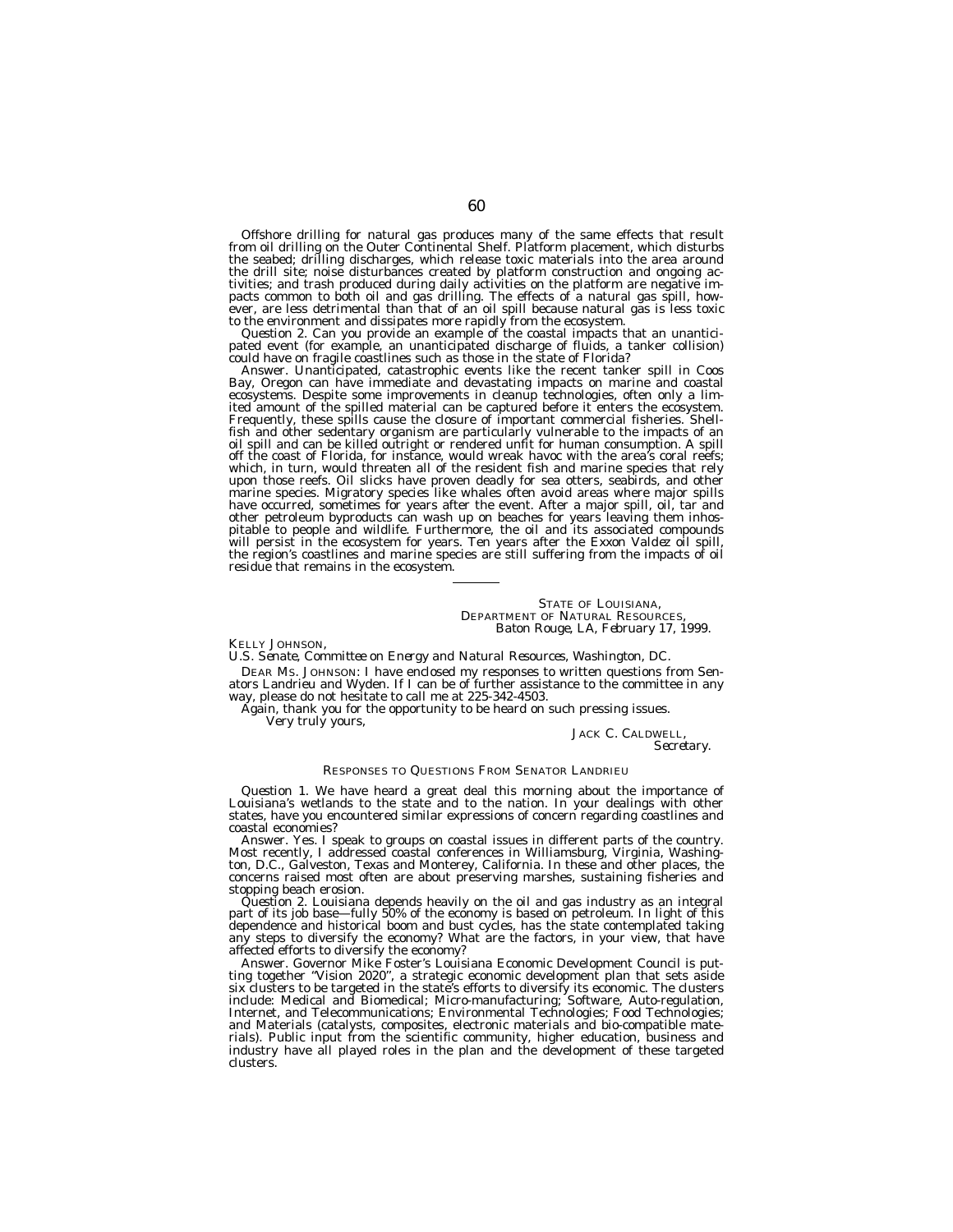Offshore drilling for natural gas produces many of the same effects that result from oil drilling on the Outer Continental Shelf. Platform placement, which disturbs the seabed; drilling discharges, which release toxic materials into the area around the drill site; noise disturbances created by platform construction and ongoing activities; and trash produced during daily activities on the platform are negative impacts common to both oil and gas drilling. The effects of a natural gas spill, however, are less detrimental than that of an oil spill because natural gas is less toxic to the environment and dissipates more rapidly from the ecosystem.

*Question 2.* Can you provide an example of the coastal impacts that an unanticipated event (for example, an unanticipated discharge of fluids, a tanker collision) could have on fragile coastlines such as those in the state of Florida?

Answer. Unanticipated, catastrophic events like the recent tanker spill in Coos Bay, Oregon can have immediate and devastating impacts on marine and coastal ecosystems. Despite some improvements in cleanup technologies, often only a limited amount of the spilled material can be captured before it enters the ecosystem. Frequently, these spills cause the closure of important commercial fisheries. Shellfish and other sedentary organism are particularly vulnerable to the impacts of an oil spill and can be killed outright or rendered unfit for human consumption. A spill off the coast of Florida, for instance, would wreak havoc with the area's coral reefs; which, in turn, would threaten all of the resident fish and marine species that rely upon those reefs. Oil slicks have proven deadly for sea otters, seabirds, and other marine species. Migratory species like whales often avoid areas where major spills have occurred, sometimes for years after the event. After a major spill, oil, tar and other petroleum byproducts can wash up on beaches for years leaving them inhospitable to people and wildlife. Furthermore, the oil and its associated compounds will persist in the ecosystem for years. Ten years after the *Exxon Valdez* oil spill, the region's coastlines and marine species are still suffering from the impacts of oil residue that remains in the ecosystem.

---

STATE OF LOUISIANA,
DEPARTMENT OF NATURAL RESOURCES,
*Baton Rouge, LA, February 17, 1999.*

KELLY JOHNSON,
*U.S. Senate, Committee on Energy and Natural Resources, Washington, DC.*

DEAR MS. JOHNSON: I have enclosed my responses to written questions from Senators Landrieu and Wyden. If I can be of further assistance to the committee in any way, please do not hesitate to call me at 225-342-4503.

Again, thank you for the opportunity to be heard on such pressing issues.

Very truly yours,

JACK C. CALDWELL,
*Secretary.*

## RESPONSES TO QUESTIONS FROM SENATOR LANDRIEU

*Question 1.* We have heard a great deal this morning about the importance of Louisiana's wetlands to the state and to the nation. In your dealings with other states, have you encountered similar expressions of concern regarding coastlines and coastal economies?

Answer. Yes. I speak to groups on coastal issues in different parts of the country. Most recently, I addressed coastal conferences in Williamsburg, Virginia, Washington, D.C., Galveston, Texas and Monterey, California. In these and other places, the concerns raised most often are about preserving marshes, sustaining fisheries and stopping beach erosion.

*Question 2.* Louisiana depends heavily on the oil and gas industry as an integral part of its job base—fully 50% of the economy is based on petroleum. In light of this dependence and historical boom and bust cycles, has the state contemplated taking any steps to diversify the economy? What are the factors, in your view, that have affected efforts to diversify the economy?

Answer. Governor Mike Foster's Louisiana Economic Development Council is putting together "Vision 2020", a strategic economic development plan that sets aside six clusters to be targeted in the state's efforts to diversify its economic. The clusters include: Medical and Biomedical; Micro-manufacturing; Software, Auto-regulation, Internet, and Telecommunications; Environmental Technologies; Food Technologies; and Materials (catalysts, composites, electronic materials and bio-compatible materials). Public input from the scientific community, higher education, business and industry have all played roles in the plan and the development of these targeted clusters.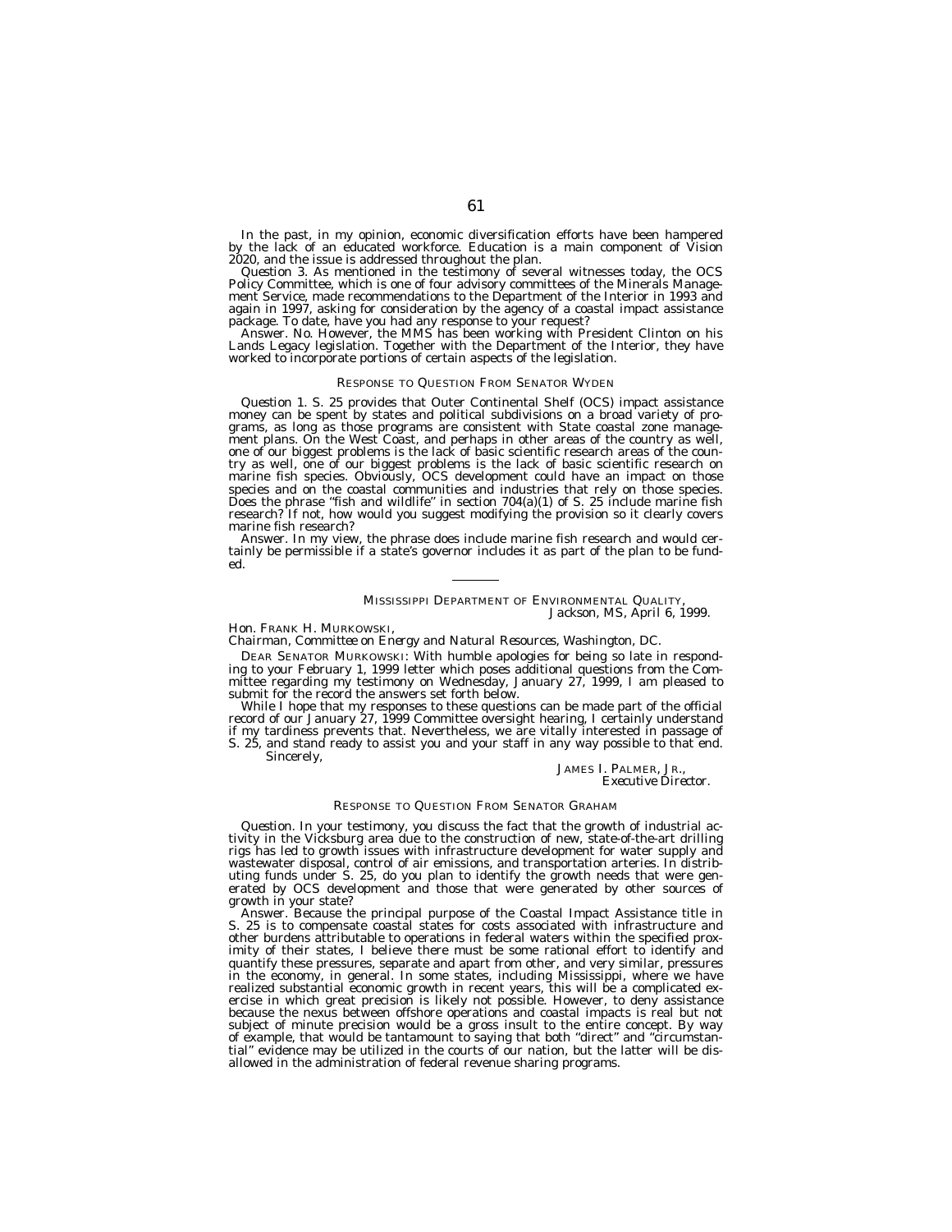In the past, in my opinion, economic diversification efforts have been hampered by the lack of an educated workforce. Education is a main component of Vision 2020, and the issue is addressed throughout the plan.

*Question 3.* As mentioned in the testimony of several witnesses today, the OCS Policy Committee, which is one of four advisory committees of the Minerals Management Service, made recommendations to the Department of the Interior in 1993 and again in 1997, asking for consideration by the agency of a coastal impact assistance package. To date, have you had any response to your request?

*Answer.* No. However, the MMS has been working with President Clinton on his Lands Legacy legislation. Together with the Department of the Interior, they have worked to incorporate portions of certain aspects of the legislation.

RESPONSE TO QUESTION FROM SENATOR WYDEN

*Question 1.* S. 25 provides that Outer Continental Shelf (OCS) impact assistance money can be spent by states and political subdivisions on a broad variety of programs, as long as those programs are consistent with State coastal zone management plans. On the West Coast, and perhaps in other areas of the country as well, one of our biggest problems is the lack of basic scientific research areas of the country as well, one of our biggest problems is the lack of basic scientific research on marine fish species. Obviously, OCS development could have an impact on those species and on the coastal communities and industries that rely on those species. Does the phrase "fish and wildlife" in section 704(a)(1) of S. 25 include marine fish research? If not, how would you suggest modifying the provision so it clearly covers marine fish research?

*Answer.* In my view, the phrase does include marine fish research and would certainly be permissible if a state's governor includes it as part of the plan to be funded.

---

MISSISSIPPI DEPARTMENT OF ENVIRONMENTAL QUALITY,
*Jackson, MS, April 6, 1999.*

Hon. FRANK H. MURKOWSKI,
*Chairman, Committee on Energy and Natural Resources, Washington, DC.*

DEAR SENATOR MURKOWSKI: With humble apologies for being so late in responding to your February 1, 1999 letter which poses additional questions from the Committee regarding my testimony on Wednesday, January 27, 1999, I am pleased to submit for the record the answers set forth below.

While I hope that my responses to these questions can be made part of the official record of our January 27, 1999 Committee oversight hearing, I certainly understand if my tardiness prevents that. Nevertheless, we are vitally interested in passage of S. 25, and stand ready to assist you and your staff in any way possible to that end.

Sincerely,

JAMES I. PALMER, JR.,
*Executive Director.*

RESPONSE TO QUESTION FROM SENATOR GRAHAM

*Question.* In your testimony, you discuss the fact that the growth of industrial activity in the Vicksburg area due to the construction of new, state-of-the-art drilling rigs has led to growth issues with infrastructure development for water supply and wastewater disposal, control of air emissions, and transportation arteries. In distributing funds under S. 25, do you plan to identify the growth needs that were generated by OCS development and those that were generated by other sources of growth in your state?

*Answer.* Because the principal purpose of the Coastal Impact Assistance title in S. 25 is to compensate coastal states for costs associated with infrastructure and other burdens attributable to operations in federal waters within the specified proximity of their states, I believe there must be some rational effort to identify and quantify these pressures, separate and apart from other, and very similar, pressures in the economy, in general. In some states, including Mississippi, where we have realized substantial economic growth in recent years, this will be a complicated exercise in which great precision is likely not possible. However, to deny assistance because the nexus between offshore operations and coastal impacts is real but not subject of minute precision would be a gross insult to the entire concept. By way of example, that would be tantamount to saying that both "direct" and "circumstantial" evidence may be utilized in the courts of our nation, but the latter will be disallowed in the administration of federal revenue sharing programs.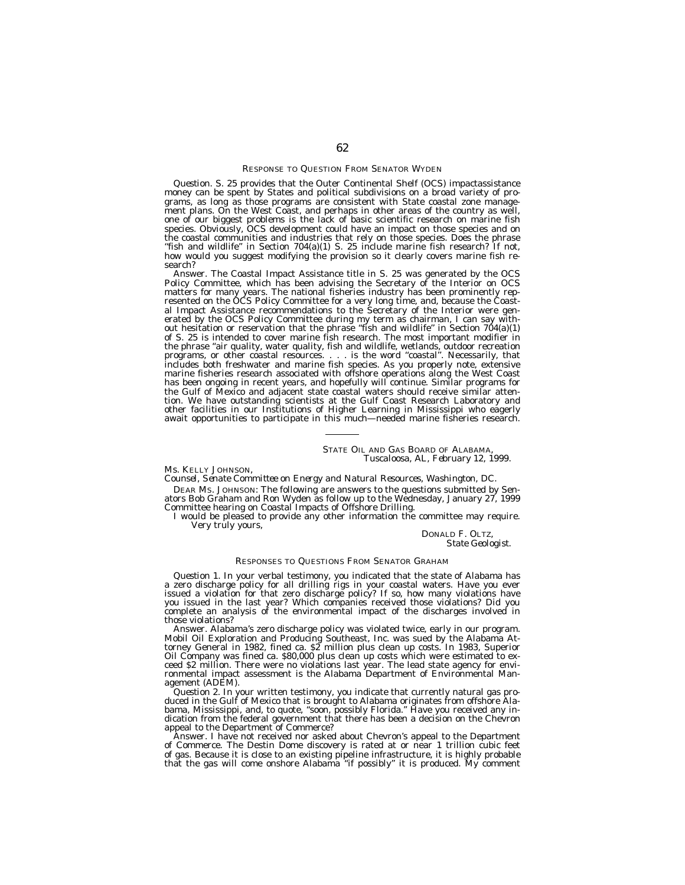RESPONSE TO QUESTION FROM SENATOR WYDEN

*Question*. S. 25 provides that the Outer Continental Shelf (OCS) impactassistance money can be spent by States and political subdivisions on a broad variety of programs, as long as those programs are consistent with State coastal zone management plans. On the West Coast, and perhaps in other areas of the country as well, one of our biggest problems is the lack of basic scientific research on marine fish species. Obviously, OCS development could have an impact on those species and on the coastal communities and industries that rely on those species. Does the phrase "fish and wildlife" in Section 704(a)(1) S. 25 include marine fish research? If not, how would you suggest modifying the provision so it clearly covers marine fish research?

*Answer*. The Coastal Impact Assistance title in S. 25 was generated by the OCS Policy Committee, which has been advising the Secretary of the Interior on OCS matters for many years. The national fisheries industry has been prominently represented on the OCS Policy Committee for a very long time, and, because the Coastal Impact Assistance recommendations to the Secretary of the Interior were generated by the OCS Policy Committee during my term as chairman, I can say without hesitation or reservation that the phrase "fish and wildlife" in Section 704(a)(1) of S. 25 is intended to cover marine fish research. The most important modifier in the phrase "air quality, water quality, fish and wildlife, wetlands, outdoor recreation programs, or other coastal resources. . . . is the word "coastal". Necessarily, that includes both freshwater and marine fish species. As you properly note, extensive marine fisheries research associated with offshore operations along the West Coast has been ongoing in recent years, and hopefully will continue. Similar programs for the Gulf of Mexico and adjacent state coastal waters should receive similar attention. We have outstanding scientists at the Gulf Coast Research Laboratory and other facilities in our Institutions of Higher Learning in Mississippi who eagerly await opportunities to participate in this much—needed marine fisheries research.

---

STATE OIL AND GAS BOARD OF ALABAMA,
*Tuscaloosa, AL, February 12, 1999.*

MS. KELLY JOHNSON,
*Counsel, Senate Committee on Energy and Natural Resources, Washington, DC.*

DEAR MS. JOHNSON: The following are answers to the questions submitted by Senators Bob Graham and Ron Wyden as follow up to the Wednesday, January 27, 1999 Committee hearing on Coastal Impacts of Offshore Drilling.

I would be pleased to provide any other information the committee may require.

Very truly yours,

DONALD F. OLTZ,
*State Geologist.*

RESPONSES TO QUESTIONS FROM SENATOR GRAHAM

*Question 1*. In your verbal testimony, you indicated that the state of Alabama has a zero discharge policy for all drilling rigs in your coastal waters. Have you ever issued a violation for that zero discharge policy? If so, how many violations have you issued in the last year? Which companies received those violations? Did you complete an analysis of the environmental impact of the discharges involved in those violations?

*Answer*. Alabama's zero discharge policy was violated twice, early in our program. Mobil Oil Exploration and Producing Southeast, Inc. was sued by the Alabama Attorney General in 1982, fined ca. $2 million plus clean up costs. In 1983, Superior Oil Company was fined ca. $80,000 plus clean up costs which were estimated to exceed $2 million. There were no violations last year. The lead state agency for environmental impact assessment is the Alabama Department of Environmental Management (ADEM).

*Question 2*. In your written testimony, you indicate that currently natural gas produced in the Gulf of Mexico that is brought to Alabama originates from offshore Alabama, Mississippi, and, to quote, "soon, possibly Florida." Have you received any indication from the federal government that there has been a decision on the Chevron appeal to the Department of Commerce?

*Answer*. I have not received nor asked about Chevron's appeal to the Department of Commerce. The Destin Dome discovery is rated at or near 1 trillion cubic feet of gas. Because it is close to an existing pipeline infrastructure, it is highly probable that the gas will come onshore Alabama "if possibly" it is produced. My comment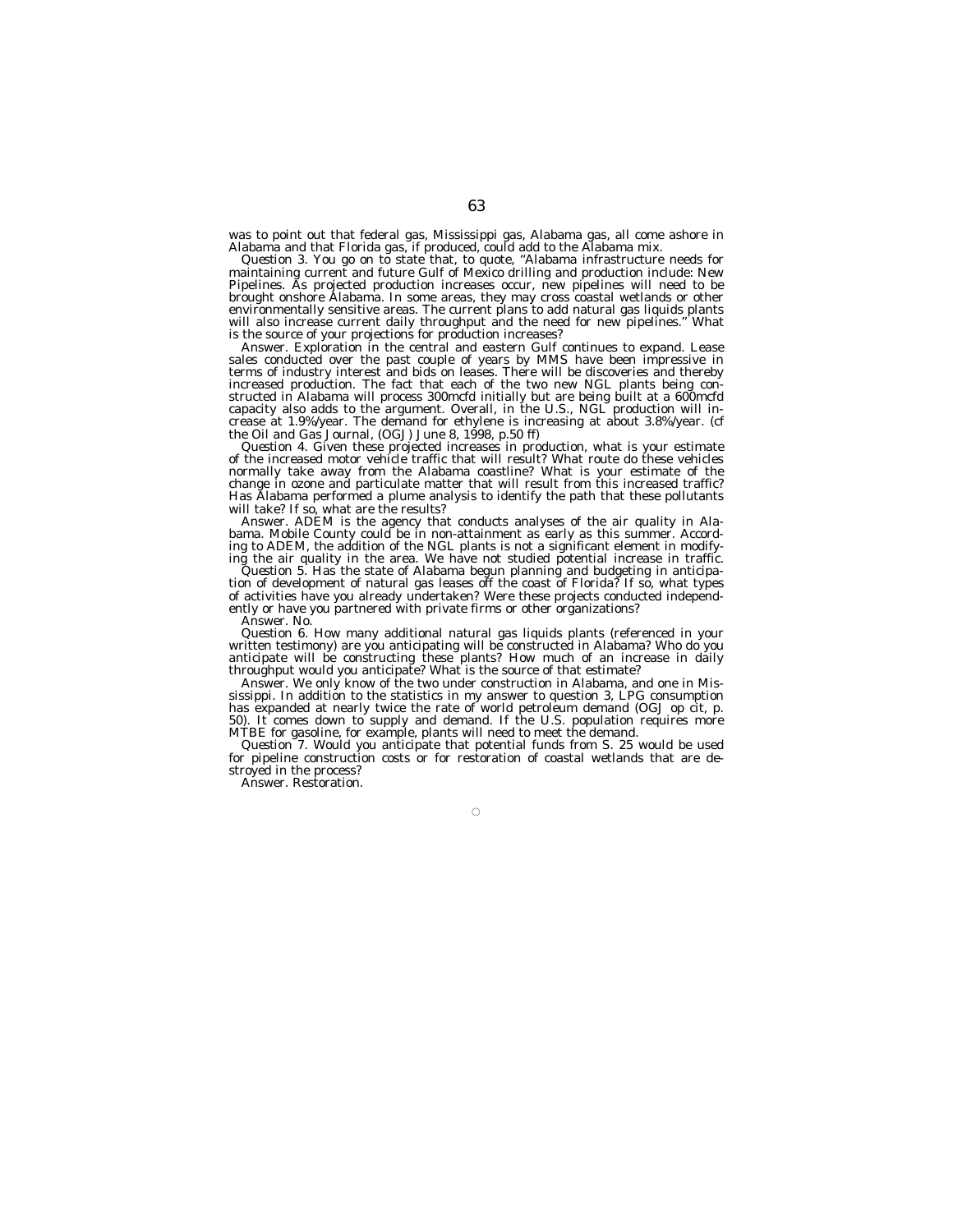was to point out that federal gas, Mississippi gas, Alabama gas, all come ashore in Alabama and that Florida gas, if produced, could add to the Alabama mix.

Question 3. You go on to state that, to quote, "Alabama infrastructure needs for maintaining current and future Gulf of Mexico drilling and production include: New Pipelines. As projected production increases occur, new pipelines will need to be brought onshore Alabama. In some areas, they may cross coastal wetlands or other environmentally sensitive areas. The current plans to add natural gas liquids plants will also increase current daily throughput and the need for new pipelines." What is the source of your projections for production increases?

Answer. Exploration in the central and eastern Gulf continues to expand. Lease sales conducted over the past couple of years by MMS have been impressive in terms of industry interest and bids on leases. There will be discoveries and thereby increased production. The fact that each of the two new NGL plants being constructed in Alabama will process 300mcfd initially but are being built at a 600mcfd capacity also adds to the argument. Overall, in the U.S., NGL production will increase at 1.9%/year. The demand for ethylene is increasing at about 3.8%/year. (cf the Oil and Gas Journal, (OGJ) June 8, 1998, p.50 ff)

Question 4. Given these projected increases in production, what is your estimate of the increased motor vehicle traffic that will result? What route do these vehicles normally take away from the Alabama coastline? What is your estimate of the change in ozone and particulate matter that will result from this increased traffic? Has Alabama performed a plume analysis to identify the path that these pollutants will take? If so, what are the results?

Answer. ADEM is the agency that conducts analyses of the air quality in Alabama. Mobile County could be in non-attainment as early as this summer. According to ADEM, the addition of the NGL plants is not a significant element in modifying the air quality in the area. We have not studied potential increase in traffic.

Question 5. Has the state of Alabama begun planning and budgeting in anticipation of development of natural gas leases off the coast of Florida? If so, what types of activities have you already undertaken? Were these projects conducted independently or have you partnered with private firms or other organizations?

Answer. No.

Question 6. How many additional natural gas liquids plants (referenced in your written testimony) are you anticipating will be constructed in Alabama? Who do you anticipate will be constructing these plants? How much of an increase in daily throughput would you anticipate? What is the source of that estimate?

Answer. We only know of the two under construction in Alabama, and one in Mississippi. In addition to the statistics in my answer to question 3, LPG consumption has expanded at nearly twice the rate of world petroleum demand (OGJ op cit, p. 50). It comes down to supply and demand. If the U.S. population requires more MTBE for gasoline, for example, plants will need to meet the demand.

Question 7. Would you anticipate that potential funds from S. 25 would be used for pipeline construction costs or for restoration of coastal wetlands that are destroyed in the process?

Answer. Restoration.